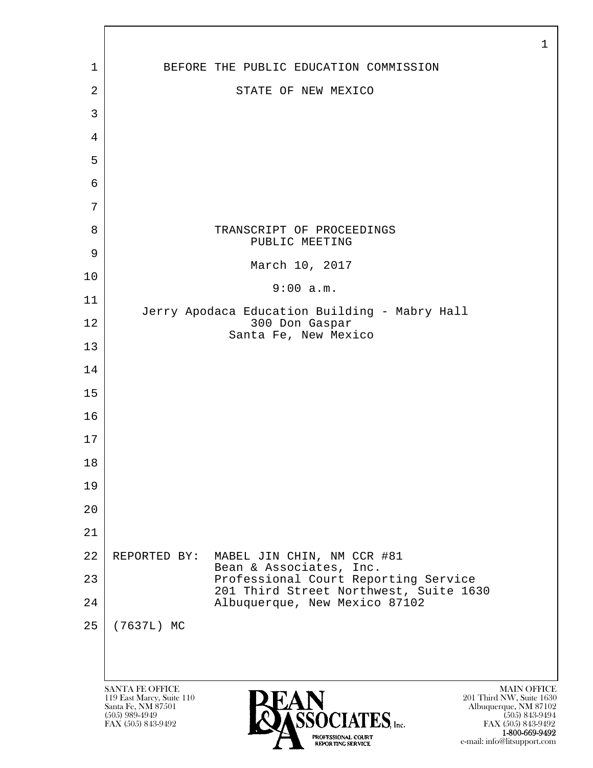BEFORE THE PUBLIC EDUCATION COMMISSION

STATE OF NEW MEXICO

TRANSCRIPT OF PROCEEDINGS
PUBLIC MEETING

March 10, 2017

9:00 a.m.

Jerry Apodaca Education Building - Mabry Hall
300 Don Gaspar
Santa Fe, New Mexico

REPORTED BY: MABEL JIN CHIN, NM CCR #81
Bean & Associates, Inc.
Professional Court Reporting Service
201 Third Street Northwest, Suite 1630
Albuquerque, New Mexico 87102

(7637L) MC

SANTA FE OFFICE
119 East Marcy, Suite 110
Santa Fe, NM 87501
(505) 989-4949
FAX (505) 843-9492

MAIN OFFICE
201 Third NW, Suite 1630
Albuquerque, NM 87102
(505) 843-9494
FAX (505) 843-9492
1-800-669-9492
e-mail: info@litsupport.com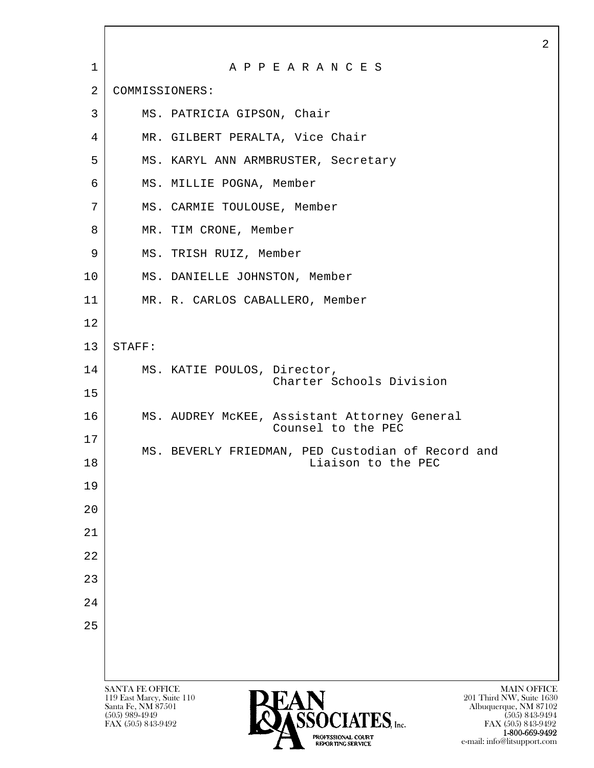# A P P E A R A N C E S

COMMISSIONERS:

- MS. PATRICIA GIPSON, Chair
- MR. GILBERT PERALTA, Vice Chair
- MS. KARYL ANN ARMBRUSTER, Secretary
- MS. MILLIE POGNA, Member
- MS. CARMIE TOULOUSE, Member
- MR. TIM CRONE, Member
- MS. TRISH RUIZ, Member
- MS. DANIELLE JOHNSTON, Member
- MR. R. CARLOS CABALLERO, Member

STAFF:

- MS. KATIE POULOS, Director, Charter Schools Division
- MS. AUDREY McKEE, Assistant Attorney General Counsel to the PEC
- MS. BEVERLY FRIEDMAN, PED Custodian of Record and Liaison to the PEC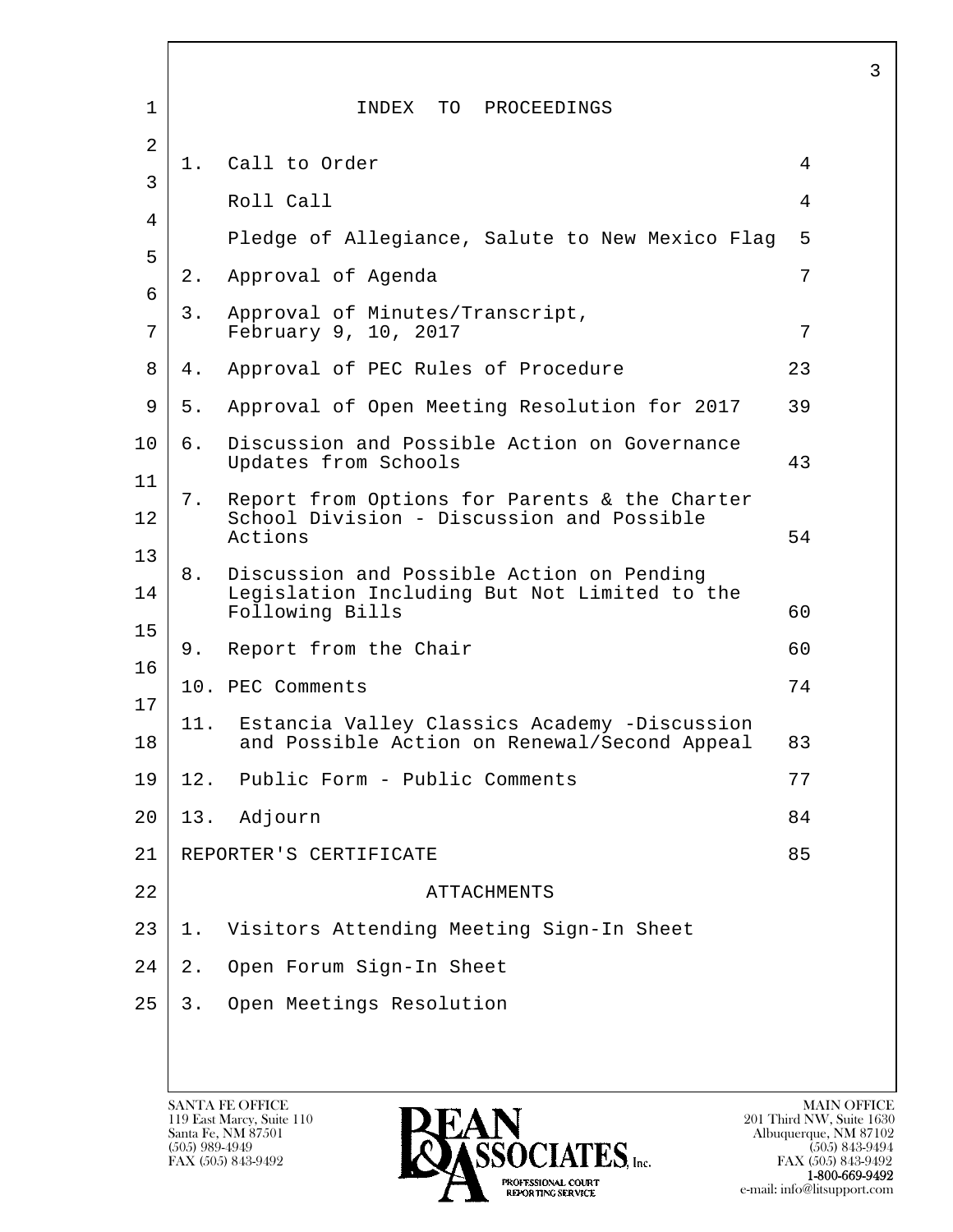# INDEX TO PROCEEDINGS

| | | Page |
|---|---|---|
| 1. | Call to Order | 4 |
| | Roll Call | 4 |
| | Pledge of Allegiance, Salute to New Mexico Flag | 5 |
| 2. | Approval of Agenda | 7 |
| 3. | Approval of Minutes/Transcript, February 9, 10, 2017 | 7 |
| 4. | Approval of PEC Rules of Procedure | 23 |
| 5. | Approval of Open Meeting Resolution for 2017 | 39 |
| 6. | Discussion and Possible Action on Governance Updates from Schools | 43 |
| 7. | Report from Options for Parents & the Charter School Division - Discussion and Possible Actions | 54 |
| 8. | Discussion and Possible Action on Pending Legislation Including But Not Limited to the Following Bills | 60 |
| 9. | Report from the Chair | 60 |
| 10. | PEC Comments | 74 |
| 11. | Estancia Valley Classics Academy -Discussion and Possible Action on Renewal/Second Appeal | 83 |
| 12. | Public Form - Public Comments | 77 |
| 13. | Adjourn | 84 |
| | REPORTER'S CERTIFICATE | 85 |

## ATTACHMENTS

1. Visitors Attending Meeting Sign-In Sheet
2. Open Forum Sign-In Sheet
3. Open Meetings Resolution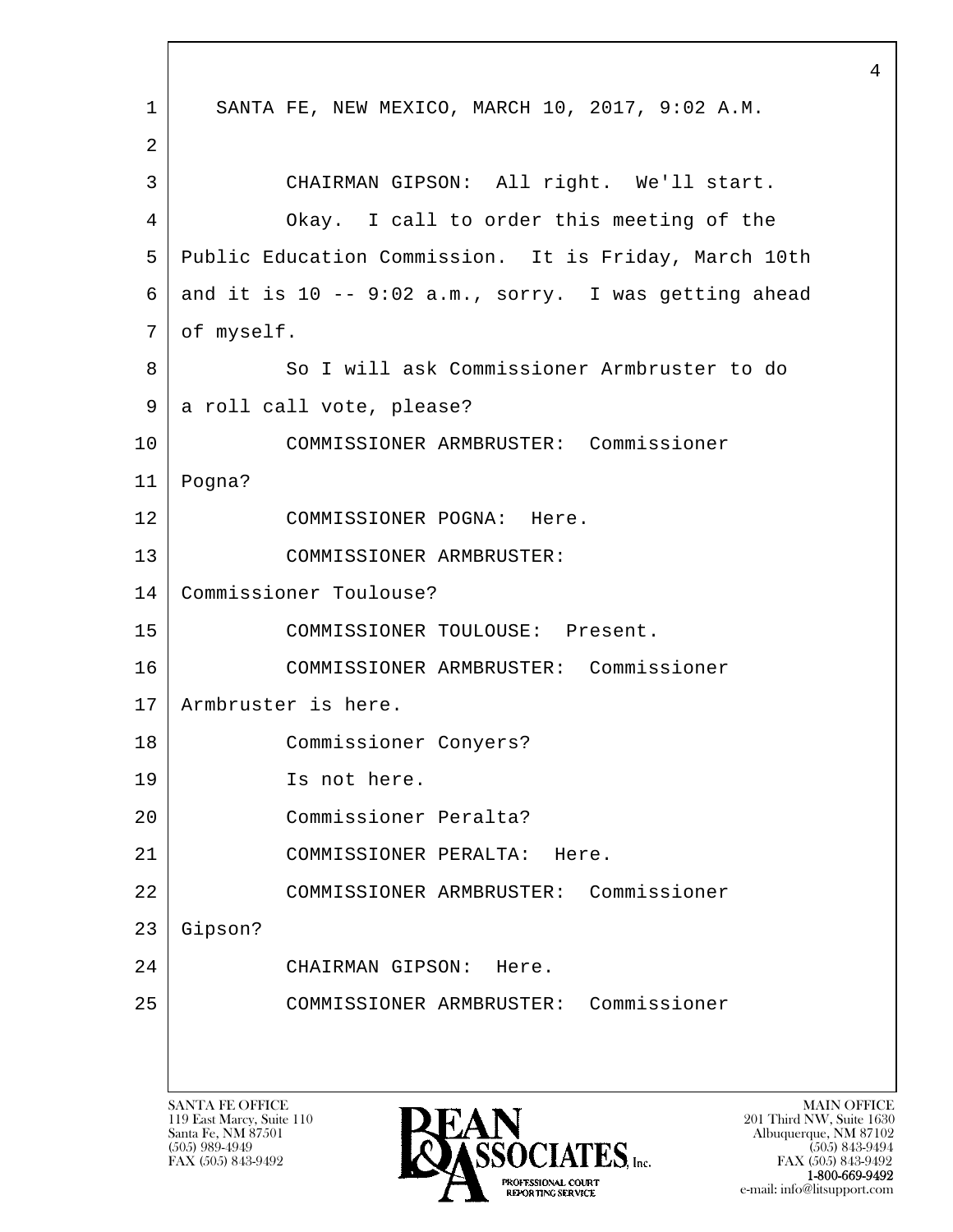SANTA FE, NEW MEXICO, MARCH 10, 2017, 9:02 A.M.

CHAIRMAN GIPSON: All right. We'll start.

Okay. I call to order this meeting of the Public Education Commission. It is Friday, March 10th and it is 10 -- 9:02 a.m., sorry. I was getting ahead of myself.

So I will ask Commissioner Armbruster to do a roll call vote, please?

COMMISSIONER ARMBRUSTER: Commissioner Pogna?

COMMISSIONER POGNA: Here.

COMMISSIONER ARMBRUSTER: Commissioner Toulouse?

COMMISSIONER TOULOUSE: Present.

COMMISSIONER ARMBRUSTER: Commissioner Armbruster is here.

Commissioner Conyers?

Is not here.

Commissioner Peralta?

COMMISSIONER PERALTA: Here.

COMMISSIONER ARMBRUSTER: Commissioner Gipson?

CHAIRMAN GIPSON: Here.

COMMISSIONER ARMBRUSTER: Commissioner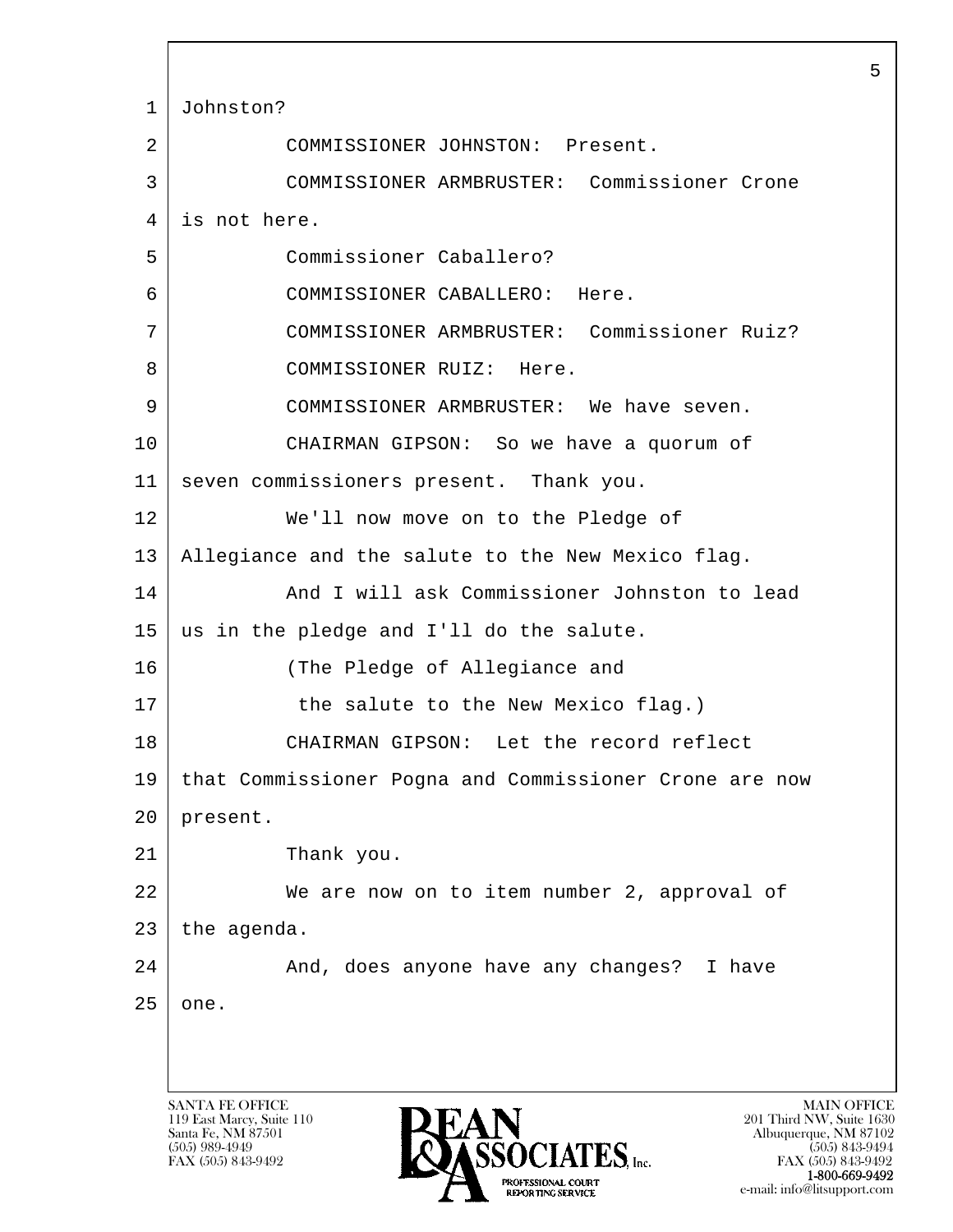1 Johnston?

2 COMMISSIONER JOHNSTON: Present.

3 COMMISSIONER ARMBRUSTER: Commissioner Crone

4 is not here.

5 Commissioner Caballero?

6 COMMISSIONER CABALLERO: Here.

7 COMMISSIONER ARMBRUSTER: Commissioner Ruiz?

8 COMMISSIONER RUIZ: Here.

9 COMMISSIONER ARMBRUSTER: We have seven.

10 CHAIRMAN GIPSON: So we have a quorum of

11 seven commissioners present. Thank you.

12 We'll now move on to the Pledge of

13 Allegiance and the salute to the New Mexico flag.

14 And I will ask Commissioner Johnston to lead

15 us in the pledge and I'll do the salute.

16 (The Pledge of Allegiance and

17 the salute to the New Mexico flag.)

18 CHAIRMAN GIPSON: Let the record reflect

19 that Commissioner Pogna and Commissioner Crone are now

20 present.

21 Thank you.

22 We are now on to item number 2, approval of

23 the agenda.

24 And, does anyone have any changes? I have

25 one.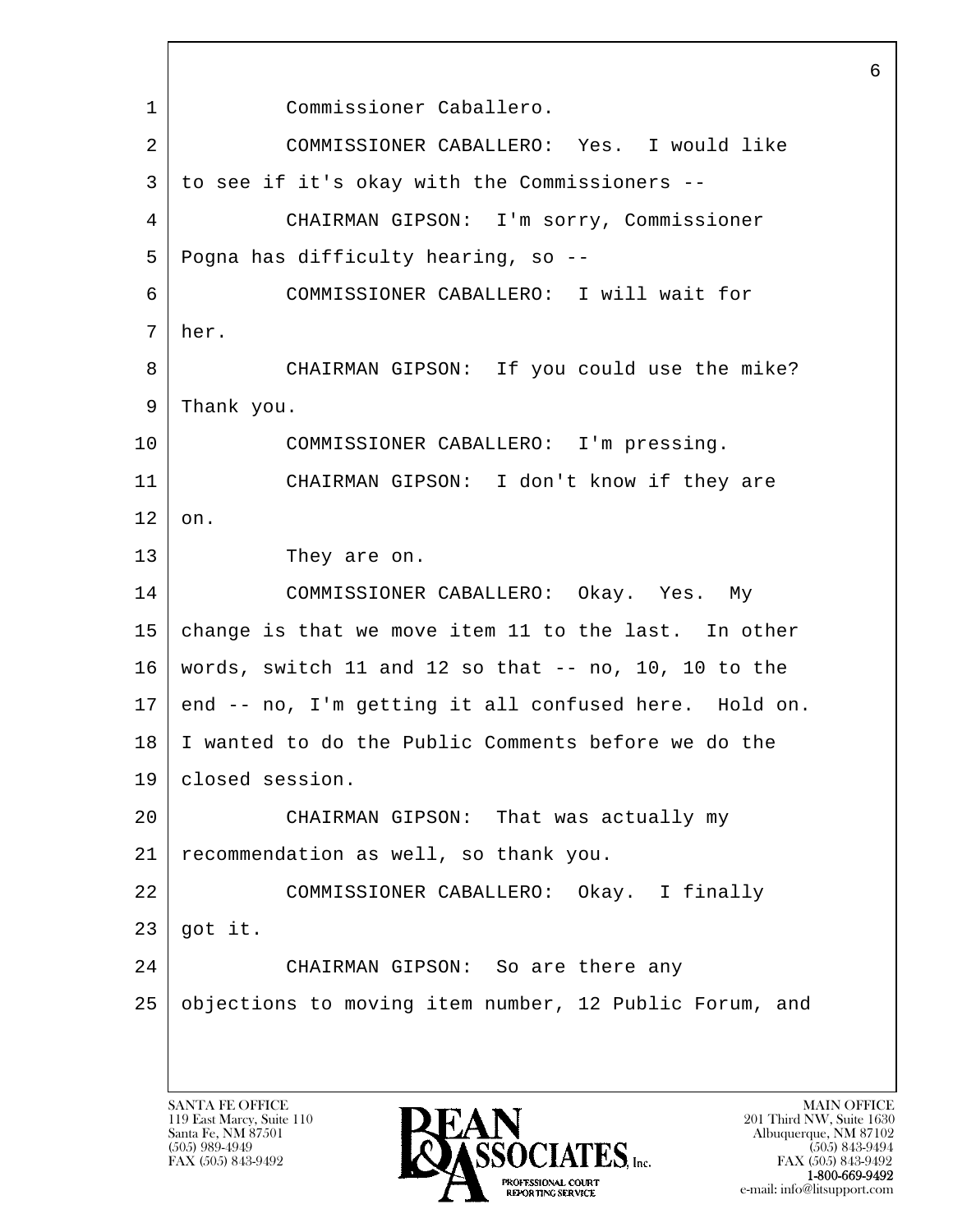Commissioner Caballero.

COMMISSIONER CABALLERO: Yes. I would like to see if it's okay with the Commissioners --

CHAIRMAN GIPSON: I'm sorry, Commissioner Pogna has difficulty hearing, so --

COMMISSIONER CABALLERO: I will wait for her.

CHAIRMAN GIPSON: If you could use the mike? Thank you.

COMMISSIONER CABALLERO: I'm pressing.

CHAIRMAN GIPSON: I don't know if they are on.

They are on.

COMMISSIONER CABALLERO: Okay. Yes. My change is that we move item 11 to the last. In other words, switch 11 and 12 so that -- no, 10, 10 to the end -- no, I'm getting it all confused here. Hold on. I wanted to do the Public Comments before we do the closed session.

CHAIRMAN GIPSON: That was actually my recommendation as well, so thank you.

COMMISSIONER CABALLERO: Okay. I finally got it.

CHAIRMAN GIPSON: So are there any objections to moving item number, 12 Public Forum, and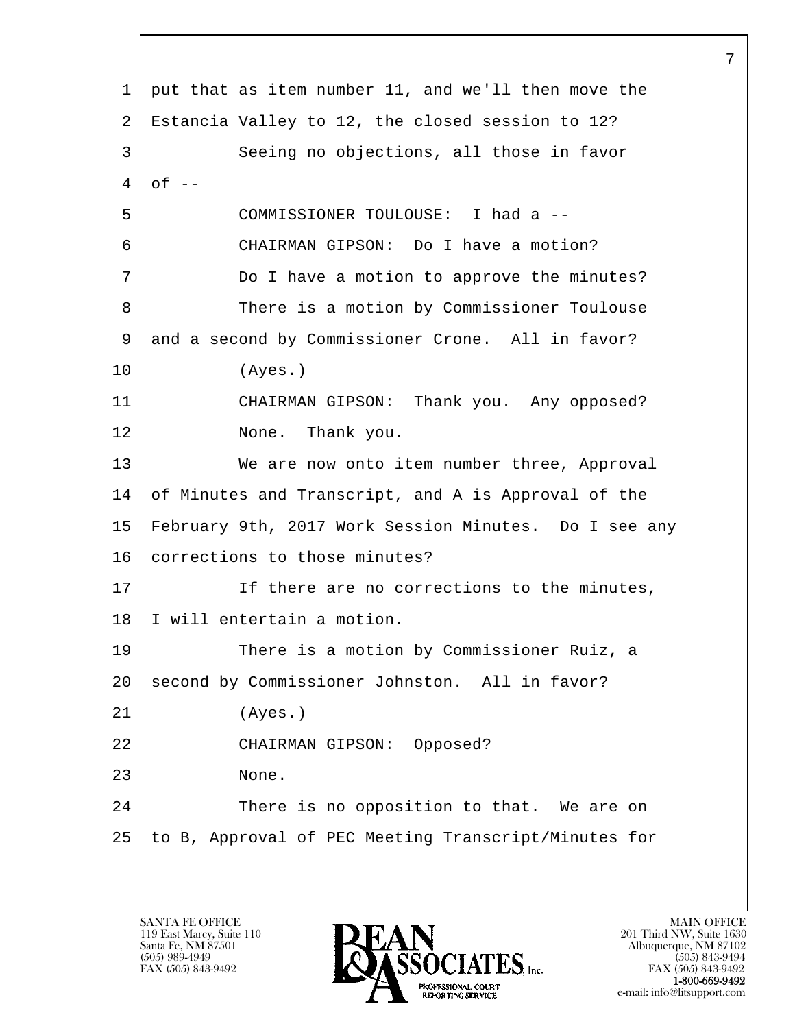1 put that as item number 11, and we'll then move the
2 Estancia Valley to 12, the closed session to 12?
3 Seeing no objections, all those in favor
4 of --
5 COMMISSIONER TOULOUSE: I had a --
6 CHAIRMAN GIPSON: Do I have a motion?
7 Do I have a motion to approve the minutes?
8 There is a motion by Commissioner Toulouse
9 and a second by Commissioner Crone. All in favor?
10 (Ayes.)
11 CHAIRMAN GIPSON: Thank you. Any opposed?
12 None. Thank you.
13 We are now onto item number three, Approval
14 of Minutes and Transcript, and A is Approval of the
15 February 9th, 2017 Work Session Minutes. Do I see any
16 corrections to those minutes?
17 If there are no corrections to the minutes,
18 I will entertain a motion.
19 There is a motion by Commissioner Ruiz, a
20 second by Commissioner Johnston. All in favor?
21 (Ayes.)
22 CHAIRMAN GIPSON: Opposed?
23 None.
24 There is no opposition to that. We are on
25 to B, Approval of PEC Meeting Transcript/Minutes for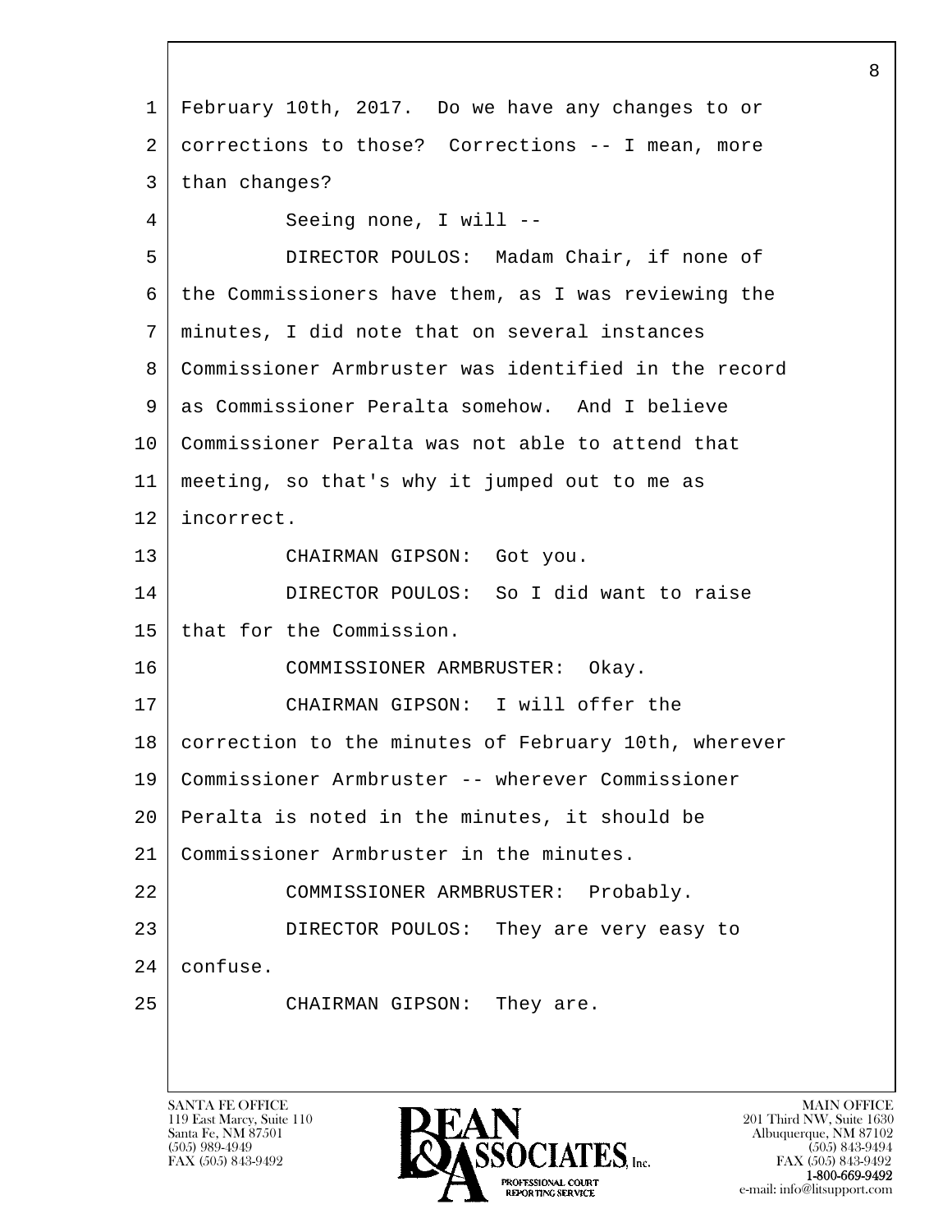February 10th, 2017. Do we have any changes to or corrections to those? Corrections -- I mean, more than changes?

Seeing none, I will --

DIRECTOR POULOS: Madam Chair, if none of the Commissioners have them, as I was reviewing the minutes, I did note that on several instances Commissioner Armbruster was identified in the record as Commissioner Peralta somehow. And I believe Commissioner Peralta was not able to attend that meeting, so that's why it jumped out to me as incorrect.

CHAIRMAN GIPSON: Got you.

DIRECTOR POULOS: So I did want to raise that for the Commission.

COMMISSIONER ARMBRUSTER: Okay.

CHAIRMAN GIPSON: I will offer the correction to the minutes of February 10th, wherever Commissioner Armbruster -- wherever Commissioner Peralta is noted in the minutes, it should be Commissioner Armbruster in the minutes.

COMMISSIONER ARMBRUSTER: Probably.

DIRECTOR POULOS: They are very easy to confuse.

CHAIRMAN GIPSON: They are.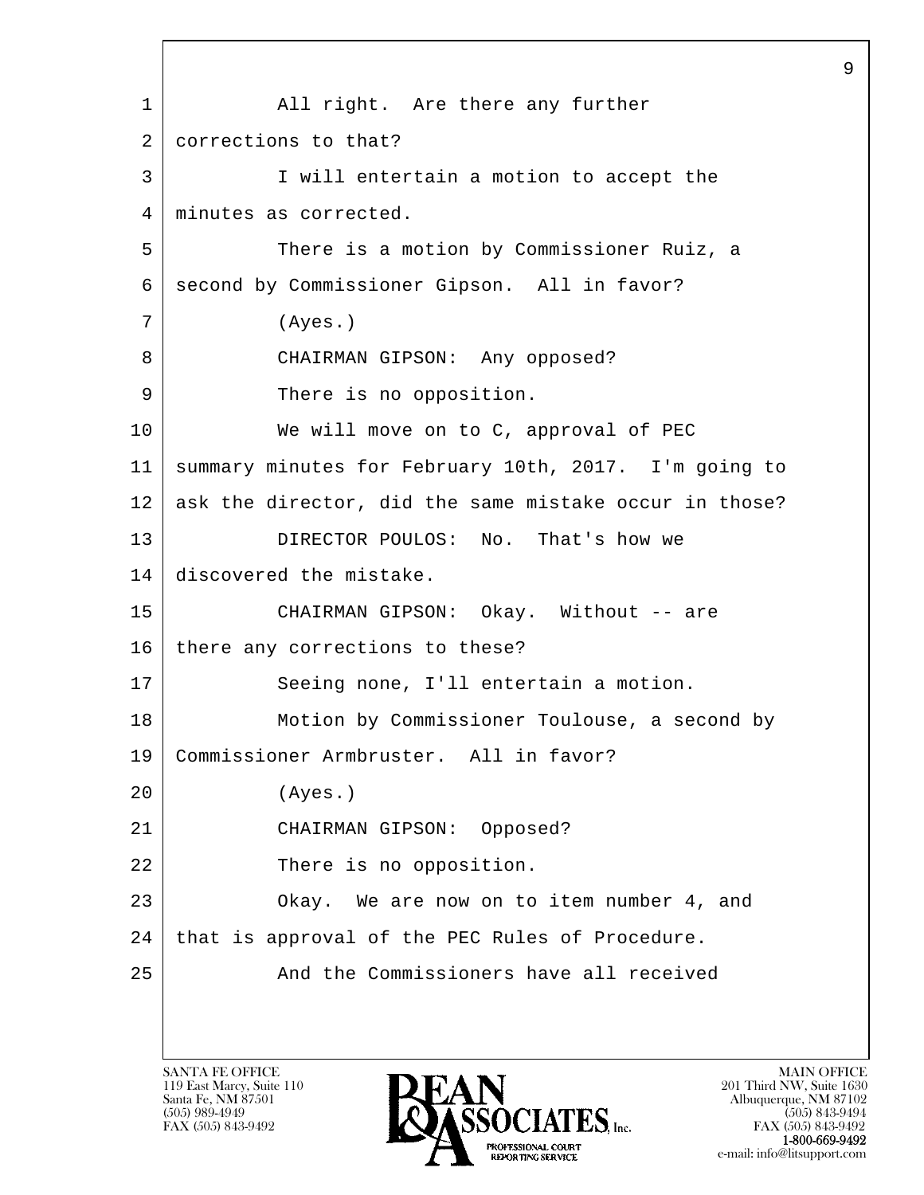All right. Are there any further corrections to that?

I will entertain a motion to accept the minutes as corrected.

There is a motion by Commissioner Ruiz, a second by Commissioner Gipson. All in favor?

(Ayes.)

CHAIRMAN GIPSON: Any opposed?

There is no opposition.

We will move on to C, approval of PEC summary minutes for February 10th, 2017. I'm going to ask the director, did the same mistake occur in those?

DIRECTOR POULOS: No. That's how we discovered the mistake.

CHAIRMAN GIPSON: Okay. Without -- are there any corrections to these?

Seeing none, I'll entertain a motion.

Motion by Commissioner Toulouse, a second by Commissioner Armbruster. All in favor?

(Ayes.)

CHAIRMAN GIPSON: Opposed?

There is no opposition.

Okay. We are now on to item number 4, and that is approval of the PEC Rules of Procedure.

And the Commissioners have all received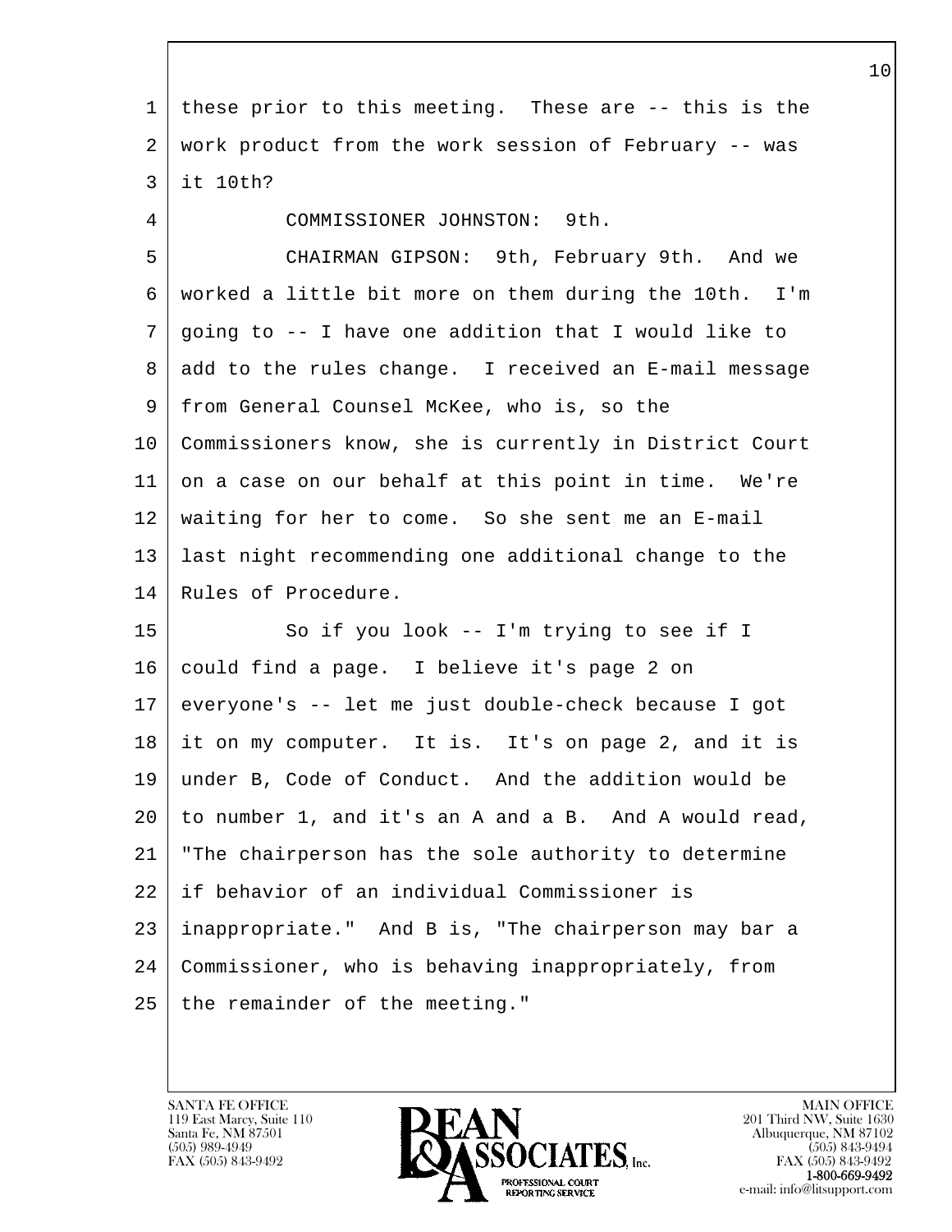these prior to this meeting. These are -- this is the work product from the work session of February -- was it 10th?

COMMISSIONER JOHNSTON: 9th.

CHAIRMAN GIPSON: 9th, February 9th. And we worked a little bit more on them during the 10th. I'm going to -- I have one addition that I would like to add to the rules change. I received an E-mail message from General Counsel McKee, who is, so the Commissioners know, she is currently in District Court on a case on our behalf at this point in time. We're waiting for her to come. So she sent me an E-mail last night recommending one additional change to the Rules of Procedure.

So if you look -- I'm trying to see if I could find a page. I believe it's page 2 on everyone's -- let me just double-check because I got it on my computer. It is. It's on page 2, and it is under B, Code of Conduct. And the addition would be to number 1, and it's an A and a B. And A would read, "The chairperson has the sole authority to determine if behavior of an individual Commissioner is inappropriate." And B is, "The chairperson may bar a Commissioner, who is behaving inappropriately, from the remainder of the meeting."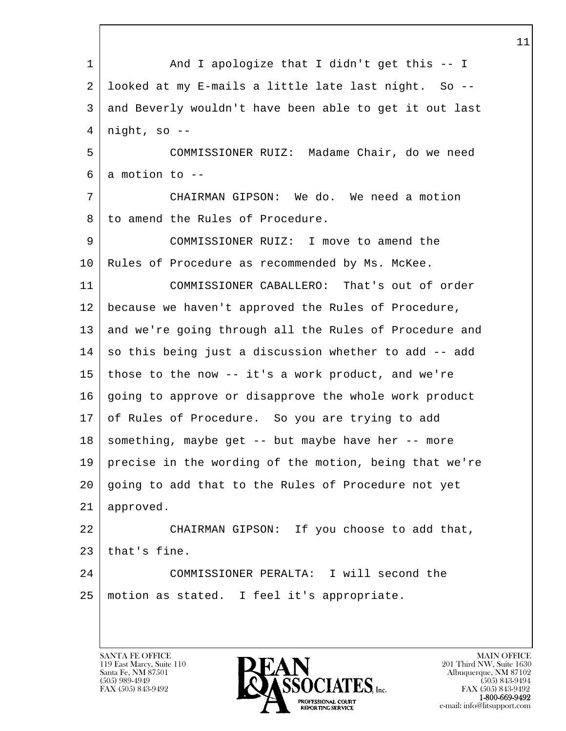And I apologize that I didn't get this -- I looked at my E-mails a little late last night. So -- and Beverly wouldn't have been able to get it out last night, so --

COMMISSIONER RUIZ: Madame Chair, do we need a motion to --

CHAIRMAN GIPSON: We do. We need a motion to amend the Rules of Procedure.

COMMISSIONER RUIZ: I move to amend the Rules of Procedure as recommended by Ms. McKee.

COMMISSIONER CABALLERO: That's out of order because we haven't approved the Rules of Procedure, and we're going through all the Rules of Procedure and so this being just a discussion whether to add -- add those to the now -- it's a work product, and we're going to approve or disapprove the whole work product of Rules of Procedure. So you are trying to add something, maybe get -- but maybe have her -- more precise in the wording of the motion, being that we're going to add that to the Rules of Procedure not yet approved.

CHAIRMAN GIPSON: If you choose to add that, that's fine.

COMMISSIONER PERALTA: I will second the motion as stated. I feel it's appropriate.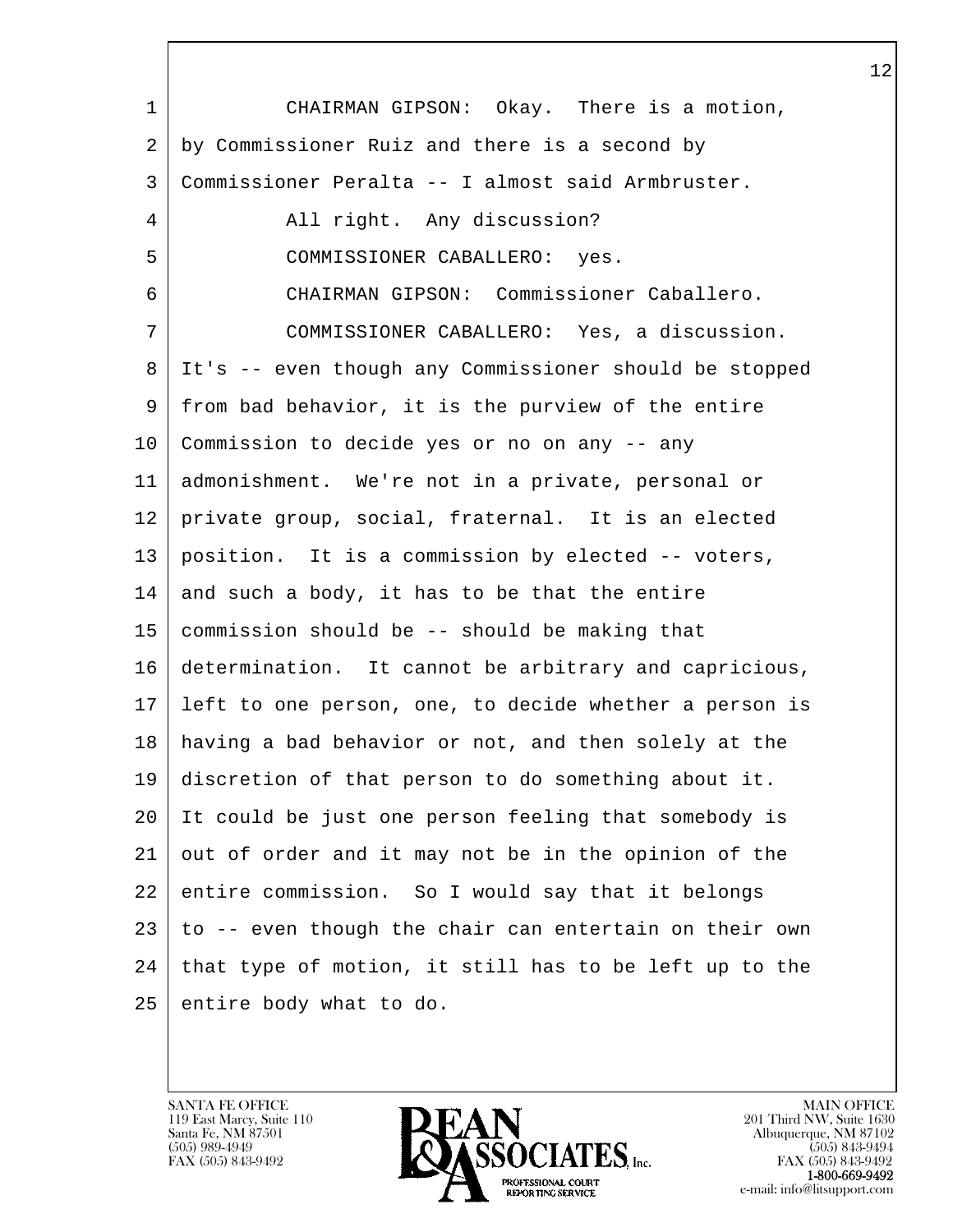CHAIRMAN GIPSON: Okay. There is a motion, by Commissioner Ruiz and there is a second by Commissioner Peralta -- I almost said Armbruster.

All right. Any discussion?

COMMISSIONER CABALLERO: yes.

CHAIRMAN GIPSON: Commissioner Caballero.

COMMISSIONER CABALLERO: Yes, a discussion. It's -- even though any Commissioner should be stopped from bad behavior, it is the purview of the entire Commission to decide yes or no on any -- any admonishment. We're not in a private, personal or private group, social, fraternal. It is an elected position. It is a commission by elected -- voters, and such a body, it has to be that the entire commission should be -- should be making that determination. It cannot be arbitrary and capricious, left to one person, one, to decide whether a person is having a bad behavior or not, and then solely at the discretion of that person to do something about it. It could be just one person feeling that somebody is out of order and it may not be in the opinion of the entire commission. So I would say that it belongs to -- even though the chair can entertain on their own that type of motion, it still has to be left up to the entire body what to do.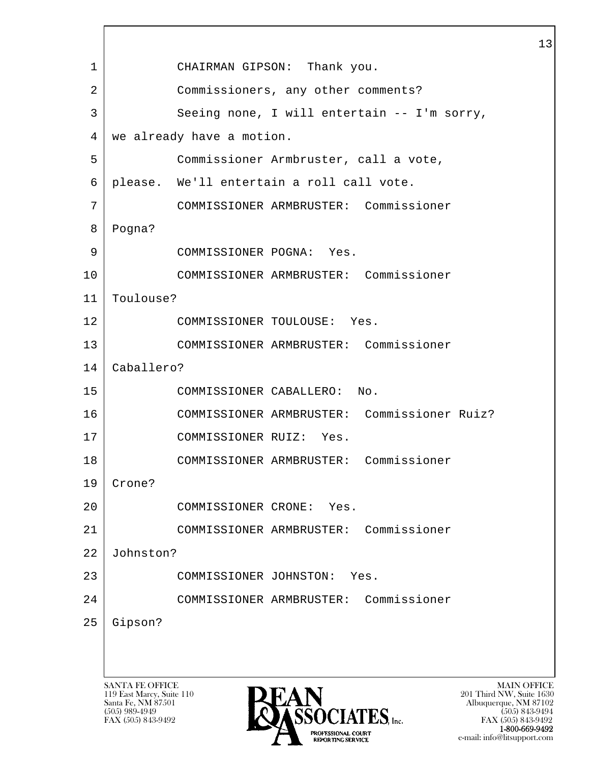CHAIRMAN GIPSON: Thank you.

Commissioners, any other comments?

Seeing none, I will entertain -- I'm sorry, we already have a motion.

Commissioner Armbruster, call a vote, please. We'll entertain a roll call vote.

COMMISSIONER ARMBRUSTER: Commissioner Pogna?

COMMISSIONER POGNA: Yes.

COMMISSIONER ARMBRUSTER: Commissioner Toulouse?

COMMISSIONER TOULOUSE: Yes.

COMMISSIONER ARMBRUSTER: Commissioner Caballero?

COMMISSIONER CABALLERO: No.

COMMISSIONER ARMBRUSTER: Commissioner Ruiz?

COMMISSIONER RUIZ: Yes.

COMMISSIONER ARMBRUSTER: Commissioner Crone?

COMMISSIONER CRONE: Yes.

COMMISSIONER ARMBRUSTER: Commissioner Johnston?

COMMISSIONER JOHNSTON: Yes.

COMMISSIONER ARMBRUSTER: Commissioner Gipson?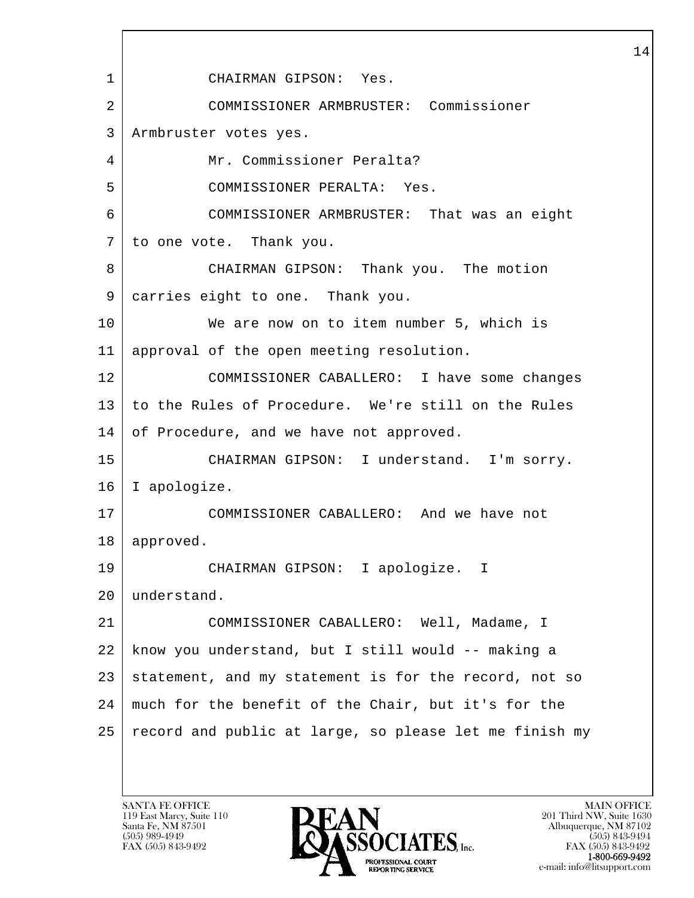CHAIRMAN GIPSON: Yes.

COMMISSIONER ARMBRUSTER: Commissioner Armbruster votes yes.

Mr. Commissioner Peralta?

COMMISSIONER PERALTA: Yes.

COMMISSIONER ARMBRUSTER: That was an eight to one vote. Thank you.

CHAIRMAN GIPSON: Thank you. The motion carries eight to one. Thank you.

We are now on to item number 5, which is approval of the open meeting resolution.

COMMISSIONER CABALLERO: I have some changes to the Rules of Procedure. We're still on the Rules of Procedure, and we have not approved.

CHAIRMAN GIPSON: I understand. I'm sorry. I apologize.

COMMISSIONER CABALLERO: And we have not approved.

CHAIRMAN GIPSON: I apologize. I understand.

COMMISSIONER CABALLERO: Well, Madame, I know you understand, but I still would -- making a statement, and my statement is for the record, not so much for the benefit of the Chair, but it's for the record and public at large, so please let me finish my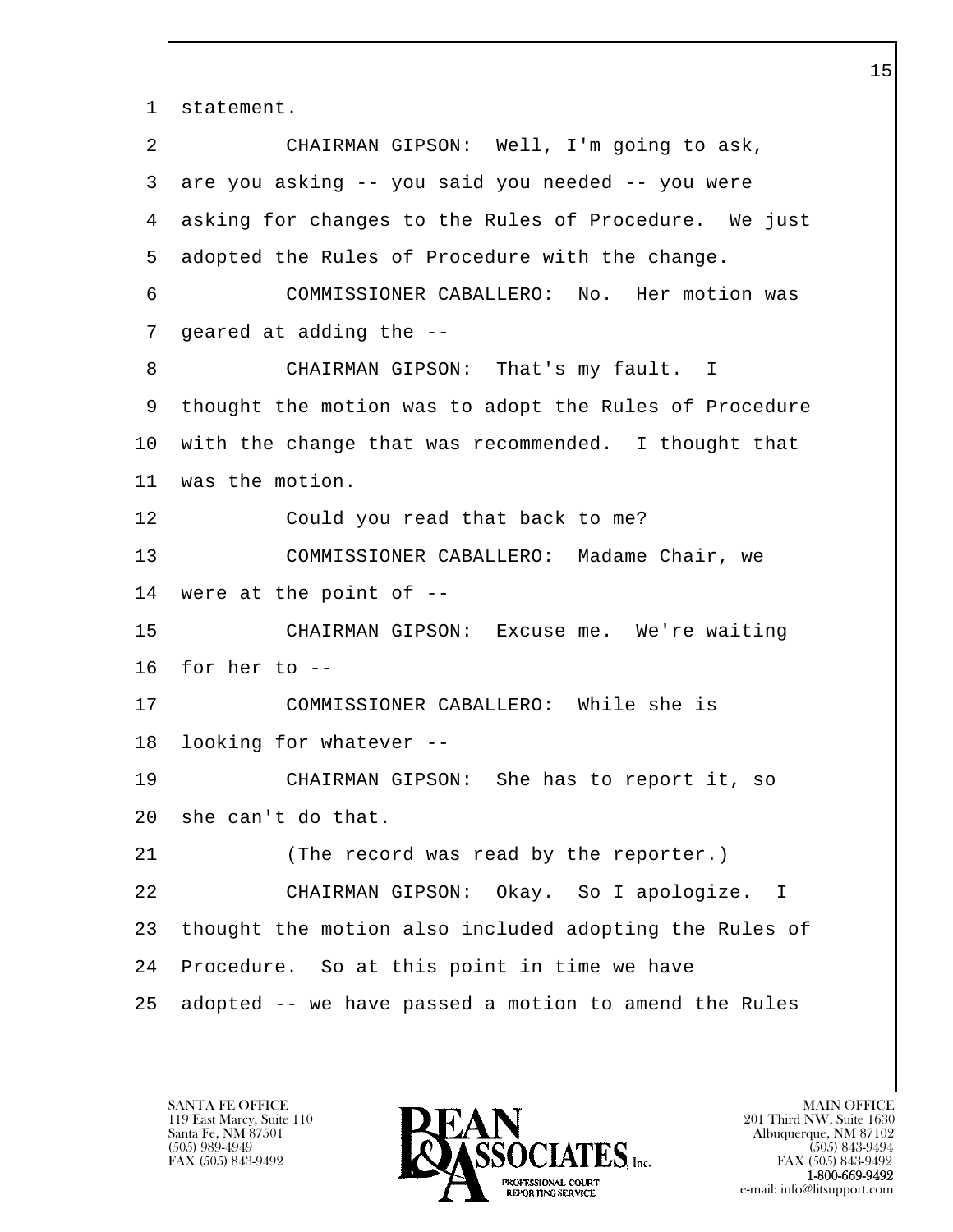statement.

CHAIRMAN GIPSON: Well, I'm going to ask, are you asking -- you said you needed -- you were asking for changes to the Rules of Procedure. We just adopted the Rules of Procedure with the change.

COMMISSIONER CABALLERO: No. Her motion was geared at adding the --

CHAIRMAN GIPSON: That's my fault. I thought the motion was to adopt the Rules of Procedure with the change that was recommended. I thought that was the motion.

Could you read that back to me?

COMMISSIONER CABALLERO: Madame Chair, we were at the point of --

CHAIRMAN GIPSON: Excuse me. We're waiting for her to --

COMMISSIONER CABALLERO: While she is looking for whatever --

CHAIRMAN GIPSON: She has to report it, so she can't do that.

(The record was read by the reporter.)

CHAIRMAN GIPSON: Okay. So I apologize. I thought the motion also included adopting the Rules of Procedure. So at this point in time we have adopted -- we have passed a motion to amend the Rules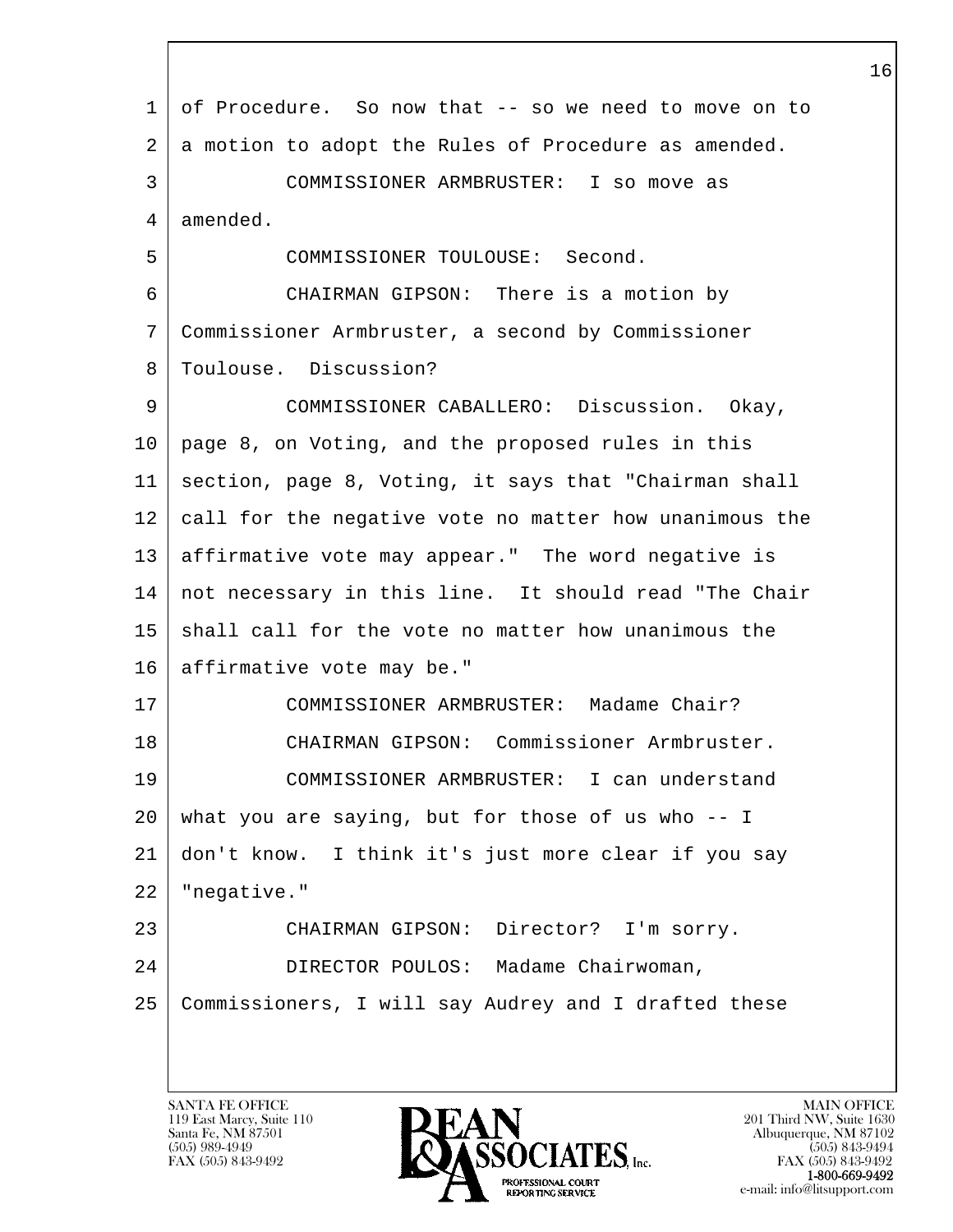1 of Procedure. So now that -- so we need to move on to
2 a motion to adopt the Rules of Procedure as amended.
3 COMMISSIONER ARMBRUSTER: I so move as
4 amended.
5 COMMISSIONER TOULOUSE: Second.
6 CHAIRMAN GIPSON: There is a motion by
7 Commissioner Armbruster, a second by Commissioner
8 Toulouse. Discussion?
9 COMMISSIONER CABALLERO: Discussion. Okay,
10 page 8, on Voting, and the proposed rules in this
11 section, page 8, Voting, it says that "Chairman shall
12 call for the negative vote no matter how unanimous the
13 affirmative vote may appear." The word negative is
14 not necessary in this line. It should read "The Chair
15 shall call for the vote no matter how unanimous the
16 affirmative vote may be."
17 COMMISSIONER ARMBRUSTER: Madame Chair?
18 CHAIRMAN GIPSON: Commissioner Armbruster.
19 COMMISSIONER ARMBRUSTER: I can understand
20 what you are saying, but for those of us who -- I
21 don't know. I think it's just more clear if you say
22 "negative."
23 CHAIRMAN GIPSON: Director? I'm sorry.
24 DIRECTOR POULOS: Madame Chairwoman,
25 Commissioners, I will say Audrey and I drafted these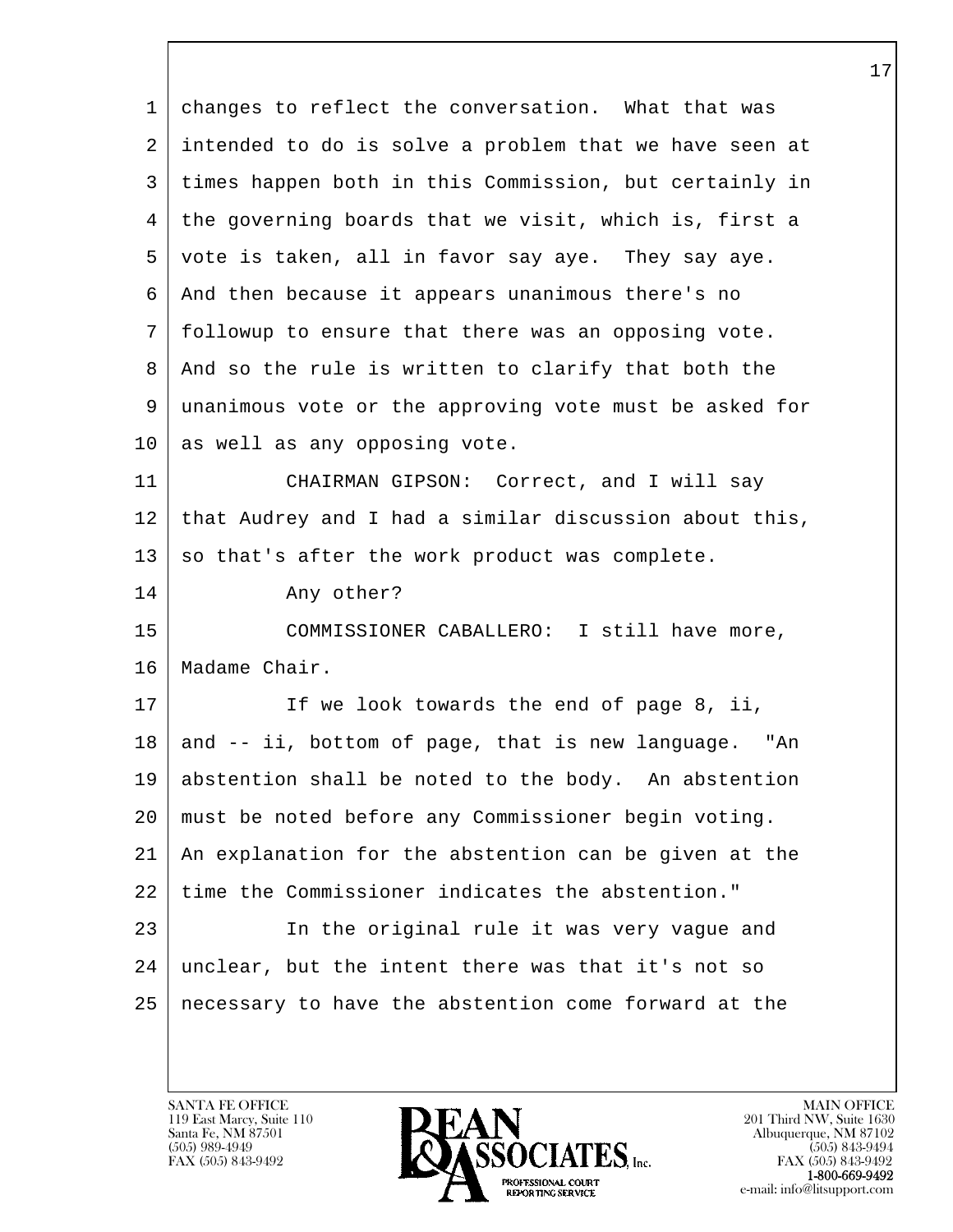changes to reflect the conversation. What that was intended to do is solve a problem that we have seen at times happen both in this Commission, but certainly in the governing boards that we visit, which is, first a vote is taken, all in favor say aye. They say aye. And then because it appears unanimous there's no followup to ensure that there was an opposing vote. And so the rule is written to clarify that both the unanimous vote or the approving vote must be asked for as well as any opposing vote.

CHAIRMAN GIPSON: Correct, and I will say that Audrey and I had a similar discussion about this, so that's after the work product was complete.

Any other?

COMMISSIONER CABALLERO: I still have more, Madame Chair.

If we look towards the end of page 8, ii, and -- ii, bottom of page, that is new language. "An abstention shall be noted to the body. An abstention must be noted before any Commissioner begin voting. An explanation for the abstention can be given at the time the Commissioner indicates the abstention."

In the original rule it was very vague and unclear, but the intent there was that it's not so necessary to have the abstention come forward at the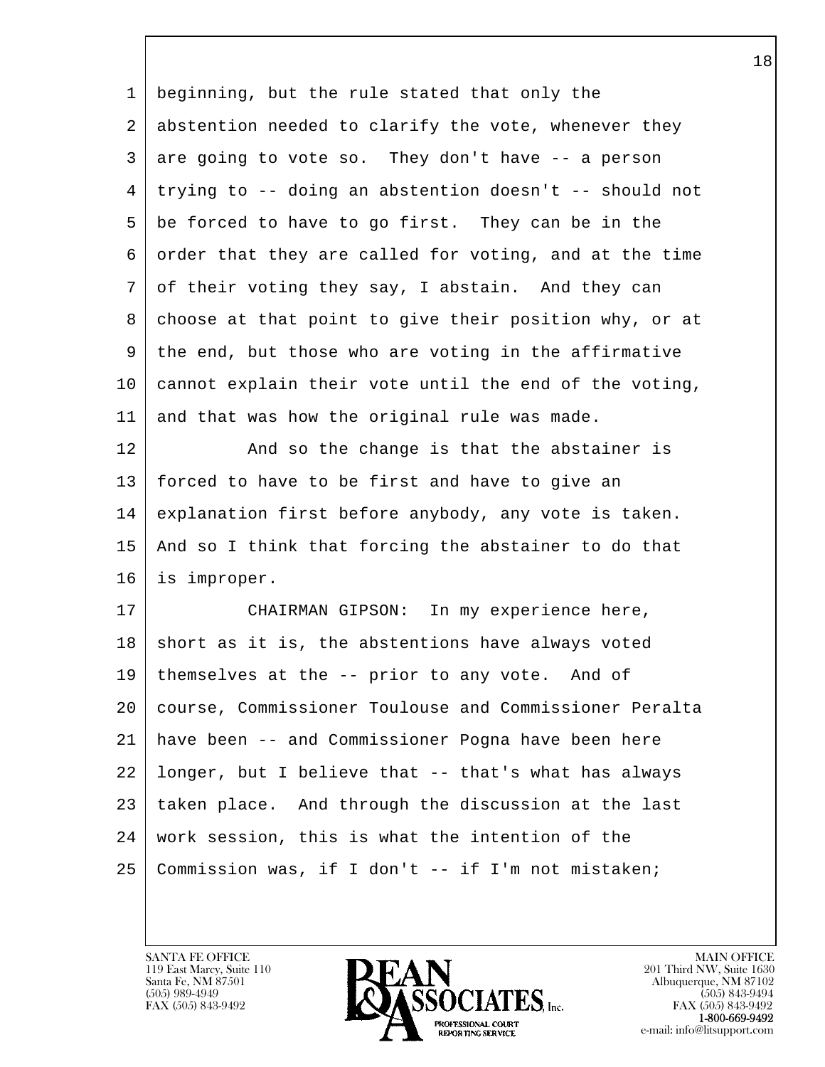beginning, but the rule stated that only the abstention needed to clarify the vote, whenever they are going to vote so. They don't have -- a person trying to -- doing an abstention doesn't -- should not be forced to have to go first. They can be in the order that they are called for voting, and at the time of their voting they say, I abstain. And they can choose at that point to give their position why, or at the end, but those who are voting in the affirmative cannot explain their vote until the end of the voting, and that was how the original rule was made.

And so the change is that the abstainer is forced to have to be first and have to give an explanation first before anybody, any vote is taken. And so I think that forcing the abstainer to do that is improper.

CHAIRMAN GIPSON: In my experience here, short as it is, the abstentions have always voted themselves at the -- prior to any vote. And of course, Commissioner Toulouse and Commissioner Peralta have been -- and Commissioner Pogna have been here longer, but I believe that -- that's what has always taken place. And through the discussion at the last work session, this is what the intention of the Commission was, if I don't -- if I'm not mistaken;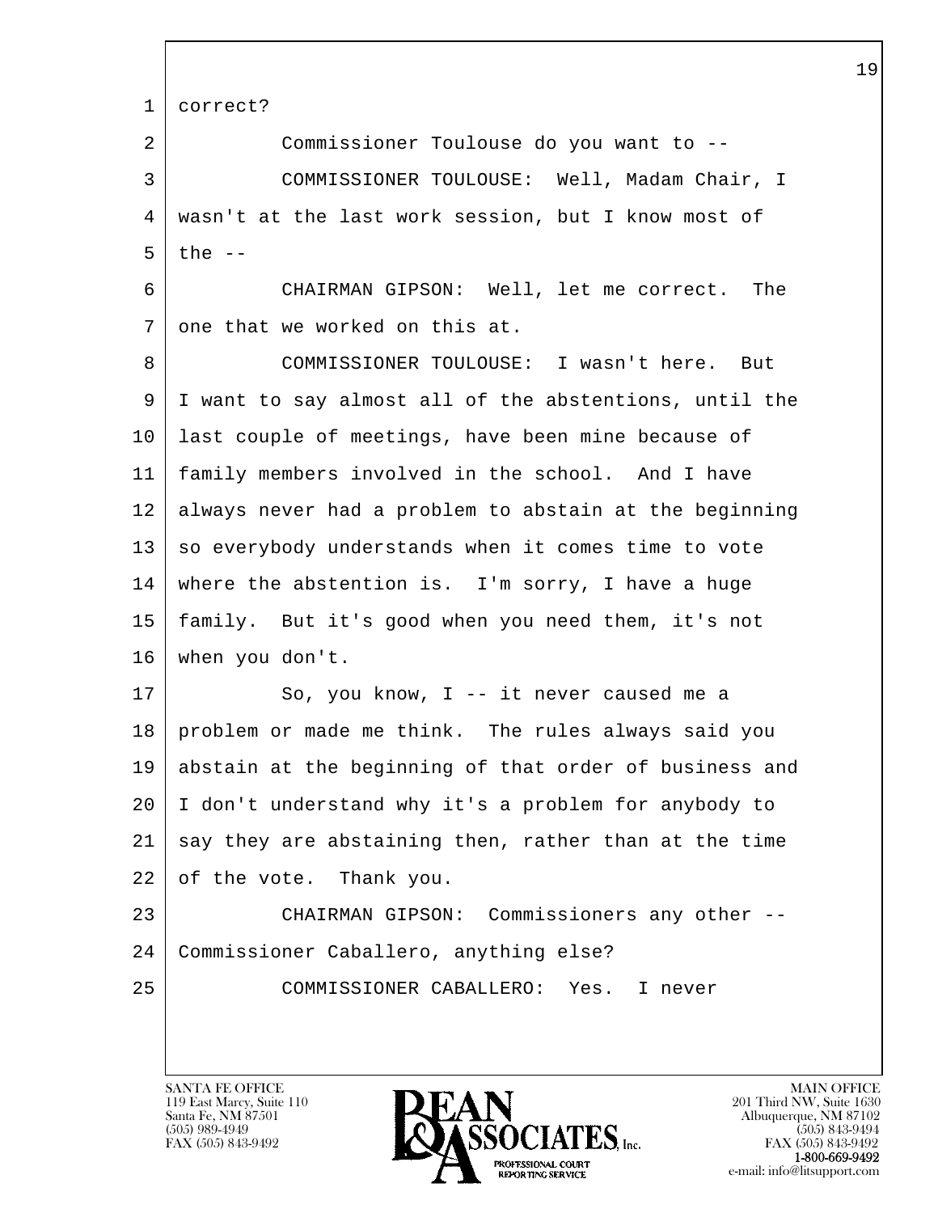correct?

Commissioner Toulouse do you want to --

COMMISSIONER TOULOUSE: Well, Madam Chair, I wasn't at the last work session, but I know most of the --

CHAIRMAN GIPSON: Well, let me correct. The one that we worked on this at.

COMMISSIONER TOULOUSE: I wasn't here. But I want to say almost all of the abstentions, until the last couple of meetings, have been mine because of family members involved in the school. And I have always never had a problem to abstain at the beginning so everybody understands when it comes time to vote where the abstention is. I'm sorry, I have a huge family. But it's good when you need them, it's not when you don't.

So, you know, I -- it never caused me a problem or made me think. The rules always said you abstain at the beginning of that order of business and I don't understand why it's a problem for anybody to say they are abstaining then, rather than at the time of the vote. Thank you.

CHAIRMAN GIPSON: Commissioners any other -- Commissioner Caballero, anything else?

COMMISSIONER CABALLERO: Yes. I never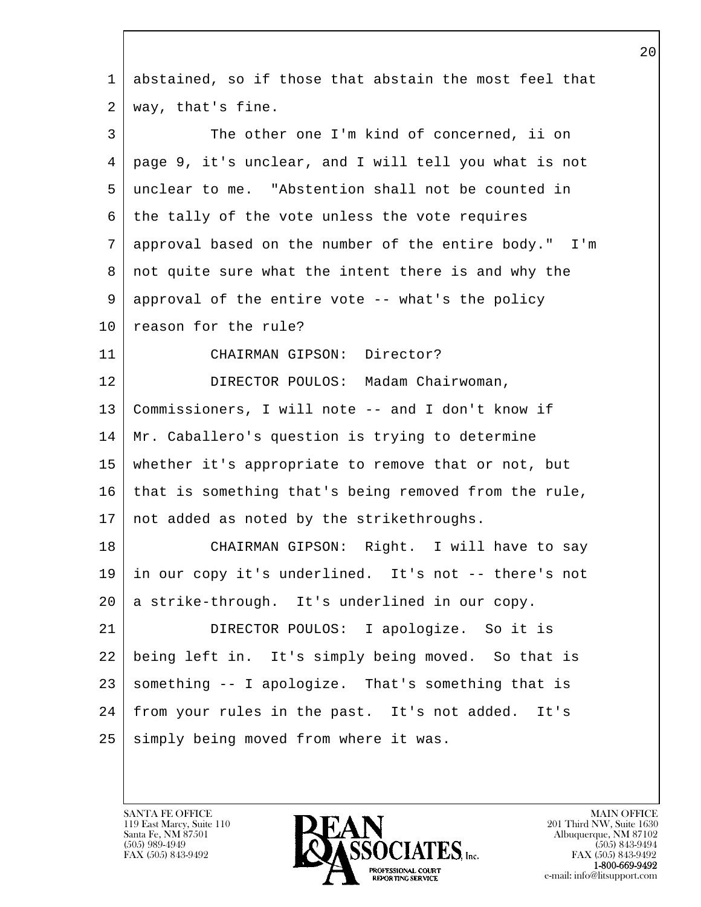abstained, so if those that abstain the most feel that way, that's fine.

The other one I'm kind of concerned, ii on page 9, it's unclear, and I will tell you what is not unclear to me. "Abstention shall not be counted in the tally of the vote unless the vote requires approval based on the number of the entire body." I'm not quite sure what the intent there is and why the approval of the entire vote -- what's the policy reason for the rule?

CHAIRMAN GIPSON: Director?

DIRECTOR POULOS: Madam Chairwoman, Commissioners, I will note -- and I don't know if Mr. Caballero's question is trying to determine whether it's appropriate to remove that or not, but that is something that's being removed from the rule, not added as noted by the strikethroughs.

CHAIRMAN GIPSON: Right. I will have to say in our copy it's underlined. It's not -- there's not a strike-through. It's underlined in our copy.

DIRECTOR POULOS: I apologize. So it is being left in. It's simply being moved. So that is something -- I apologize. That's something that is from your rules in the past. It's not added. It's simply being moved from where it was.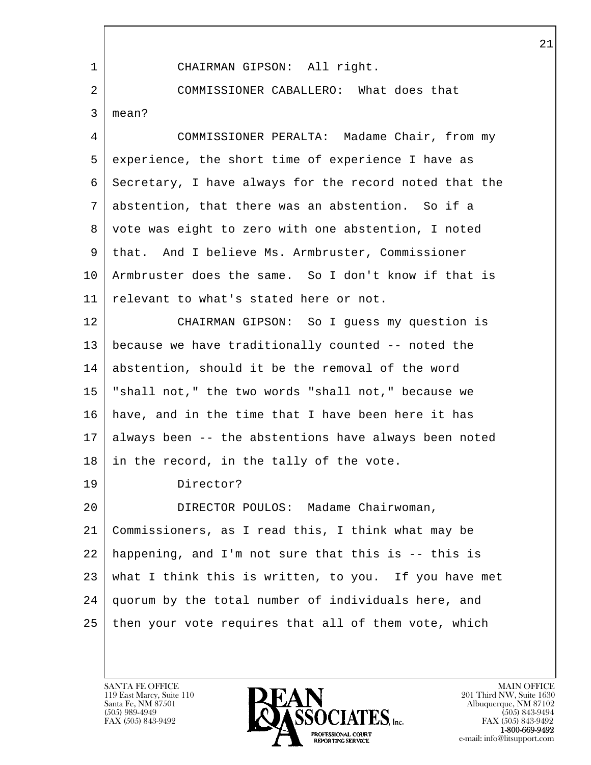CHAIRMAN GIPSON: All right.

COMMISSIONER CABALLERO: What does that mean?

COMMISSIONER PERALTA: Madame Chair, from my experience, the short time of experience I have as Secretary, I have always for the record noted that the abstention, that there was an abstention. So if a vote was eight to zero with one abstention, I noted that. And I believe Ms. Armbruster, Commissioner Armbruster does the same. So I don't know if that is relevant to what's stated here or not.

CHAIRMAN GIPSON: So I guess my question is because we have traditionally counted -- noted the abstention, should it be the removal of the word "shall not," the two words "shall not," because we have, and in the time that I have been here it has always been -- the abstentions have always been noted in the record, in the tally of the vote.

Director?

DIRECTOR POULOS: Madame Chairwoman, Commissioners, as I read this, I think what may be happening, and I'm not sure that this is -- this is what I think this is written, to you. If you have met quorum by the total number of individuals here, and then your vote requires that all of them vote, which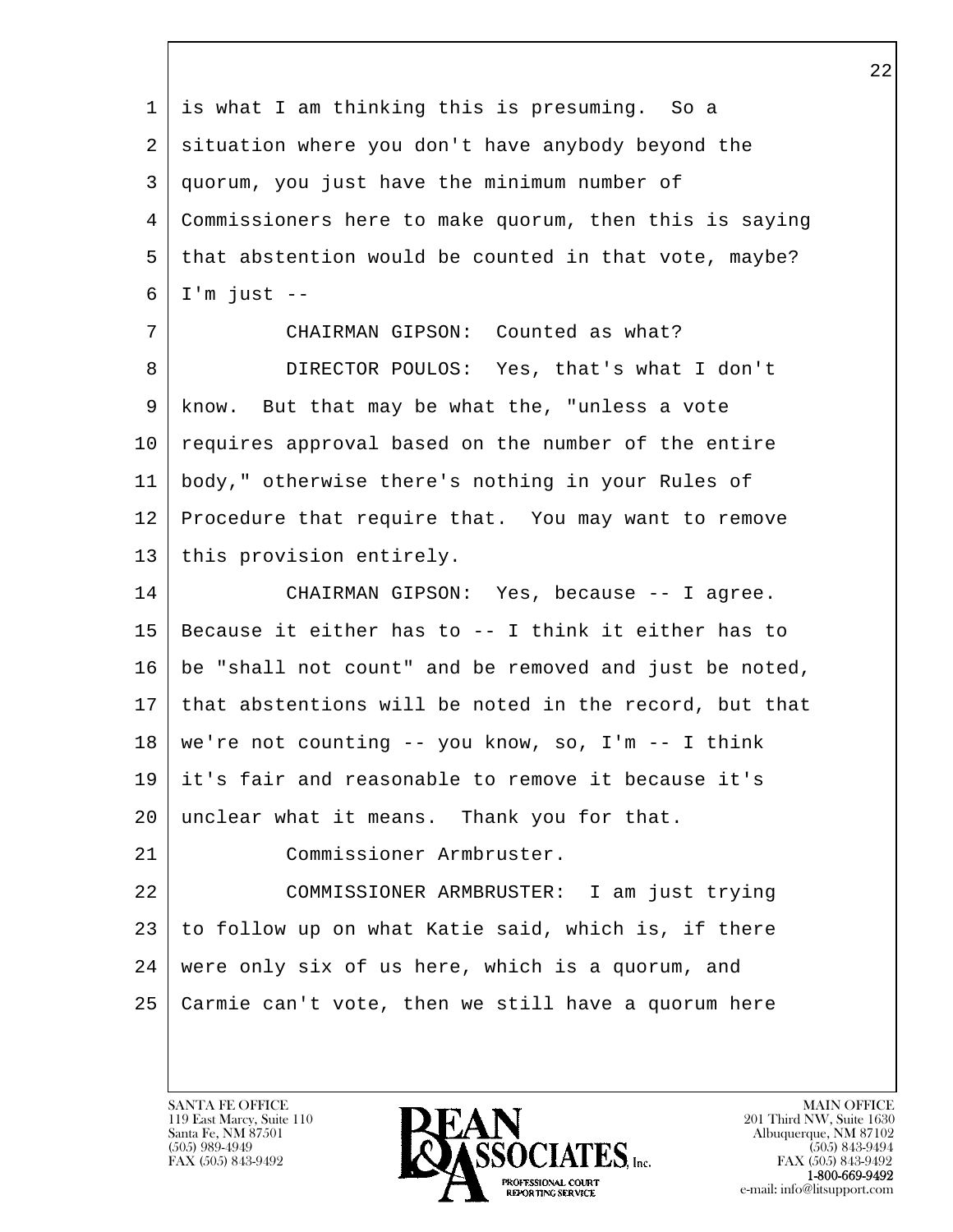is what I am thinking this is presuming. So a situation where you don't have anybody beyond the quorum, you just have the minimum number of Commissioners here to make quorum, then this is saying that abstention would be counted in that vote, maybe? I'm just --

CHAIRMAN GIPSON: Counted as what?

DIRECTOR POULOS: Yes, that's what I don't know. But that may be what the, "unless a vote requires approval based on the number of the entire body," otherwise there's nothing in your Rules of Procedure that require that. You may want to remove this provision entirely.

CHAIRMAN GIPSON: Yes, because -- I agree. Because it either has to -- I think it either has to be "shall not count" and be removed and just be noted, that abstentions will be noted in the record, but that we're not counting -- you know, so, I'm -- I think it's fair and reasonable to remove it because it's unclear what it means. Thank you for that.

Commissioner Armbruster.

COMMISSIONER ARMBRUSTER: I am just trying to follow up on what Katie said, which is, if there were only six of us here, which is a quorum, and Carmie can't vote, then we still have a quorum here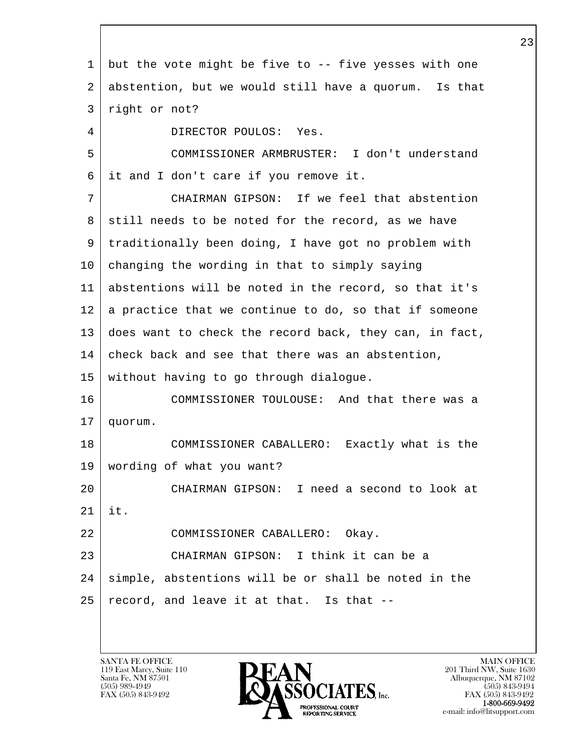but the vote might be five to -- five yesses with one abstention, but we would still have a quorum. Is that right or not?

DIRECTOR POULOS: Yes.

COMMISSIONER ARMBRUSTER: I don't understand it and I don't care if you remove it.

CHAIRMAN GIPSON: If we feel that abstention still needs to be noted for the record, as we have traditionally been doing, I have got no problem with changing the wording in that to simply saying abstentions will be noted in the record, so that it's a practice that we continue to do, so that if someone does want to check the record back, they can, in fact, check back and see that there was an abstention, without having to go through dialogue.

COMMISSIONER TOULOUSE: And that there was a quorum.

COMMISSIONER CABALLERO: Exactly what is the wording of what you want?

CHAIRMAN GIPSON: I need a second to look at it.

COMMISSIONER CABALLERO: Okay.

CHAIRMAN GIPSON: I think it can be a simple, abstentions will be or shall be noted in the record, and leave it at that. Is that --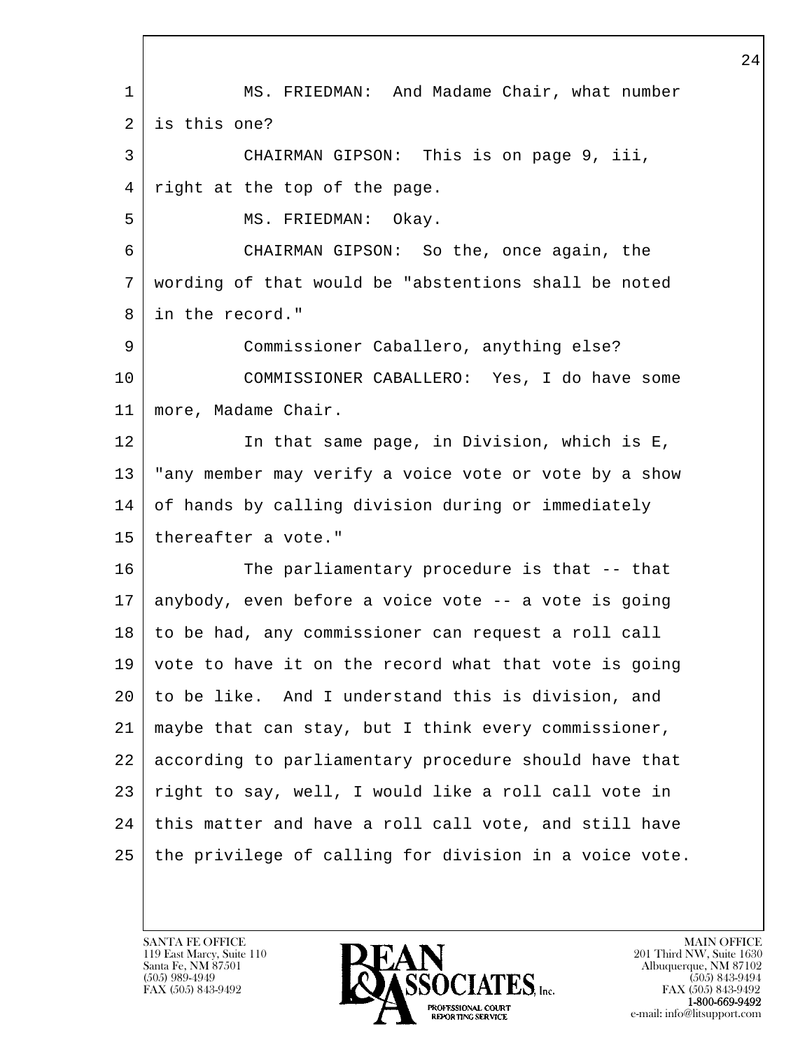MS. FRIEDMAN: And Madame Chair, what number is this one?

CHAIRMAN GIPSON: This is on page 9, iii, right at the top of the page.

MS. FRIEDMAN: Okay.

CHAIRMAN GIPSON: So the, once again, the wording of that would be "abstentions shall be noted in the record."

Commissioner Caballero, anything else?

COMMISSIONER CABALLERO: Yes, I do have some more, Madame Chair.

In that same page, in Division, which is E, "any member may verify a voice vote or vote by a show of hands by calling division during or immediately thereafter a vote."

The parliamentary procedure is that -- that anybody, even before a voice vote -- a vote is going to be had, any commissioner can request a roll call vote to have it on the record what that vote is going to be like. And I understand this is division, and maybe that can stay, but I think every commissioner, according to parliamentary procedure should have that right to say, well, I would like a roll call vote in this matter and have a roll call vote, and still have the privilege of calling for division in a voice vote.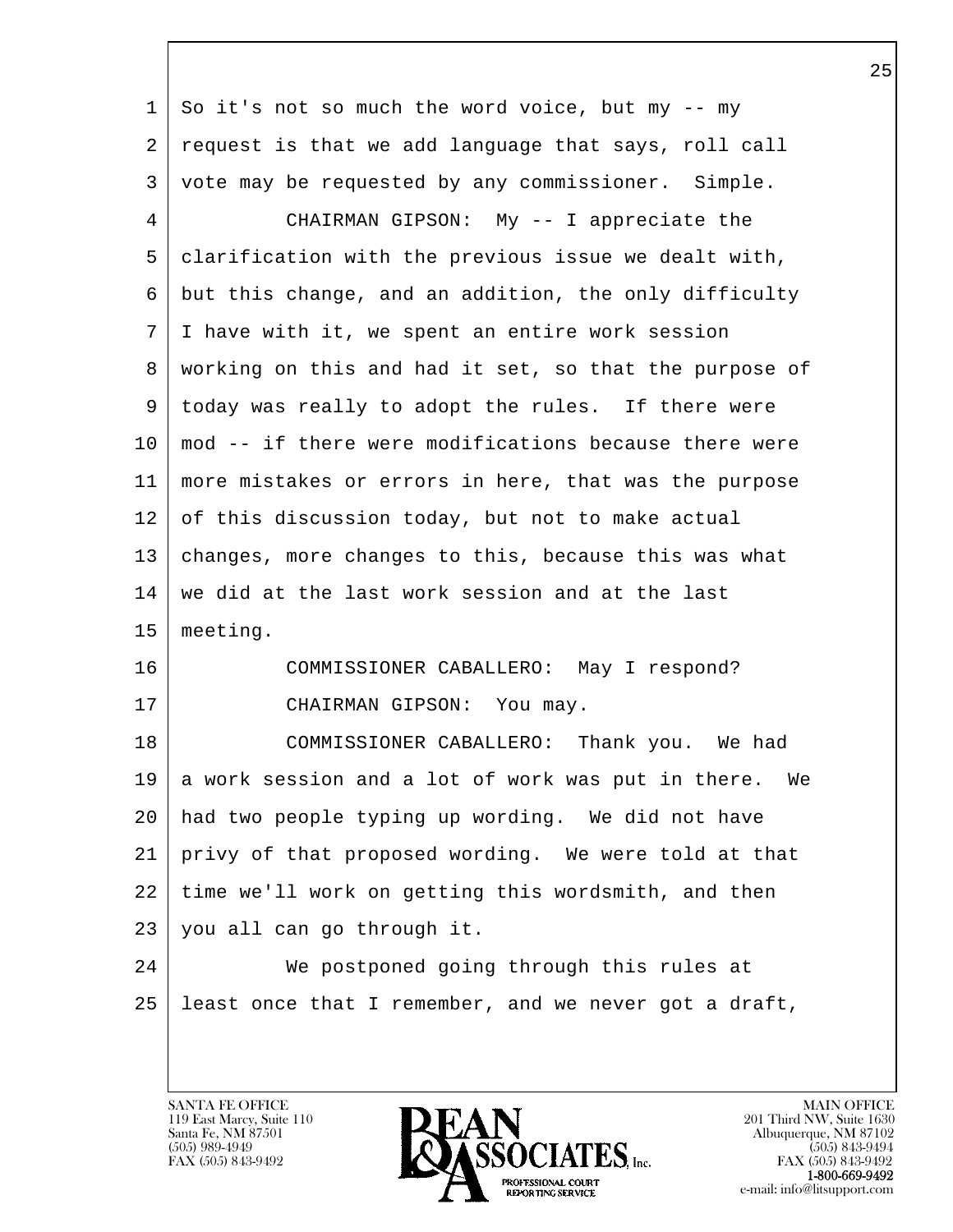So it's not so much the word voice, but my -- my request is that we add language that says, roll call vote may be requested by any commissioner.  Simple.

CHAIRMAN GIPSON:  My -- I appreciate the clarification with the previous issue we dealt with, but this change, and an addition, the only difficulty I have with it, we spent an entire work session working on this and had it set, so that the purpose of today was really to adopt the rules.  If there were mod -- if there were modifications because there were more mistakes or errors in here, that was the purpose of this discussion today, but not to make actual changes, more changes to this, because this was what we did at the last work session and at the last meeting.

COMMISSIONER CABALLERO:  May I respond?

CHAIRMAN GIPSON:  You may.

COMMISSIONER CABALLERO:  Thank you.  We had a work session and a lot of work was put in there.  We had two people typing up wording.  We did not have privy of that proposed wording.  We were told at that time we'll work on getting this wordsmith, and then you all can go through it.

We postponed going through this rules at least once that I remember, and we never got a draft,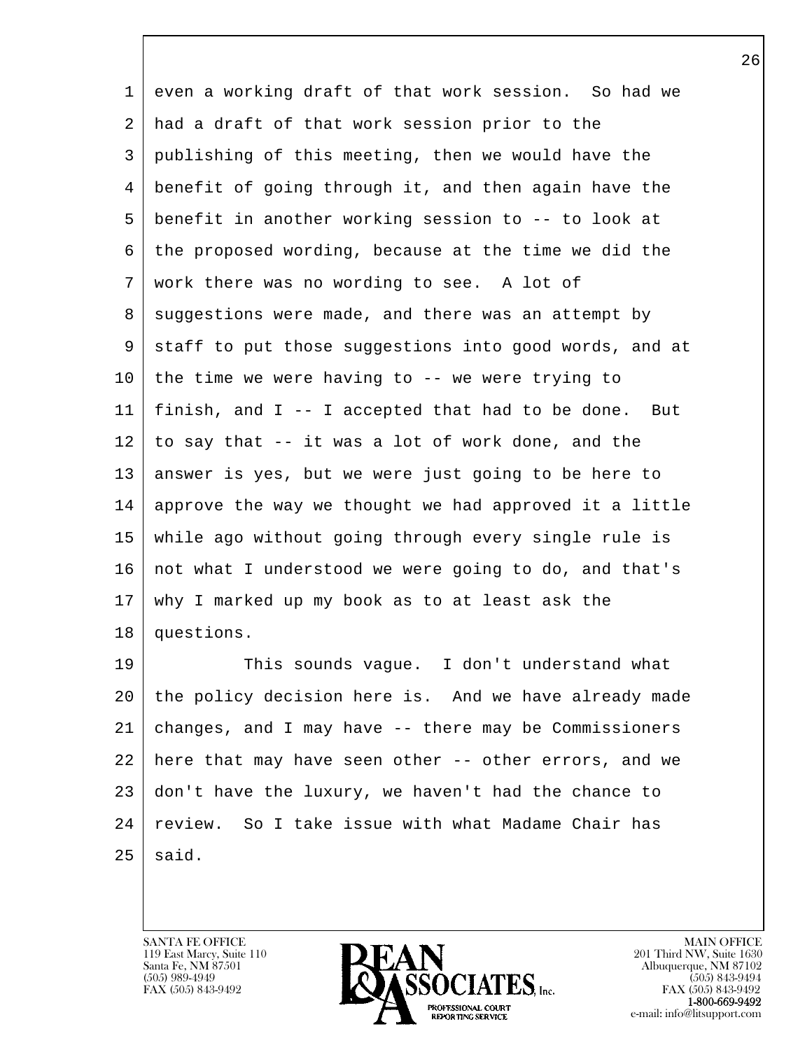even a working draft of that work session. So had we had a draft of that work session prior to the publishing of this meeting, then we would have the benefit of going through it, and then again have the benefit in another working session to -- to look at the proposed wording, because at the time we did the work there was no wording to see. A lot of suggestions were made, and there was an attempt by staff to put those suggestions into good words, and at the time we were having to -- we were trying to finish, and I -- I accepted that had to be done. But to say that -- it was a lot of work done, and the answer is yes, but we were just going to be here to approve the way we thought we had approved it a little while ago without going through every single rule is not what I understood we were going to do, and that's why I marked up my book as to at least ask the questions.

This sounds vague. I don't understand what the policy decision here is. And we have already made changes, and I may have -- there may be Commissioners here that may have seen other -- other errors, and we don't have the luxury, we haven't had the chance to review. So I take issue with what Madame Chair has said.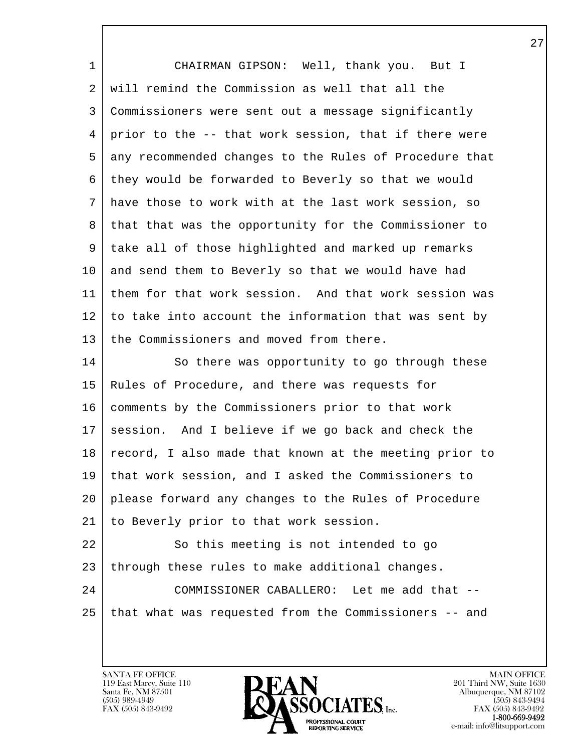CHAIRMAN GIPSON: Well, thank you. But I will remind the Commission as well that all the Commissioners were sent out a message significantly prior to the -- that work session, that if there were any recommended changes to the Rules of Procedure that they would be forwarded to Beverly so that we would have those to work with at the last work session, so that that was the opportunity for the Commissioner to take all of those highlighted and marked up remarks and send them to Beverly so that we would have had them for that work session. And that work session was to take into account the information that was sent by the Commissioners and moved from there.

So there was opportunity to go through these Rules of Procedure, and there was requests for comments by the Commissioners prior to that work session. And I believe if we go back and check the record, I also made that known at the meeting prior to that work session, and I asked the Commissioners to please forward any changes to the Rules of Procedure to Beverly prior to that work session.

So this meeting is not intended to go through these rules to make additional changes.

COMMISSIONER CABALLERO: Let me add that -- that what was requested from the Commissioners -- and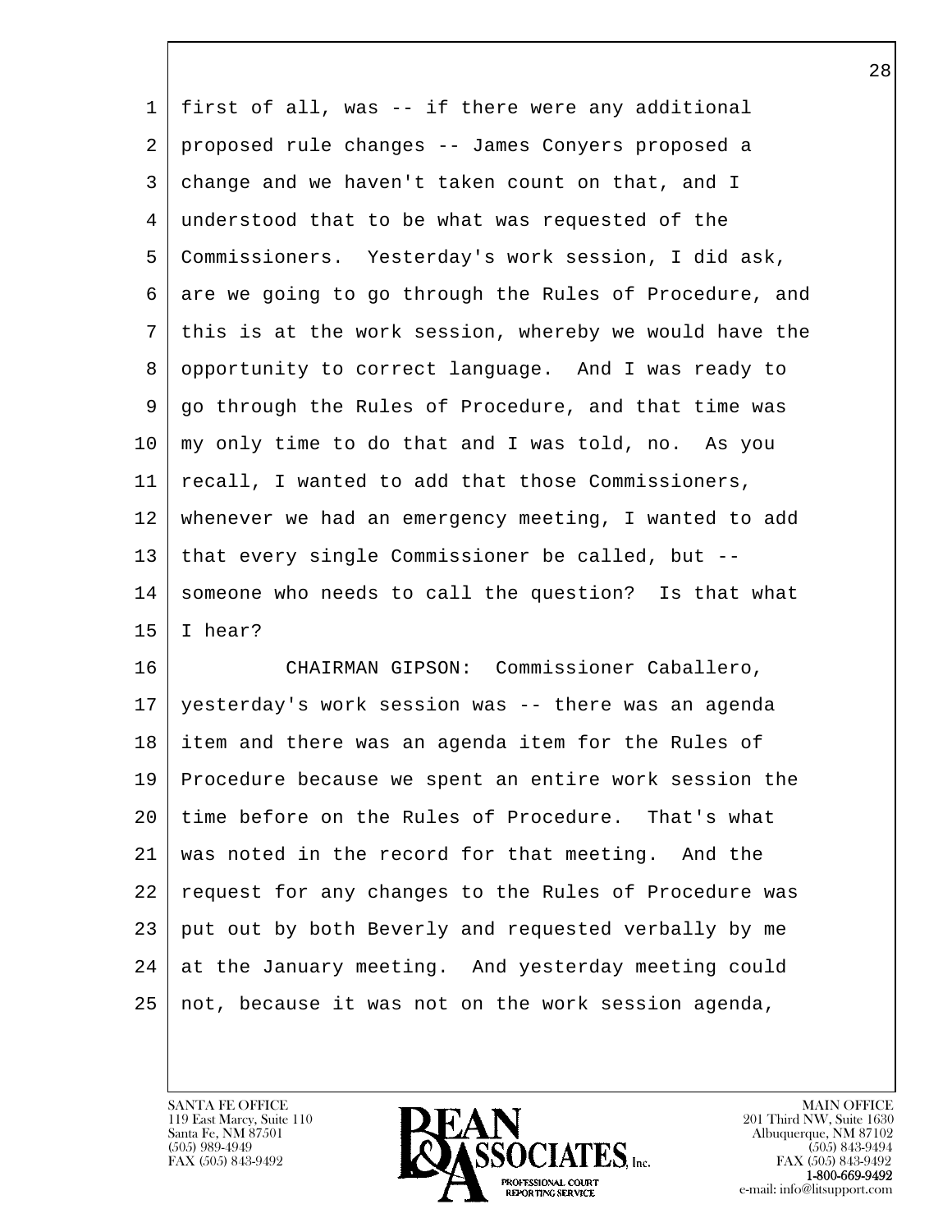first of all, was -- if there were any additional proposed rule changes -- James Conyers proposed a change and we haven't taken count on that, and I understood that to be what was requested of the Commissioners. Yesterday's work session, I did ask, are we going to go through the Rules of Procedure, and this is at the work session, whereby we would have the opportunity to correct language. And I was ready to go through the Rules of Procedure, and that time was my only time to do that and I was told, no. As you recall, I wanted to add that those Commissioners, whenever we had an emergency meeting, I wanted to add that every single Commissioner be called, but -- someone who needs to call the question? Is that what I hear?

CHAIRMAN GIPSON: Commissioner Caballero, yesterday's work session was -- there was an agenda item and there was an agenda item for the Rules of Procedure because we spent an entire work session the time before on the Rules of Procedure. That's what was noted in the record for that meeting. And the request for any changes to the Rules of Procedure was put out by both Beverly and requested verbally by me at the January meeting. And yesterday meeting could not, because it was not on the work session agenda,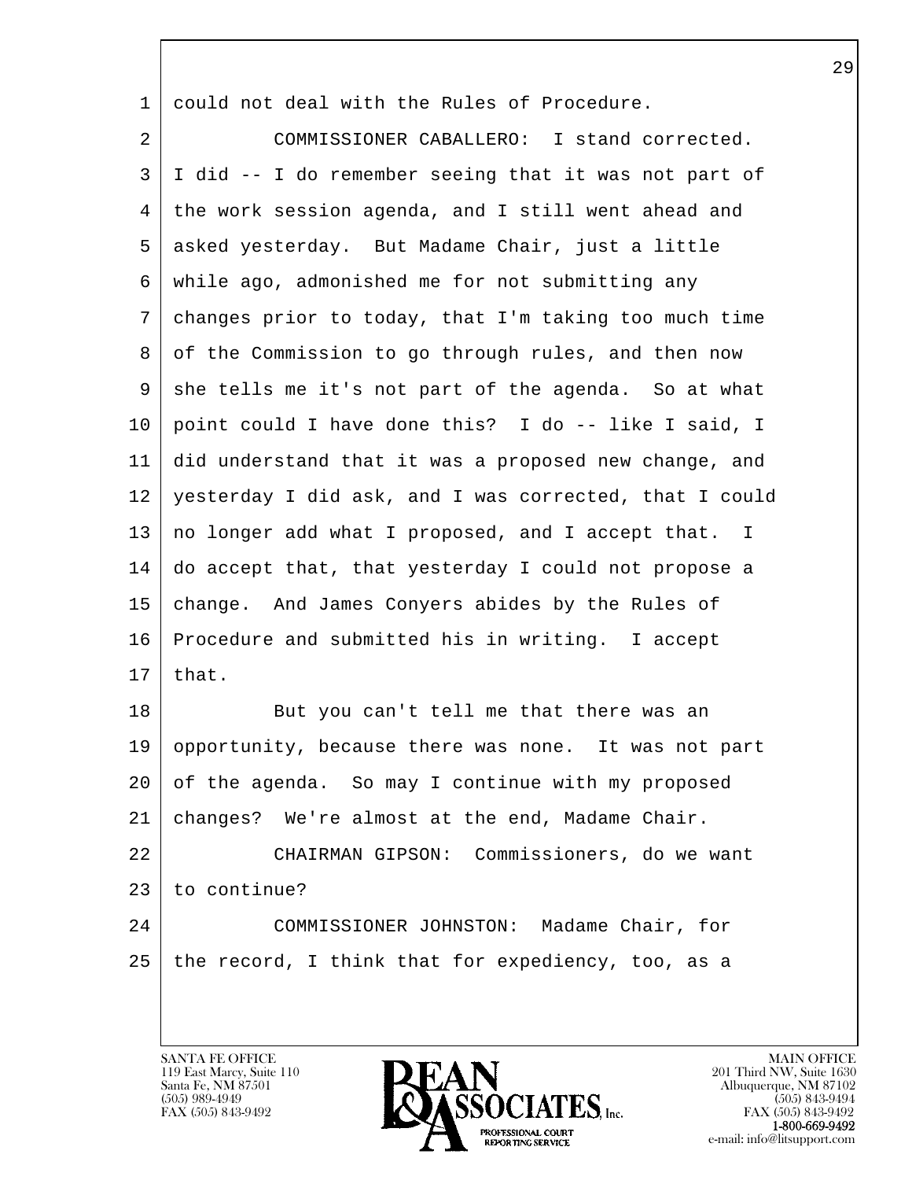could not deal with the Rules of Procedure.

COMMISSIONER CABALLERO: I stand corrected. I did -- I do remember seeing that it was not part of the work session agenda, and I still went ahead and asked yesterday. But Madame Chair, just a little while ago, admonished me for not submitting any changes prior to today, that I'm taking too much time of the Commission to go through rules, and then now she tells me it's not part of the agenda. So at what point could I have done this? I do -- like I said, I did understand that it was a proposed new change, and yesterday I did ask, and I was corrected, that I could no longer add what I proposed, and I accept that. I do accept that, that yesterday I could not propose a change. And James Conyers abides by the Rules of Procedure and submitted his in writing. I accept that.

But you can't tell me that there was an opportunity, because there was none. It was not part of the agenda. So may I continue with my proposed changes? We're almost at the end, Madame Chair.

CHAIRMAN GIPSON: Commissioners, do we want to continue?

COMMISSIONER JOHNSTON: Madame Chair, for the record, I think that for expediency, too, as a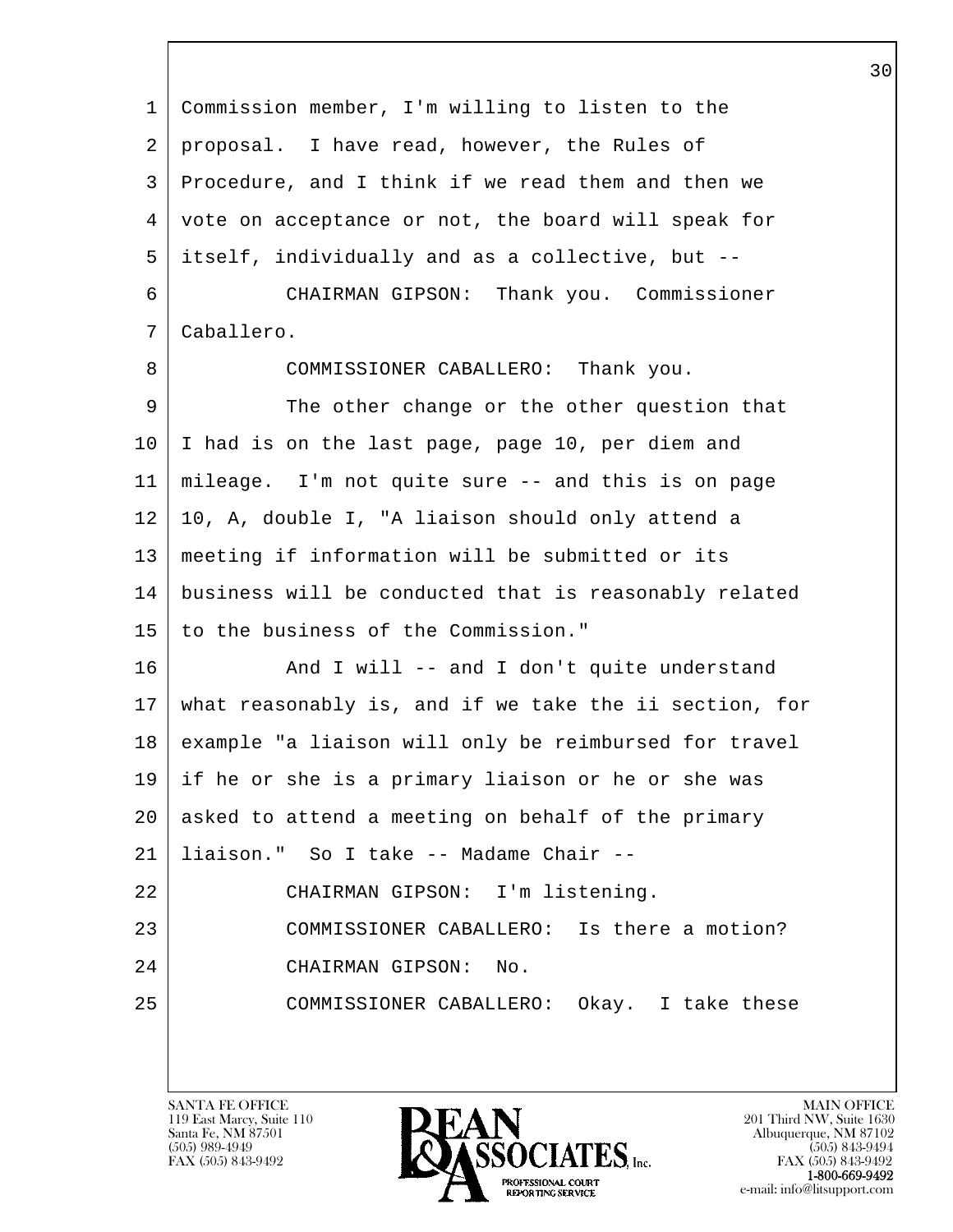Commission member, I'm willing to listen to the proposal. I have read, however, the Rules of Procedure, and I think if we read them and then we vote on acceptance or not, the board will speak for itself, individually and as a collective, but --

CHAIRMAN GIPSON: Thank you. Commissioner Caballero.

COMMISSIONER CABALLERO: Thank you.

The other change or the other question that I had is on the last page, page 10, per diem and mileage. I'm not quite sure -- and this is on page 10, A, double I, "A liaison should only attend a meeting if information will be submitted or its business will be conducted that is reasonably related to the business of the Commission."

And I will -- and I don't quite understand what reasonably is, and if we take the ii section, for example "a liaison will only be reimbursed for travel if he or she is a primary liaison or he or she was asked to attend a meeting on behalf of the primary liaison." So I take -- Madame Chair --

CHAIRMAN GIPSON: I'm listening.

COMMISSIONER CABALLERO: Is there a motion?

CHAIRMAN GIPSON: No.

COMMISSIONER CABALLERO: Okay. I take these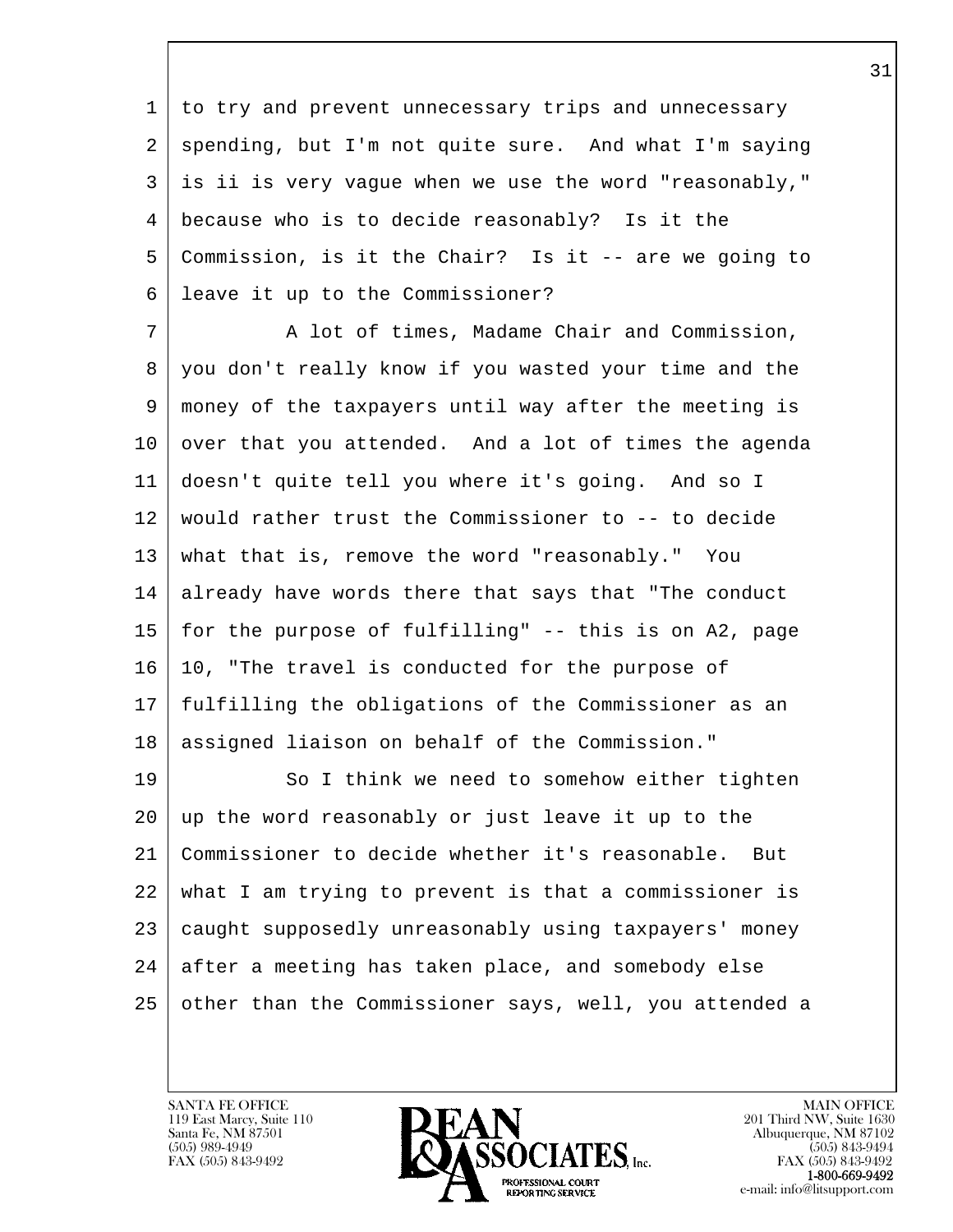to try and prevent unnecessary trips and unnecessary spending, but I'm not quite sure. And what I'm saying is ii is very vague when we use the word "reasonably," because who is to decide reasonably? Is it the Commission, is it the Chair? Is it -- are we going to leave it up to the Commissioner?

A lot of times, Madame Chair and Commission, you don't really know if you wasted your time and the money of the taxpayers until way after the meeting is over that you attended. And a lot of times the agenda doesn't quite tell you where it's going. And so I would rather trust the Commissioner to -- to decide what that is, remove the word "reasonably." You already have words there that says that "The conduct for the purpose of fulfilling" -- this is on A2, page 10, "The travel is conducted for the purpose of fulfilling the obligations of the Commissioner as an assigned liaison on behalf of the Commission."

So I think we need to somehow either tighten up the word reasonably or just leave it up to the Commissioner to decide whether it's reasonable. But what I am trying to prevent is that a commissioner is caught supposedly unreasonably using taxpayers' money after a meeting has taken place, and somebody else other than the Commissioner says, well, you attended a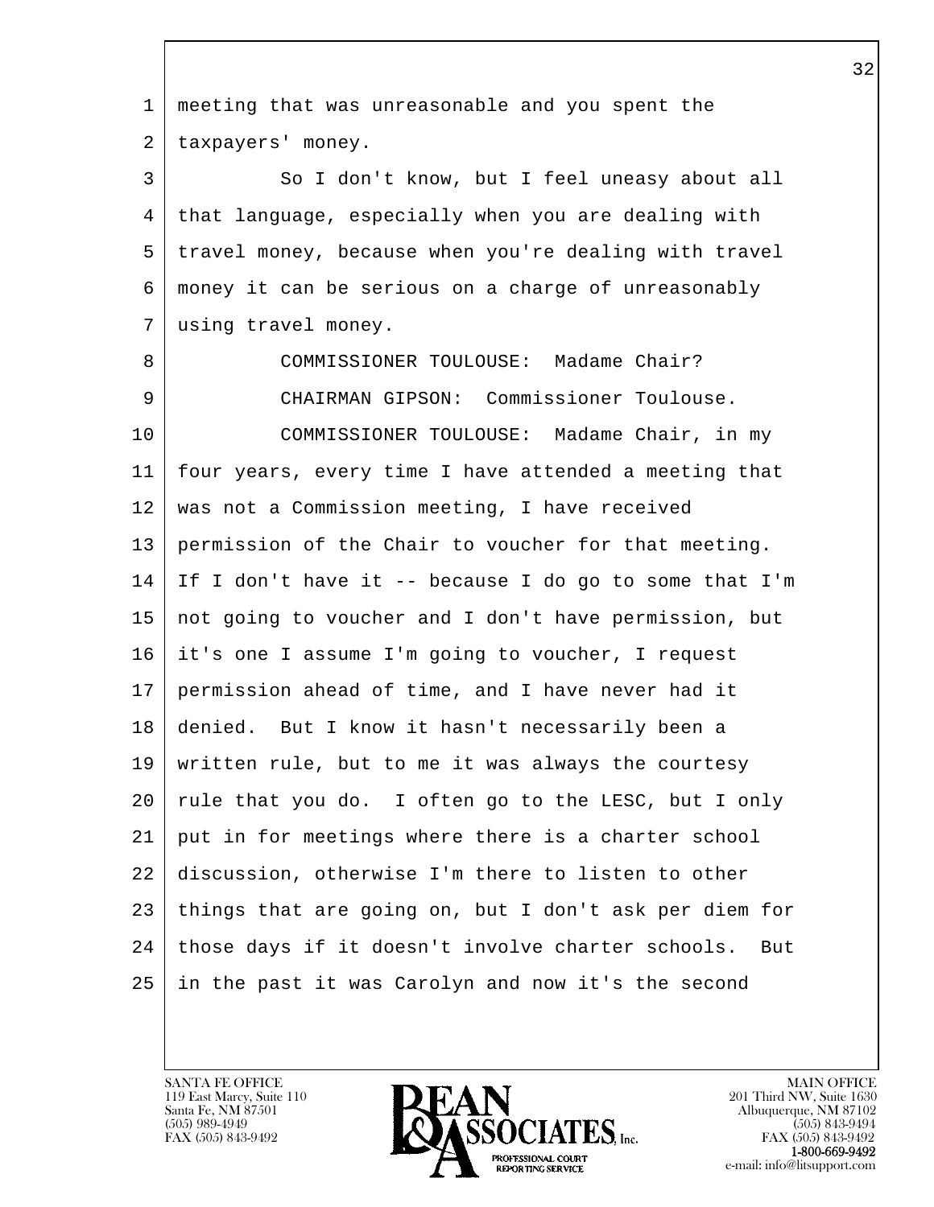meeting that was unreasonable and you spent the taxpayers' money.

So I don't know, but I feel uneasy about all that language, especially when you are dealing with travel money, because when you're dealing with travel money it can be serious on a charge of unreasonably using travel money.

COMMISSIONER TOULOUSE: Madame Chair?

CHAIRMAN GIPSON: Commissioner Toulouse.

COMMISSIONER TOULOUSE: Madame Chair, in my four years, every time I have attended a meeting that was not a Commission meeting, I have received permission of the Chair to voucher for that meeting. If I don't have it -- because I do go to some that I'm not going to voucher and I don't have permission, but it's one I assume I'm going to voucher, I request permission ahead of time, and I have never had it denied. But I know it hasn't necessarily been a written rule, but to me it was always the courtesy rule that you do. I often go to the LESC, but I only put in for meetings where there is a charter school discussion, otherwise I'm there to listen to other things that are going on, but I don't ask per diem for those days if it doesn't involve charter schools. But in the past it was Carolyn and now it's the second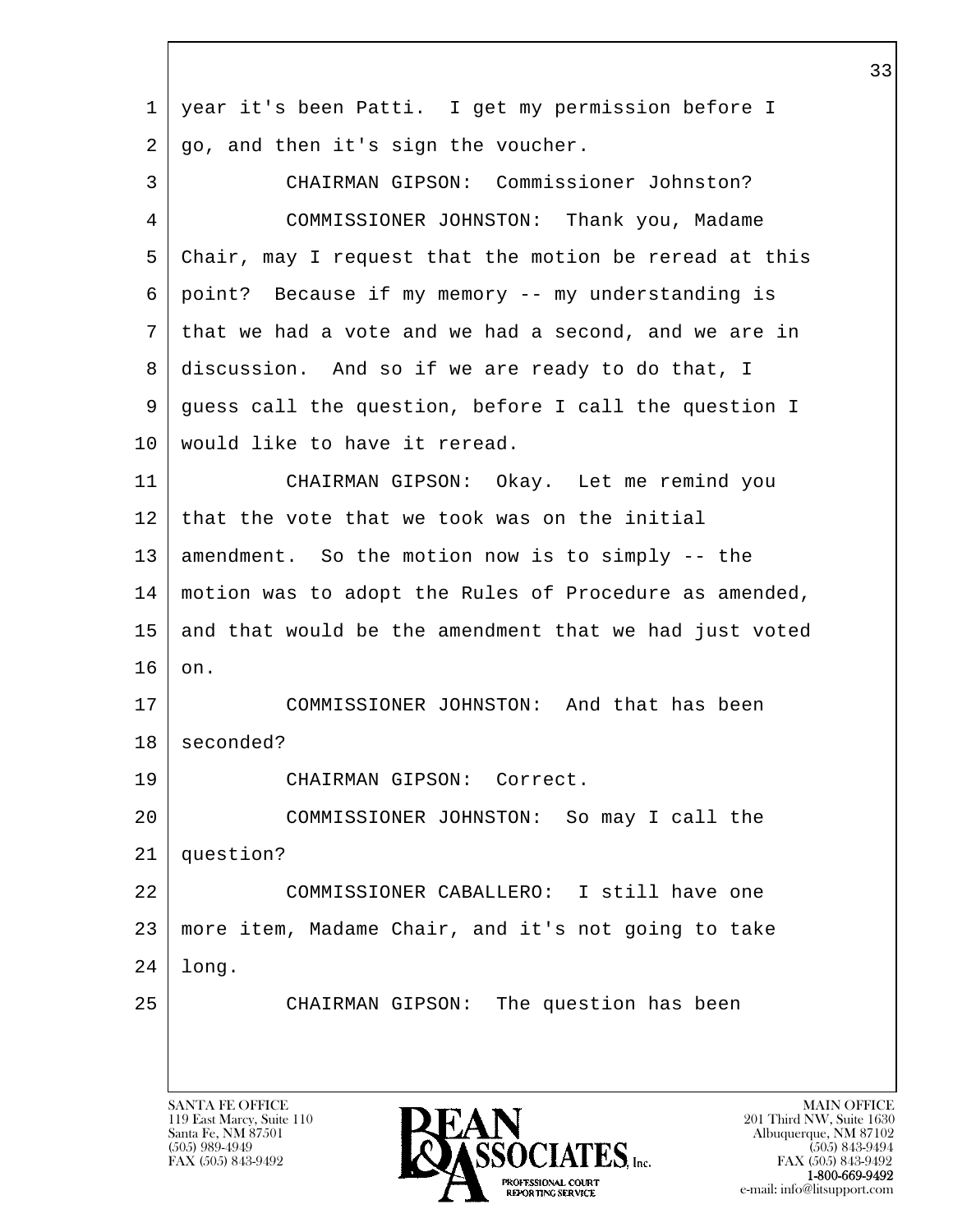year it's been Patti. I get my permission before I go, and then it's sign the voucher.

CHAIRMAN GIPSON: Commissioner Johnston?

COMMISSIONER JOHNSTON: Thank you, Madame Chair, may I request that the motion be reread at this point? Because if my memory -- my understanding is that we had a vote and we had a second, and we are in discussion. And so if we are ready to do that, I guess call the question, before I call the question I would like to have it reread.

CHAIRMAN GIPSON: Okay. Let me remind you that the vote that we took was on the initial amendment. So the motion now is to simply -- the motion was to adopt the Rules of Procedure as amended, and that would be the amendment that we had just voted on.

COMMISSIONER JOHNSTON: And that has been seconded?

CHAIRMAN GIPSON: Correct.

COMMISSIONER JOHNSTON: So may I call the question?

COMMISSIONER CABALLERO: I still have one more item, Madame Chair, and it's not going to take long.

CHAIRMAN GIPSON: The question has been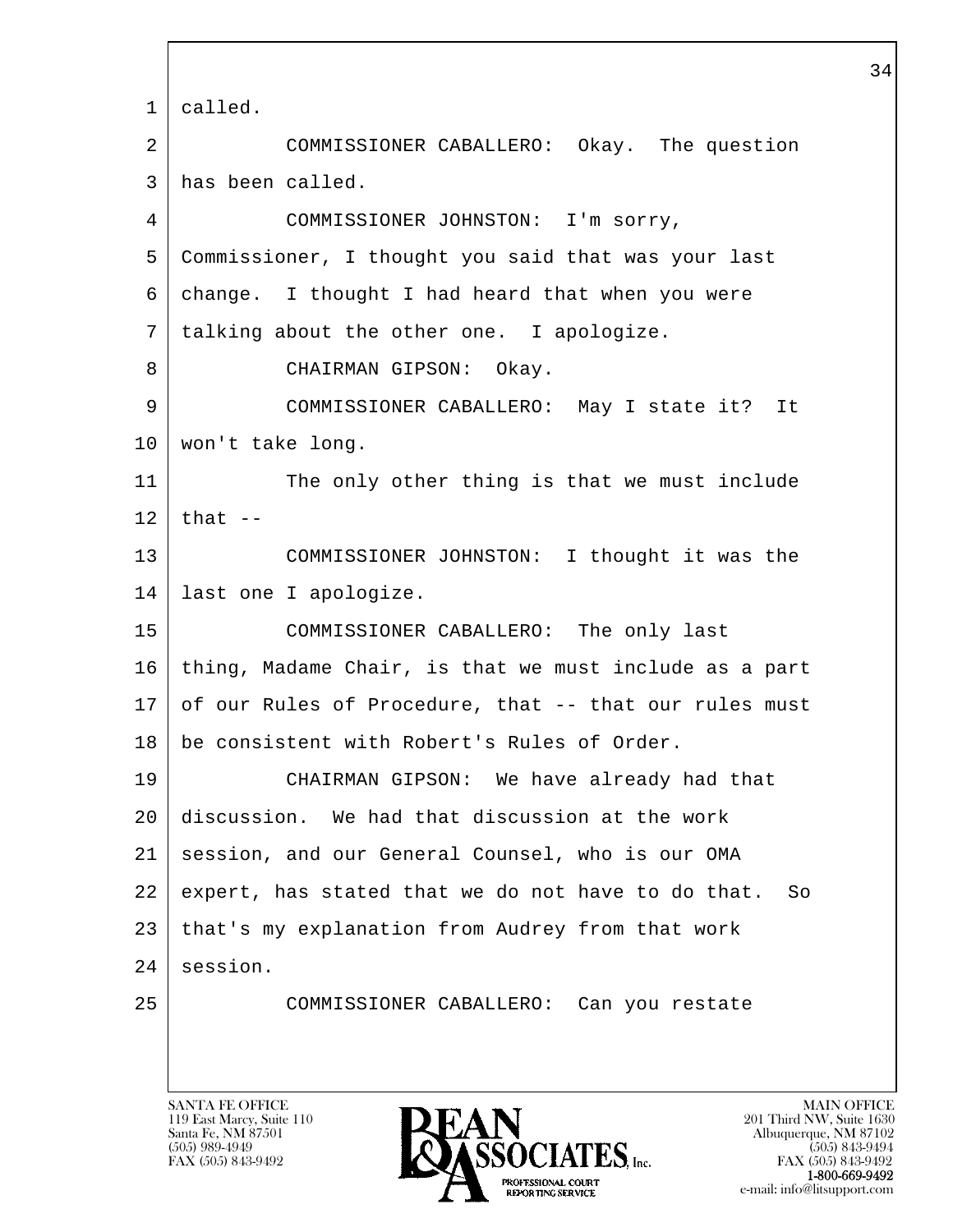called.

COMMISSIONER CABALLERO: Okay. The question has been called.

COMMISSIONER JOHNSTON: I'm sorry, Commissioner, I thought you said that was your last change. I thought I had heard that when you were talking about the other one. I apologize.

CHAIRMAN GIPSON: Okay.

COMMISSIONER CABALLERO: May I state it? It won't take long.

The only other thing is that we must include that --

COMMISSIONER JOHNSTON: I thought it was the last one I apologize.

COMMISSIONER CABALLERO: The only last thing, Madame Chair, is that we must include as a part of our Rules of Procedure, that -- that our rules must be consistent with Robert's Rules of Order.

CHAIRMAN GIPSON: We have already had that discussion. We had that discussion at the work session, and our General Counsel, who is our OMA expert, has stated that we do not have to do that. So that's my explanation from Audrey from that work session.

COMMISSIONER CABALLERO: Can you restate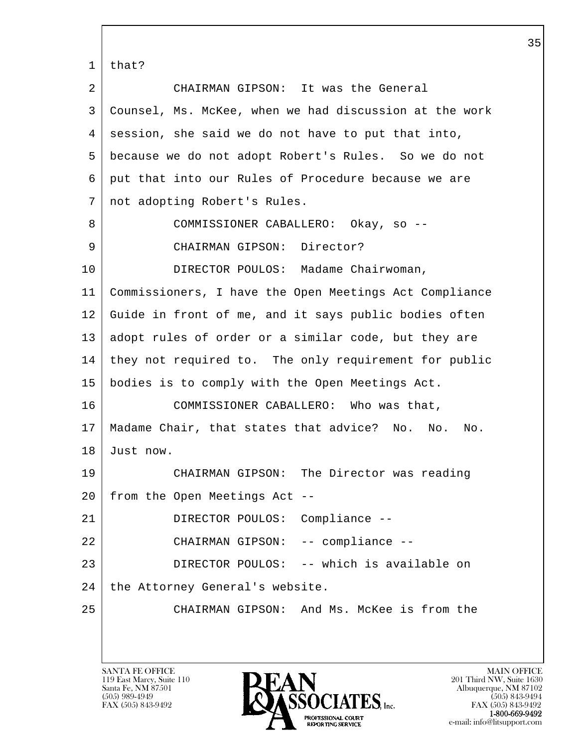that?

CHAIRMAN GIPSON: It was the General Counsel, Ms. McKee, when we had discussion at the work session, she said we do not have to put that into, because we do not adopt Robert's Rules. So we do not put that into our Rules of Procedure because we are not adopting Robert's Rules.

COMMISSIONER CABALLERO: Okay, so --

CHAIRMAN GIPSON: Director?

DIRECTOR POULOS: Madame Chairwoman, Commissioners, I have the Open Meetings Act Compliance Guide in front of me, and it says public bodies often adopt rules of order or a similar code, but they are they not required to. The only requirement for public bodies is to comply with the Open Meetings Act.

COMMISSIONER CABALLERO: Who was that, Madame Chair, that states that advice? No. No. No. Just now.

CHAIRMAN GIPSON: The Director was reading from the Open Meetings Act --

DIRECTOR POULOS: Compliance --

CHAIRMAN GIPSON: -- compliance --

DIRECTOR POULOS: -- which is available on the Attorney General's website.

CHAIRMAN GIPSON: And Ms. McKee is from the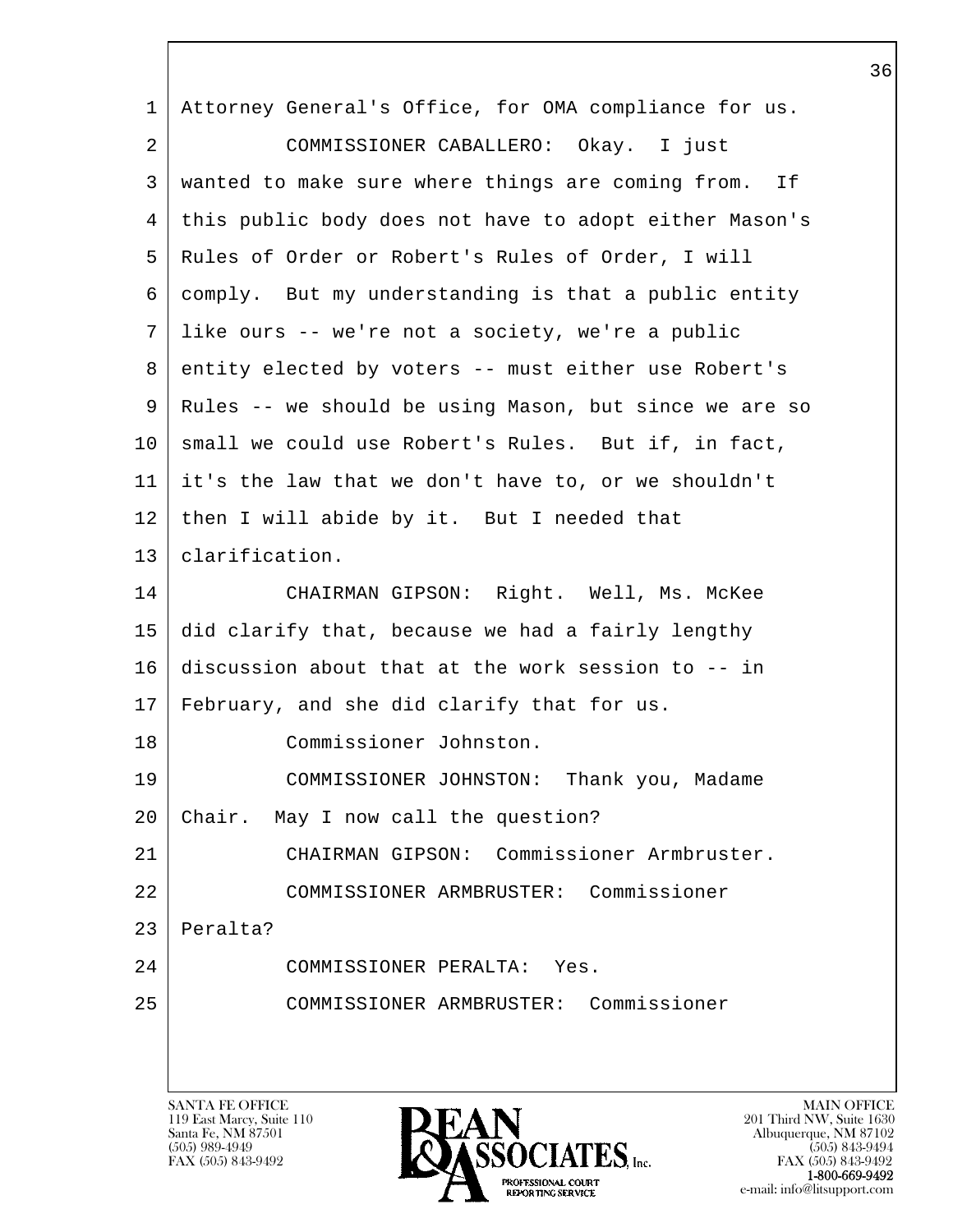Attorney General's Office, for OMA compliance for us.

COMMISSIONER CABALLERO: Okay. I just wanted to make sure where things are coming from. If this public body does not have to adopt either Mason's Rules of Order or Robert's Rules of Order, I will comply. But my understanding is that a public entity like ours -- we're not a society, we're a public entity elected by voters -- must either use Robert's Rules -- we should be using Mason, but since we are so small we could use Robert's Rules. But if, in fact, it's the law that we don't have to, or we shouldn't then I will abide by it. But I needed that clarification.

CHAIRMAN GIPSON: Right. Well, Ms. McKee did clarify that, because we had a fairly lengthy discussion about that at the work session to -- in February, and she did clarify that for us.

Commissioner Johnston.

COMMISSIONER JOHNSTON: Thank you, Madame Chair. May I now call the question?

CHAIRMAN GIPSON: Commissioner Armbruster.

COMMISSIONER ARMBRUSTER: Commissioner Peralta?

COMMISSIONER PERALTA: Yes.

COMMISSIONER ARMBRUSTER: Commissioner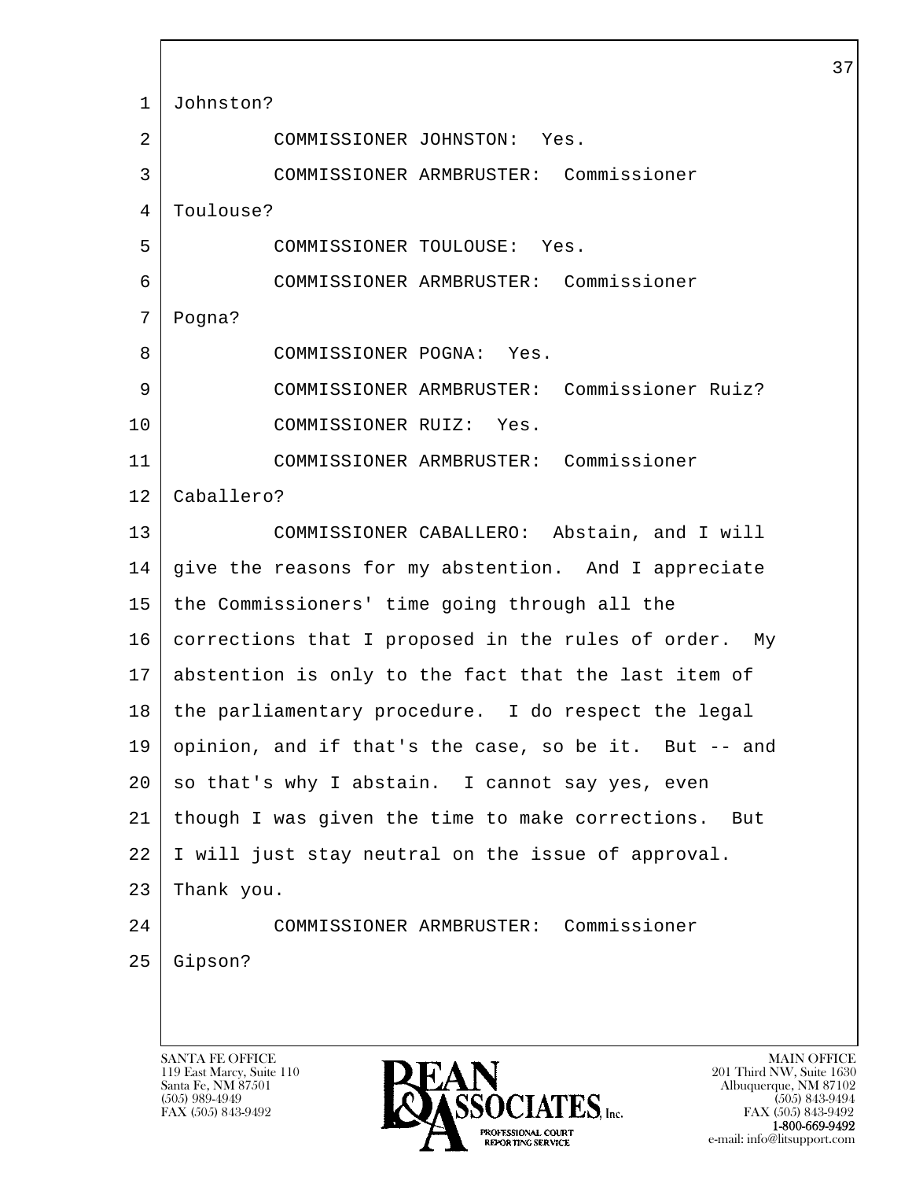Johnston?

COMMISSIONER JOHNSTON: Yes.

COMMISSIONER ARMBRUSTER: Commissioner Toulouse?

COMMISSIONER TOULOUSE: Yes.

COMMISSIONER ARMBRUSTER: Commissioner Pogna?

COMMISSIONER POGNA: Yes.

COMMISSIONER ARMBRUSTER: Commissioner Ruiz?

COMMISSIONER RUIZ: Yes.

COMMISSIONER ARMBRUSTER: Commissioner Caballero?

COMMISSIONER CABALLERO: Abstain, and I will give the reasons for my abstention. And I appreciate the Commissioners' time going through all the corrections that I proposed in the rules of order. My abstention is only to the fact that the last item of the parliamentary procedure. I do respect the legal opinion, and if that's the case, so be it. But -- and so that's why I abstain. I cannot say yes, even though I was given the time to make corrections. But I will just stay neutral on the issue of approval. Thank you.

COMMISSIONER ARMBRUSTER: Commissioner Gipson?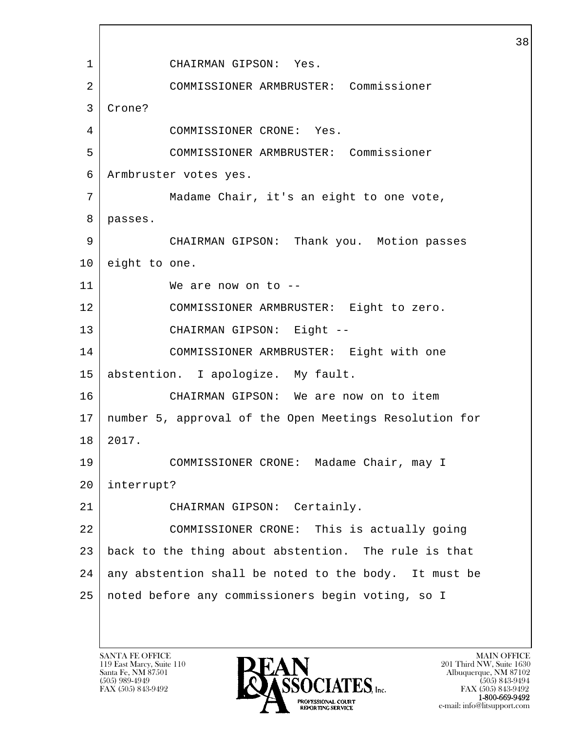CHAIRMAN GIPSON: Yes.

COMMISSIONER ARMBRUSTER: Commissioner Crone?

COMMISSIONER CRONE: Yes.

COMMISSIONER ARMBRUSTER: Commissioner Armbruster votes yes.

Madame Chair, it's an eight to one vote, passes.

CHAIRMAN GIPSON: Thank you. Motion passes eight to one.

We are now on to --

COMMISSIONER ARMBRUSTER: Eight to zero.

CHAIRMAN GIPSON: Eight --

COMMISSIONER ARMBRUSTER: Eight with one abstention. I apologize. My fault.

CHAIRMAN GIPSON: We are now on to item number 5, approval of the Open Meetings Resolution for 2017.

COMMISSIONER CRONE: Madame Chair, may I interrupt?

CHAIRMAN GIPSON: Certainly.

COMMISSIONER CRONE: This is actually going back to the thing about abstention. The rule is that any abstention shall be noted to the body. It must be noted before any commissioners begin voting, so I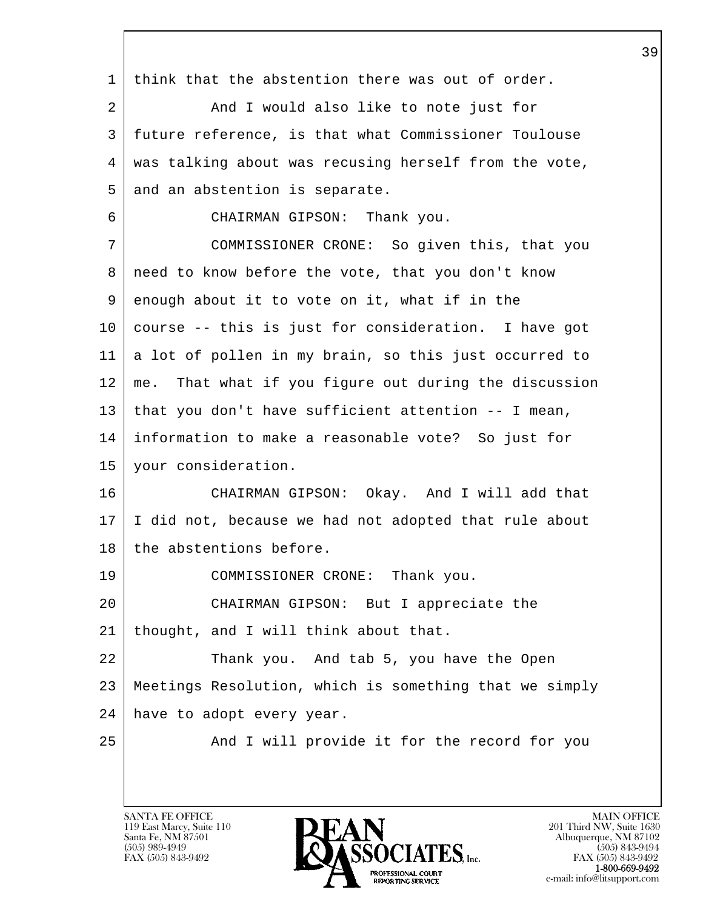think that the abstention there was out of order.

And I would also like to note just for future reference, is that what Commissioner Toulouse was talking about was recusing herself from the vote, and an abstention is separate.

CHAIRMAN GIPSON: Thank you.

COMMISSIONER CRONE: So given this, that you need to know before the vote, that you don't know enough about it to vote on it, what if in the course -- this is just for consideration. I have got a lot of pollen in my brain, so this just occurred to me. That what if you figure out during the discussion that you don't have sufficient attention -- I mean, information to make a reasonable vote? So just for your consideration.

CHAIRMAN GIPSON: Okay. And I will add that I did not, because we had not adopted that rule about the abstentions before.

COMMISSIONER CRONE: Thank you.

CHAIRMAN GIPSON: But I appreciate the thought, and I will think about that.

Thank you. And tab 5, you have the Open Meetings Resolution, which is something that we simply have to adopt every year.

And I will provide it for the record for you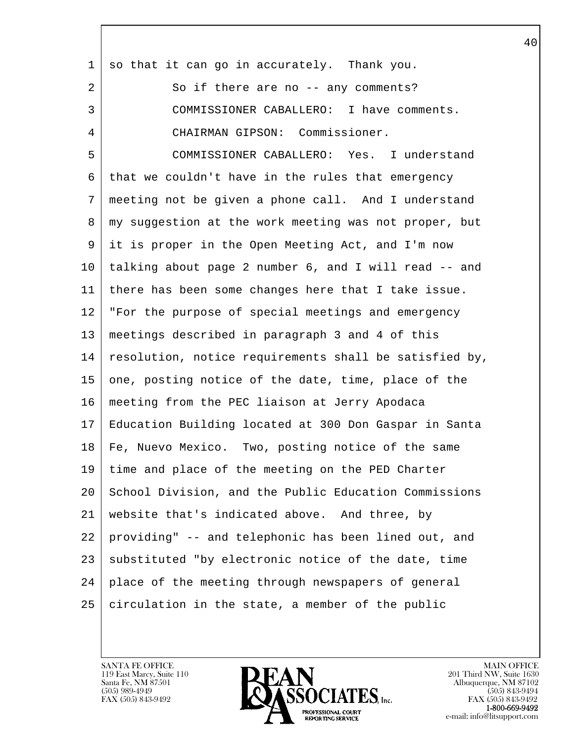1 so that it can go in accurately. Thank you.

2 So if there are no -- any comments?

3 COMMISSIONER CABALLERO: I have comments.

4 CHAIRMAN GIPSON: Commissioner.

5 COMMISSIONER CABALLERO: Yes. I understand
6 that we couldn't have in the rules that emergency
7 meeting not be given a phone call. And I understand
8 my suggestion at the work meeting was not proper, but
9 it is proper in the Open Meeting Act, and I'm now
10 talking about page 2 number 6, and I will read -- and
11 there has been some changes here that I take issue.
12 "For the purpose of special meetings and emergency
13 meetings described in paragraph 3 and 4 of this
14 resolution, notice requirements shall be satisfied by,
15 one, posting notice of the date, time, place of the
16 meeting from the PEC liaison at Jerry Apodaca
17 Education Building located at 300 Don Gaspar in Santa
18 Fe, Nuevo Mexico. Two, posting notice of the same
19 time and place of the meeting on the PED Charter
20 School Division, and the Public Education Commissions
21 website that's indicated above. And three, by
22 providing" -- and telephonic has been lined out, and
23 substituted "by electronic notice of the date, time
24 place of the meeting through newspapers of general
25 circulation in the state, a member of the public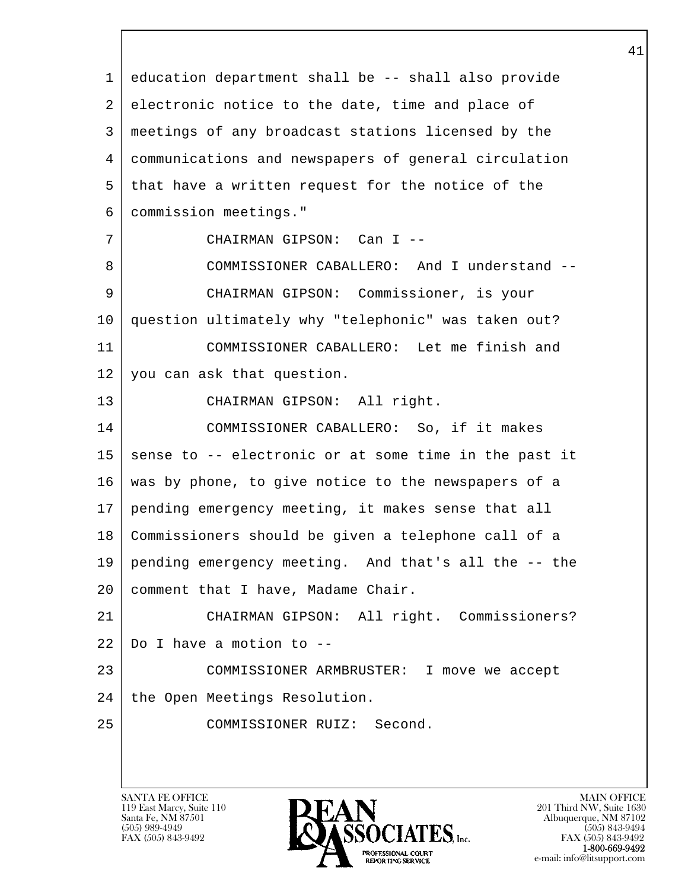education department shall be -- shall also provide electronic notice to the date, time and place of meetings of any broadcast stations licensed by the communications and newspapers of general circulation that have a written request for the notice of the commission meetings."

CHAIRMAN GIPSON: Can I --

COMMISSIONER CABALLERO: And I understand --

CHAIRMAN GIPSON: Commissioner, is your question ultimately why "telephonic" was taken out?

COMMISSIONER CABALLERO: Let me finish and you can ask that question.

CHAIRMAN GIPSON: All right.

COMMISSIONER CABALLERO: So, if it makes sense to -- electronic or at some time in the past it was by phone, to give notice to the newspapers of a pending emergency meeting, it makes sense that all Commissioners should be given a telephone call of a pending emergency meeting. And that's all the -- the comment that I have, Madame Chair.

CHAIRMAN GIPSON: All right. Commissioners? Do I have a motion to --

COMMISSIONER ARMBRUSTER: I move we accept the Open Meetings Resolution.

COMMISSIONER RUIZ: Second.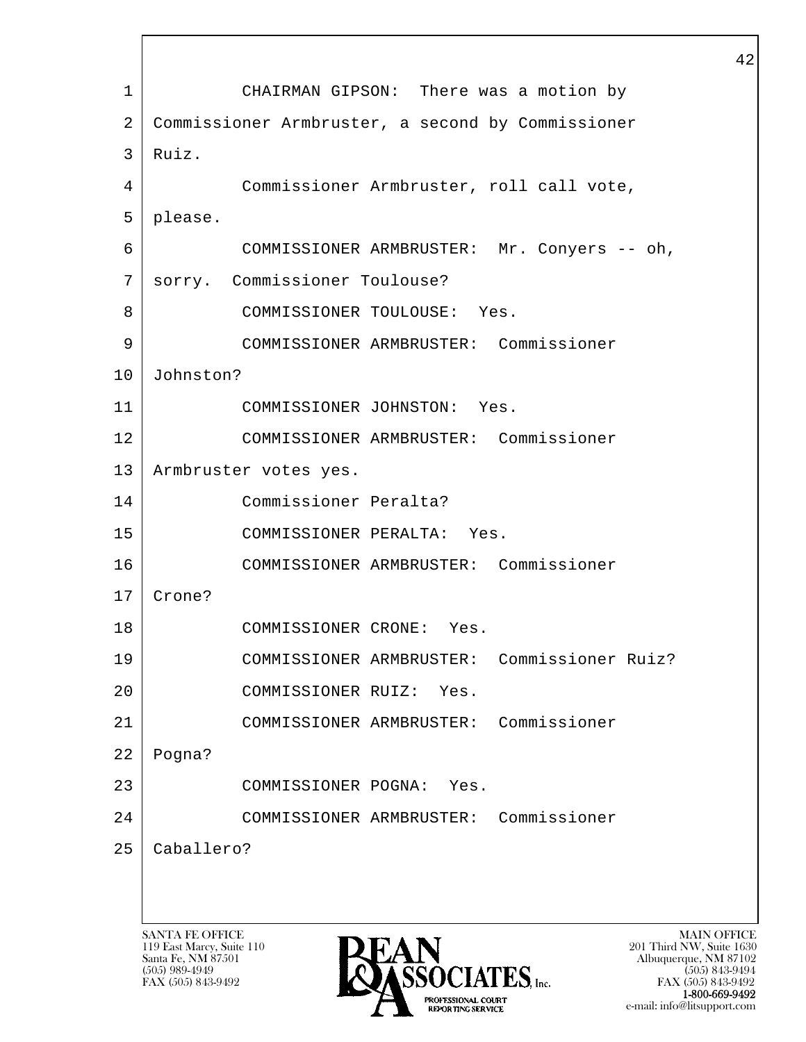CHAIRMAN GIPSON: There was a motion by Commissioner Armbruster, a second by Commissioner Ruiz.

Commissioner Armbruster, roll call vote, please.

COMMISSIONER ARMBRUSTER: Mr. Conyers -- oh, sorry. Commissioner Toulouse?

COMMISSIONER TOULOUSE: Yes.

COMMISSIONER ARMBRUSTER: Commissioner Johnston?

COMMISSIONER JOHNSTON: Yes.

COMMISSIONER ARMBRUSTER: Commissioner Armbruster votes yes.

Commissioner Peralta?

COMMISSIONER PERALTA: Yes.

COMMISSIONER ARMBRUSTER: Commissioner Crone?

COMMISSIONER CRONE: Yes.

COMMISSIONER ARMBRUSTER: Commissioner Ruiz?

COMMISSIONER RUIZ: Yes.

COMMISSIONER ARMBRUSTER: Commissioner Pogna?

COMMISSIONER POGNA: Yes.

COMMISSIONER ARMBRUSTER: Commissioner Caballero?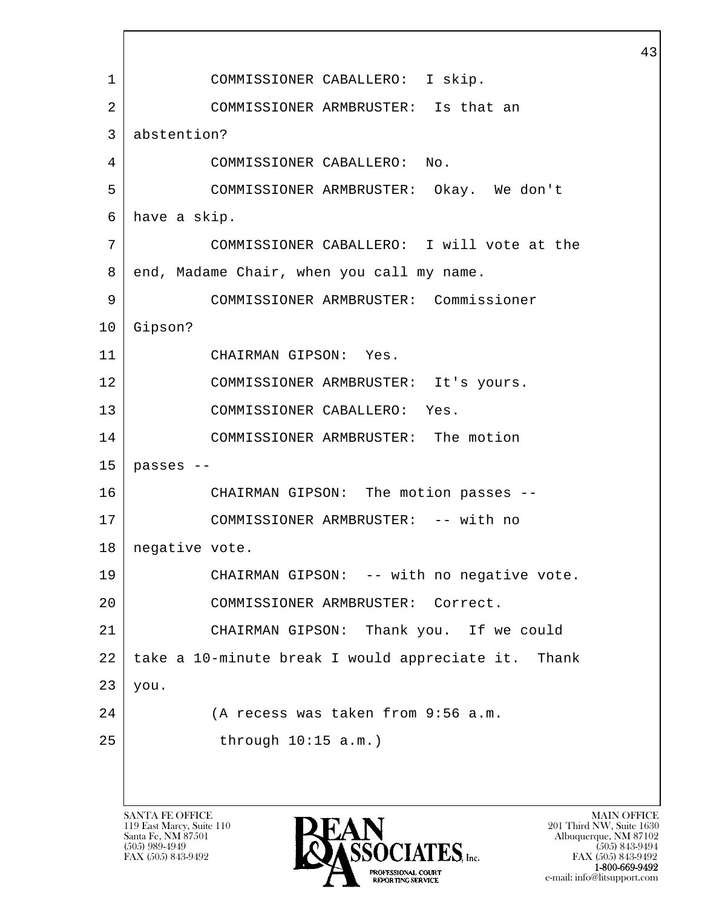COMMISSIONER CABALLERO: I skip.

COMMISSIONER ARMBRUSTER: Is that an abstention?

COMMISSIONER CABALLERO: No.

COMMISSIONER ARMBRUSTER: Okay. We don't have a skip.

COMMISSIONER CABALLERO: I will vote at the end, Madame Chair, when you call my name.

COMMISSIONER ARMBRUSTER: Commissioner Gipson?

CHAIRMAN GIPSON: Yes.

COMMISSIONER ARMBRUSTER: It's yours.

COMMISSIONER CABALLERO: Yes.

COMMISSIONER ARMBRUSTER: The motion passes --

CHAIRMAN GIPSON: The motion passes --

COMMISSIONER ARMBRUSTER: -- with no negative vote.

CHAIRMAN GIPSON: -- with no negative vote.

COMMISSIONER ARMBRUSTER: Correct.

CHAIRMAN GIPSON: Thank you. If we could take a 10-minute break I would appreciate it. Thank you.

(A recess was taken from 9:56 a.m. through 10:15 a.m.)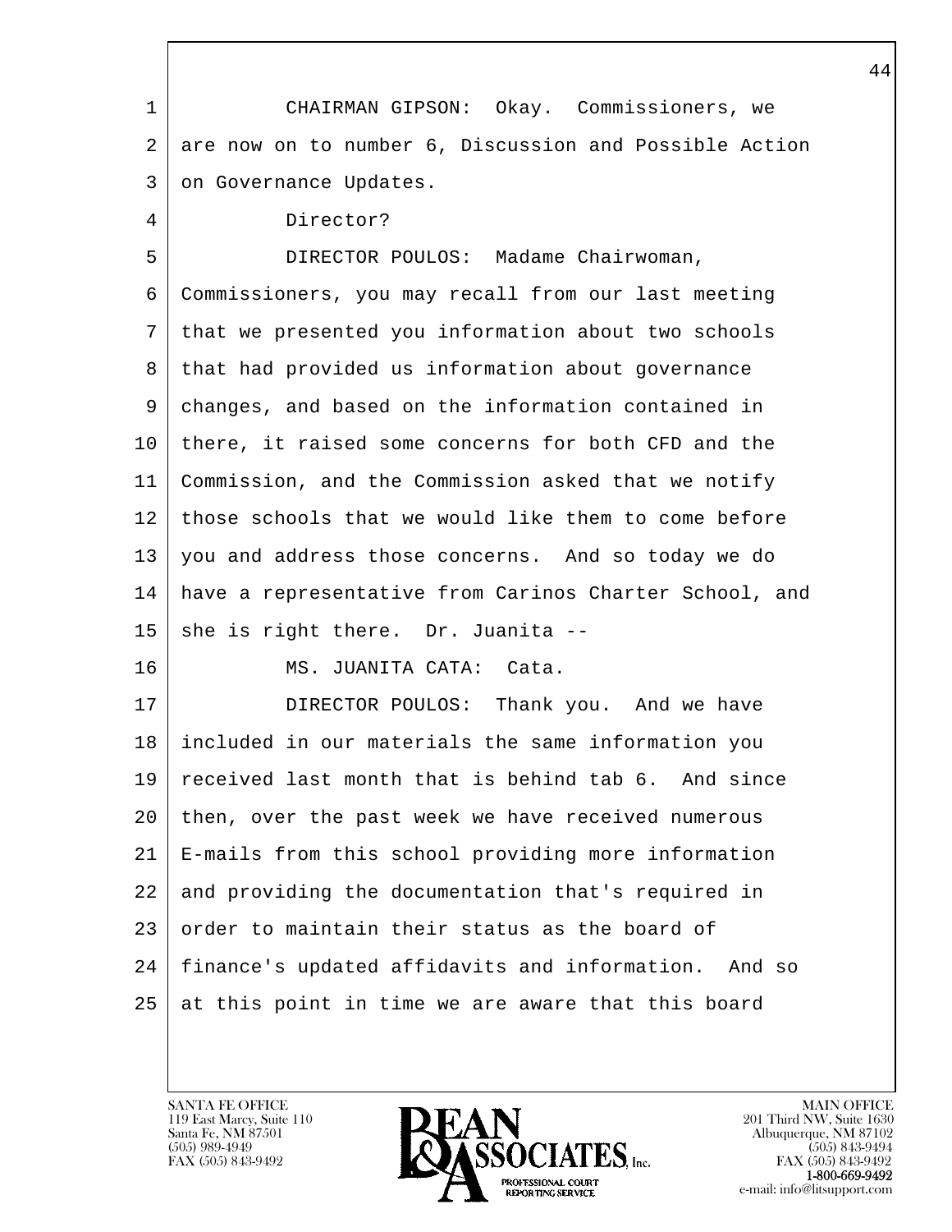CHAIRMAN GIPSON: Okay. Commissioners, we are now on to number 6, Discussion and Possible Action on Governance Updates.

Director?

DIRECTOR POULOS: Madame Chairwoman, Commissioners, you may recall from our last meeting that we presented you information about two schools that had provided us information about governance changes, and based on the information contained in there, it raised some concerns for both CFD and the Commission, and the Commission asked that we notify those schools that we would like them to come before you and address those concerns. And so today we do have a representative from Carinos Charter School, and she is right there. Dr. Juanita --

MS. JUANITA CATA: Cata.

DIRECTOR POULOS: Thank you. And we have included in our materials the same information you received last month that is behind tab 6. And since then, over the past week we have received numerous E-mails from this school providing more information and providing the documentation that's required in order to maintain their status as the board of finance's updated affidavits and information. And so at this point in time we are aware that this board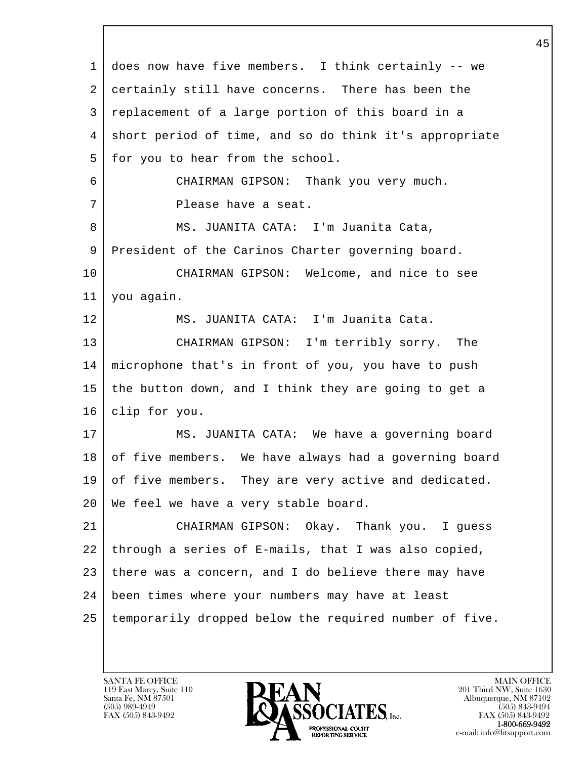does now have five members. I think certainly -- we certainly still have concerns. There has been the replacement of a large portion of this board in a short period of time, and so do think it's appropriate for you to hear from the school.

CHAIRMAN GIPSON: Thank you very much. Please have a seat.

MS. JUANITA CATA: I'm Juanita Cata, President of the Carinos Charter governing board.

CHAIRMAN GIPSON: Welcome, and nice to see you again.

MS. JUANITA CATA: I'm Juanita Cata.

CHAIRMAN GIPSON: I'm terribly sorry. The microphone that's in front of you, you have to push the button down, and I think they are going to get a clip for you.

MS. JUANITA CATA: We have a governing board of five members. We have always had a governing board of five members. They are very active and dedicated. We feel we have a very stable board.

CHAIRMAN GIPSON: Okay. Thank you. I guess through a series of E-mails, that I was also copied, there was a concern, and I do believe there may have been times where your numbers may have at least temporarily dropped below the required number of five.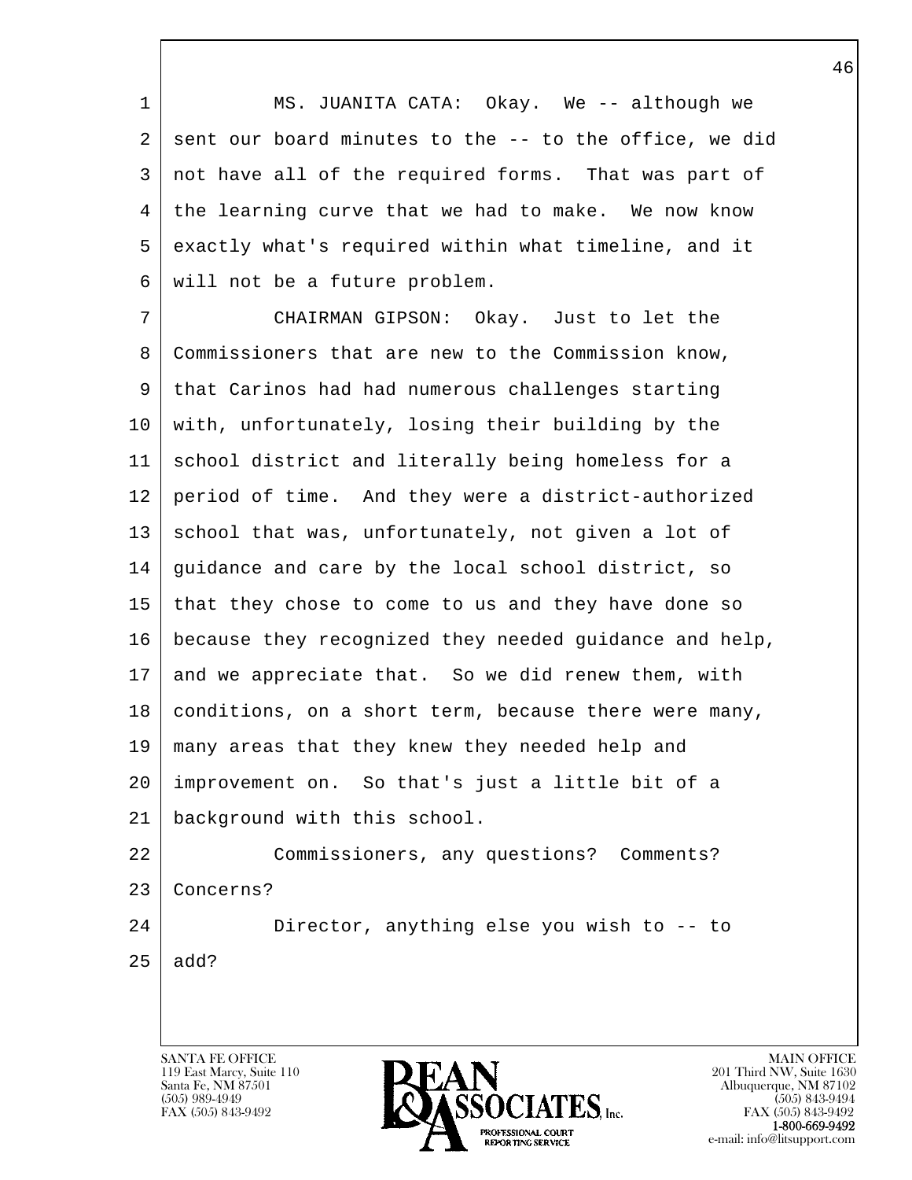MS. JUANITA CATA: Okay. We -- although we sent our board minutes to the -- to the office, we did not have all of the required forms. That was part of the learning curve that we had to make. We now know exactly what's required within what timeline, and it will not be a future problem.

CHAIRMAN GIPSON: Okay. Just to let the Commissioners that are new to the Commission know, that Carinos had had numerous challenges starting with, unfortunately, losing their building by the school district and literally being homeless for a period of time. And they were a district-authorized school that was, unfortunately, not given a lot of guidance and care by the local school district, so that they chose to come to us and they have done so because they recognized they needed guidance and help, and we appreciate that. So we did renew them, with conditions, on a short term, because there were many, many areas that they knew they needed help and improvement on. So that's just a little bit of a background with this school.

Commissioners, any questions? Comments? Concerns?

Director, anything else you wish to -- to add?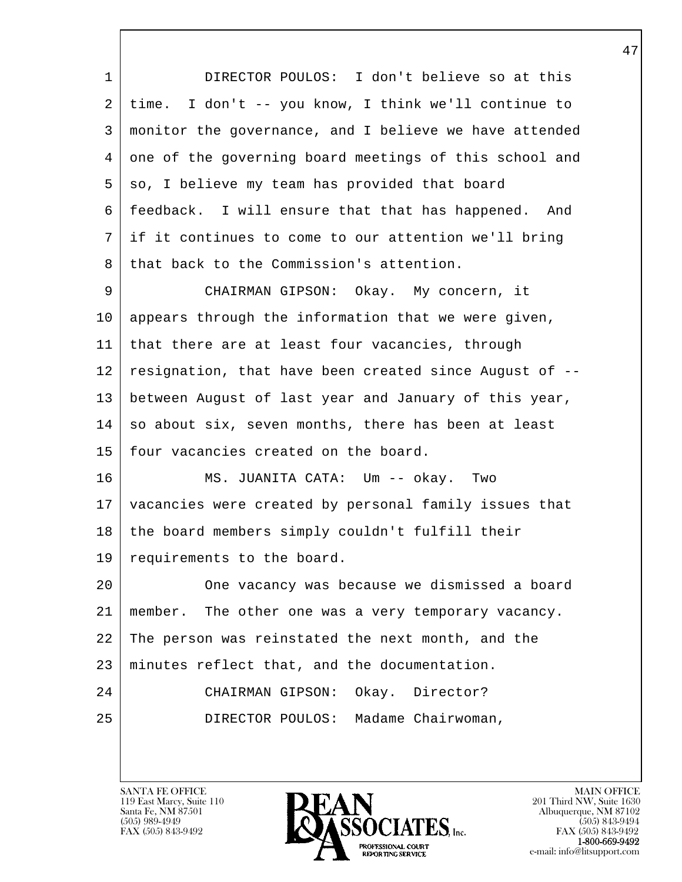DIRECTOR POULOS: I don't believe so at this time. I don't -- you know, I think we'll continue to monitor the governance, and I believe we have attended one of the governing board meetings of this school and so, I believe my team has provided that board feedback. I will ensure that that has happened. And if it continues to come to our attention we'll bring that back to the Commission's attention.

CHAIRMAN GIPSON: Okay. My concern, it appears through the information that we were given, that there are at least four vacancies, through resignation, that have been created since August of -- between August of last year and January of this year, so about six, seven months, there has been at least four vacancies created on the board.

MS. JUANITA CATA: Um -- okay. Two vacancies were created by personal family issues that the board members simply couldn't fulfill their requirements to the board.

One vacancy was because we dismissed a board member. The other one was a very temporary vacancy. The person was reinstated the next month, and the minutes reflect that, and the documentation.

CHAIRMAN GIPSON: Okay. Director?

DIRECTOR POULOS: Madame Chairwoman,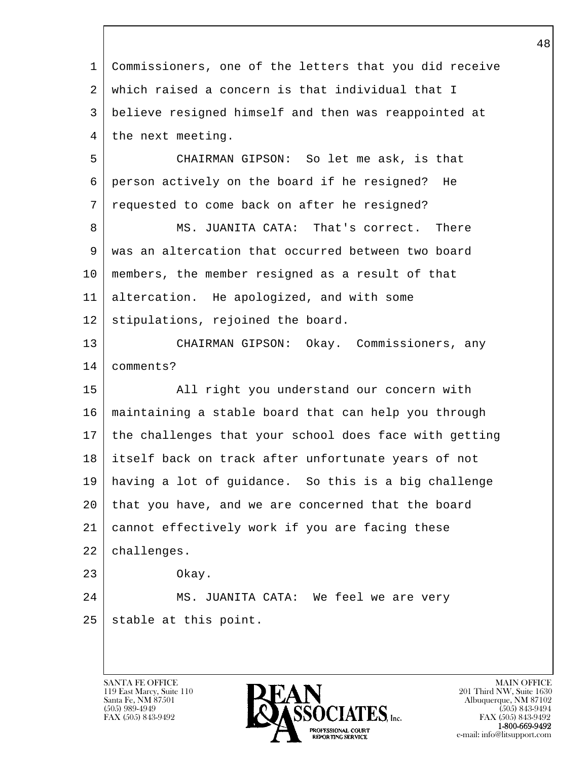Commissioners, one of the letters that you did receive which raised a concern is that individual that I believe resigned himself and then was reappointed at the next meeting.

CHAIRMAN GIPSON: So let me ask, is that person actively on the board if he resigned? He requested to come back on after he resigned?

MS. JUANITA CATA: That's correct. There was an altercation that occurred between two board members, the member resigned as a result of that altercation. He apologized, and with some stipulations, rejoined the board.

CHAIRMAN GIPSON: Okay. Commissioners, any comments?

All right you understand our concern with maintaining a stable board that can help you through the challenges that your school does face with getting itself back on track after unfortunate years of not having a lot of guidance. So this is a big challenge that you have, and we are concerned that the board cannot effectively work if you are facing these challenges.

Okay.

MS. JUANITA CATA: We feel we are very stable at this point.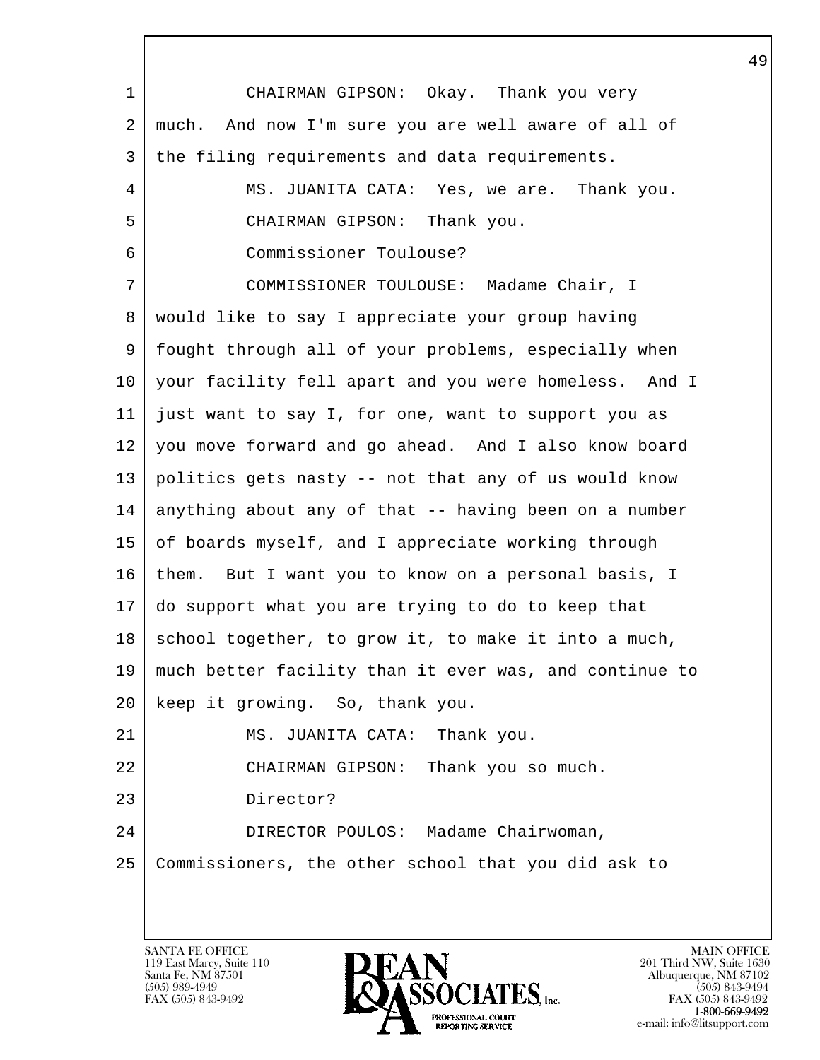CHAIRMAN GIPSON: Okay. Thank you very much. And now I'm sure you are well aware of all of the filing requirements and data requirements.

MS. JUANITA CATA: Yes, we are. Thank you.

CHAIRMAN GIPSON: Thank you.

Commissioner Toulouse?

COMMISSIONER TOULOUSE: Madame Chair, I would like to say I appreciate your group having fought through all of your problems, especially when your facility fell apart and you were homeless. And I just want to say I, for one, want to support you as you move forward and go ahead. And I also know board politics gets nasty -- not that any of us would know anything about any of that -- having been on a number of boards myself, and I appreciate working through them. But I want you to know on a personal basis, I do support what you are trying to do to keep that school together, to grow it, to make it into a much, much better facility than it ever was, and continue to keep it growing. So, thank you.

MS. JUANITA CATA: Thank you.

CHAIRMAN GIPSON: Thank you so much.

Director?

DIRECTOR POULOS: Madame Chairwoman, Commissioners, the other school that you did ask to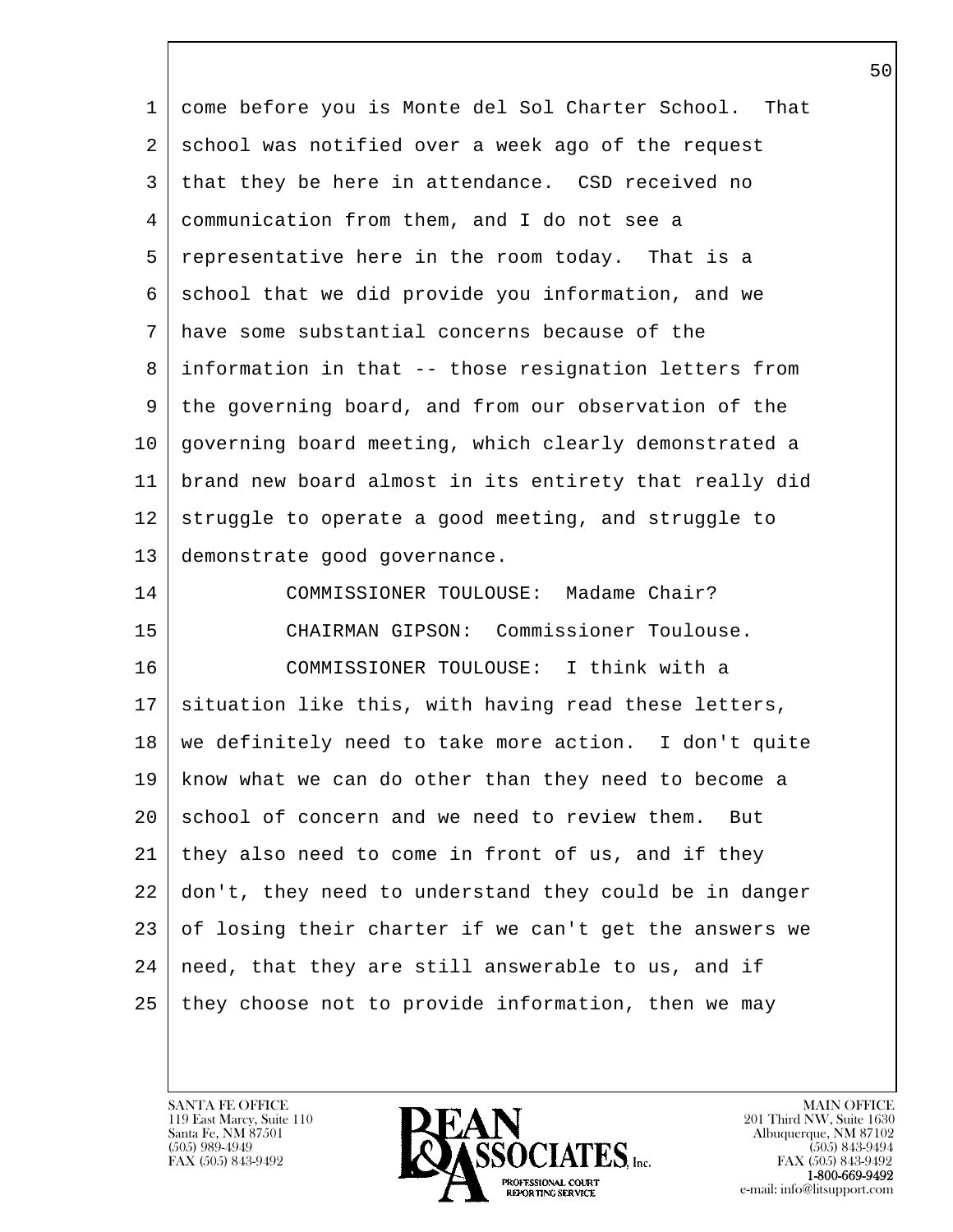come before you is Monte del Sol Charter School. That school was notified over a week ago of the request that they be here in attendance. CSD received no communication from them, and I do not see a representative here in the room today. That is a school that we did provide you information, and we have some substantial concerns because of the information in that -- those resignation letters from the governing board, and from our observation of the governing board meeting, which clearly demonstrated a brand new board almost in its entirety that really did struggle to operate a good meeting, and struggle to demonstrate good governance.

COMMISSIONER TOULOUSE: Madame Chair?

CHAIRMAN GIPSON: Commissioner Toulouse.

COMMISSIONER TOULOUSE: I think with a situation like this, with having read these letters, we definitely need to take more action. I don't quite know what we can do other than they need to become a school of concern and we need to review them. But they also need to come in front of us, and if they don't, they need to understand they could be in danger of losing their charter if we can't get the answers we need, that they are still answerable to us, and if they choose not to provide information, then we may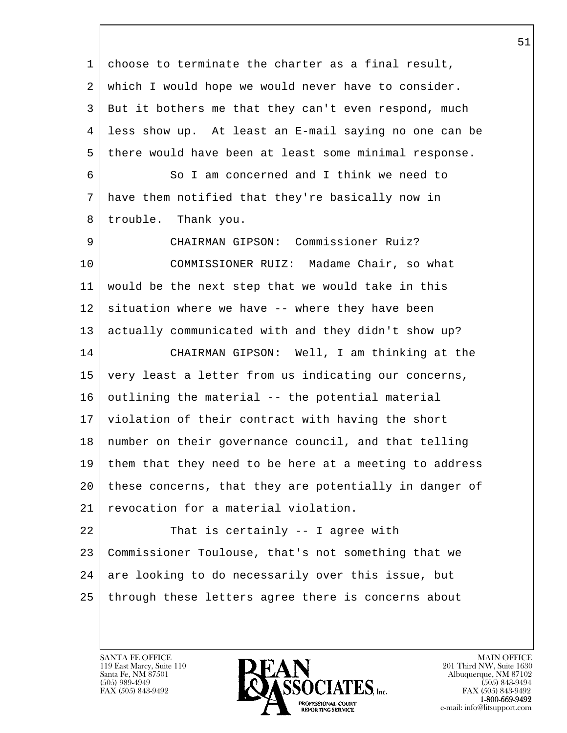choose to terminate the charter as a final result, which I would hope we would never have to consider. But it bothers me that they can't even respond, much less show up. At least an E-mail saying no one can be there would have been at least some minimal response.

So I am concerned and I think we need to have them notified that they're basically now in trouble. Thank you.

CHAIRMAN GIPSON: Commissioner Ruiz?

COMMISSIONER RUIZ: Madame Chair, so what would be the next step that we would take in this situation where we have -- where they have been actually communicated with and they didn't show up?

CHAIRMAN GIPSON: Well, I am thinking at the very least a letter from us indicating our concerns, outlining the material -- the potential material violation of their contract with having the short number on their governance council, and that telling them that they need to be here at a meeting to address these concerns, that they are potentially in danger of revocation for a material violation.

That is certainly -- I agree with Commissioner Toulouse, that's not something that we are looking to do necessarily over this issue, but through these letters agree there is concerns about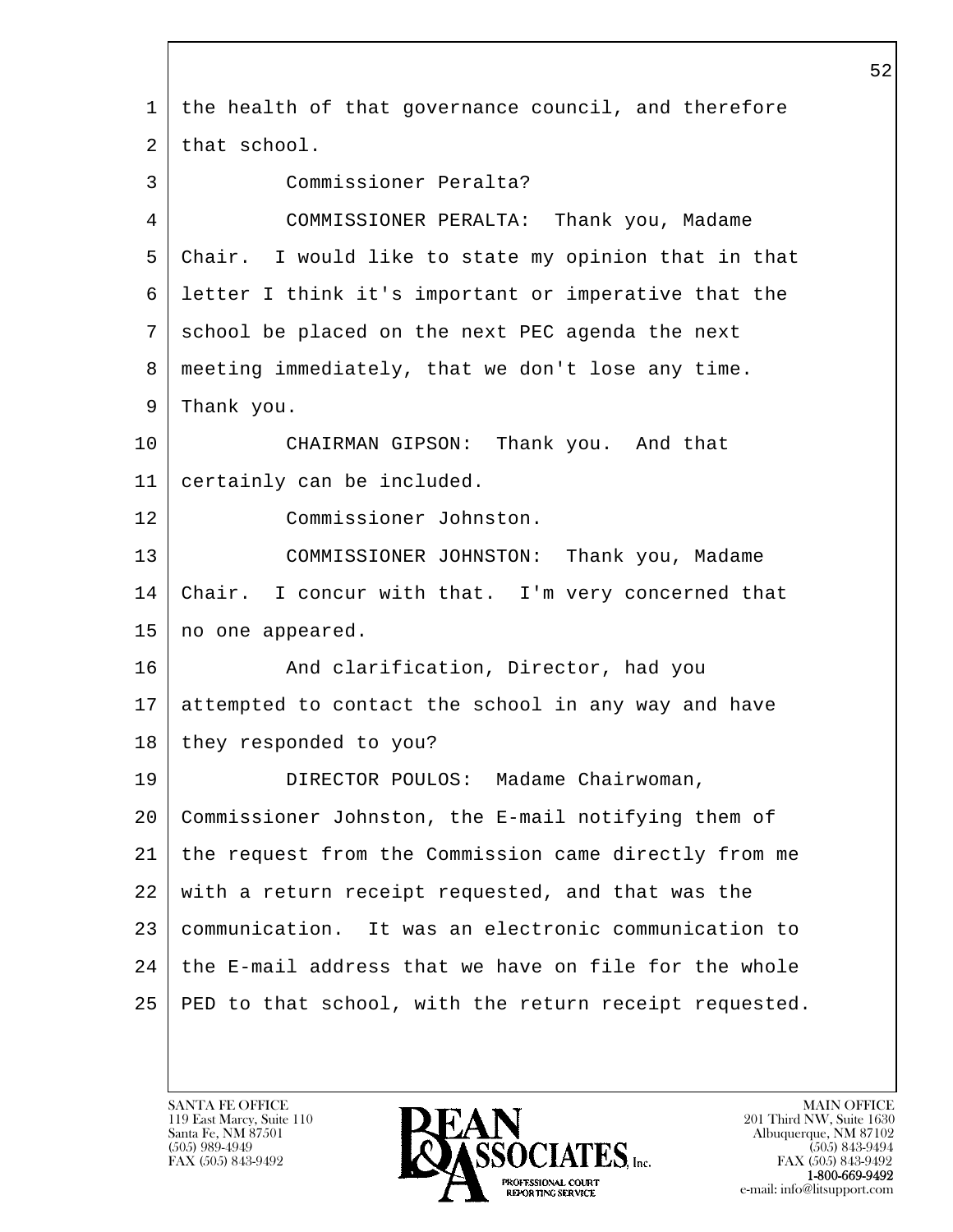the health of that governance council, and therefore that school.

Commissioner Peralta?

COMMISSIONER PERALTA: Thank you, Madame Chair. I would like to state my opinion that in that letter I think it's important or imperative that the school be placed on the next PEC agenda the next meeting immediately, that we don't lose any time. Thank you.

CHAIRMAN GIPSON: Thank you. And that certainly can be included.

Commissioner Johnston.

COMMISSIONER JOHNSTON: Thank you, Madame Chair. I concur with that. I'm very concerned that no one appeared.

And clarification, Director, had you attempted to contact the school in any way and have they responded to you?

DIRECTOR POULOS: Madame Chairwoman, Commissioner Johnston, the E-mail notifying them of the request from the Commission came directly from me with a return receipt requested, and that was the communication. It was an electronic communication to the E-mail address that we have on file for the whole PED to that school, with the return receipt requested.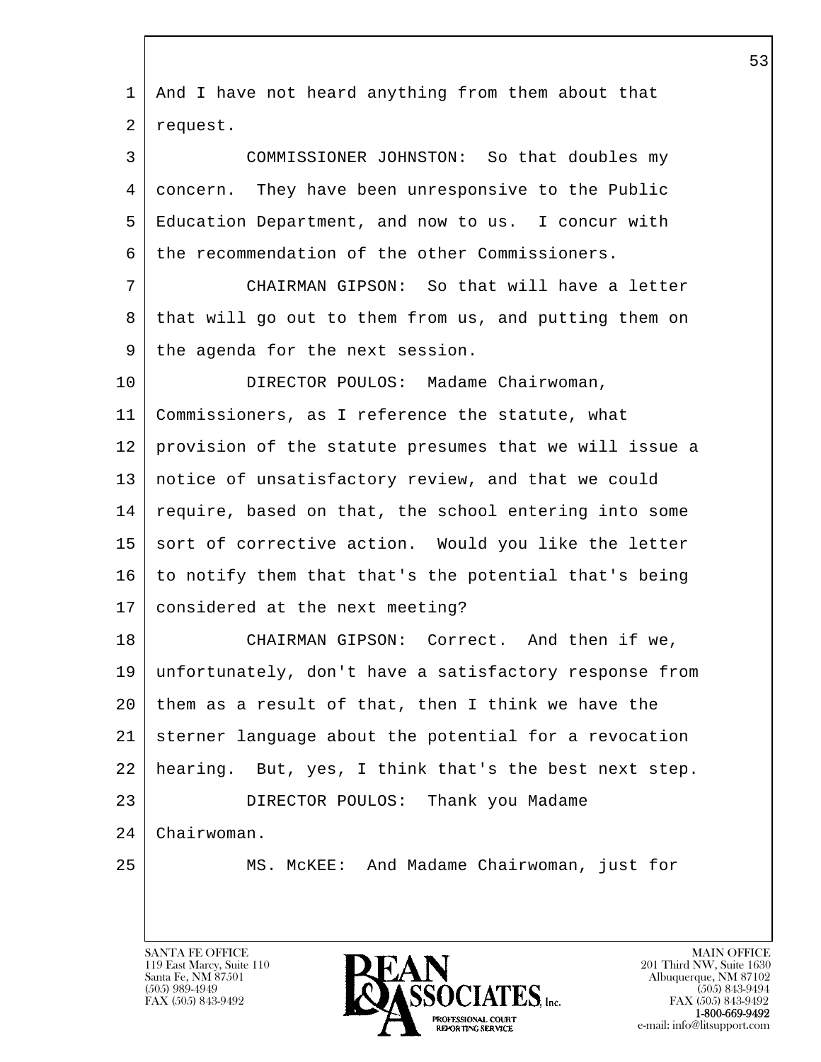And I have not heard anything from them about that request.

COMMISSIONER JOHNSTON: So that doubles my concern. They have been unresponsive to the Public Education Department, and now to us. I concur with the recommendation of the other Commissioners.

CHAIRMAN GIPSON: So that will have a letter that will go out to them from us, and putting them on the agenda for the next session.

DIRECTOR POULOS: Madame Chairwoman, Commissioners, as I reference the statute, what provision of the statute presumes that we will issue a notice of unsatisfactory review, and that we could require, based on that, the school entering into some sort of corrective action. Would you like the letter to notify them that that's the potential that's being considered at the next meeting?

CHAIRMAN GIPSON: Correct. And then if we, unfortunately, don't have a satisfactory response from them as a result of that, then I think we have the sterner language about the potential for a revocation hearing. But, yes, I think that's the best next step.

DIRECTOR POULOS: Thank you Madame Chairwoman.

MS. McKEE: And Madame Chairwoman, just for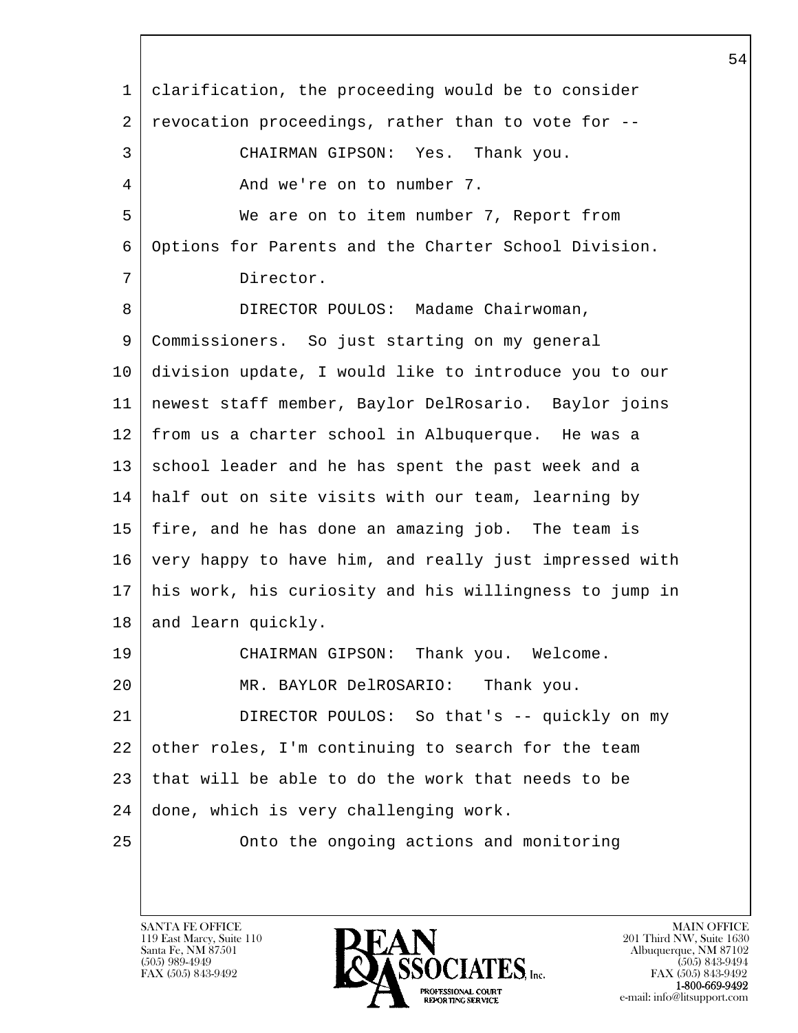clarification, the proceeding would be to consider revocation proceedings, rather than to vote for --

CHAIRMAN GIPSON: Yes. Thank you.

And we're on to number 7.

We are on to item number 7, Report from Options for Parents and the Charter School Division.

Director.

DIRECTOR POULOS: Madame Chairwoman, Commissioners. So just starting on my general division update, I would like to introduce you to our newest staff member, Baylor DelRosario. Baylor joins from us a charter school in Albuquerque. He was a school leader and he has spent the past week and a half out on site visits with our team, learning by fire, and he has done an amazing job. The team is very happy to have him, and really just impressed with his work, his curiosity and his willingness to jump in and learn quickly.

CHAIRMAN GIPSON: Thank you. Welcome.

MR. BAYLOR DelROSARIO: Thank you.

DIRECTOR POULOS: So that's -- quickly on my other roles, I'm continuing to search for the team that will be able to do the work that needs to be done, which is very challenging work.

Onto the ongoing actions and monitoring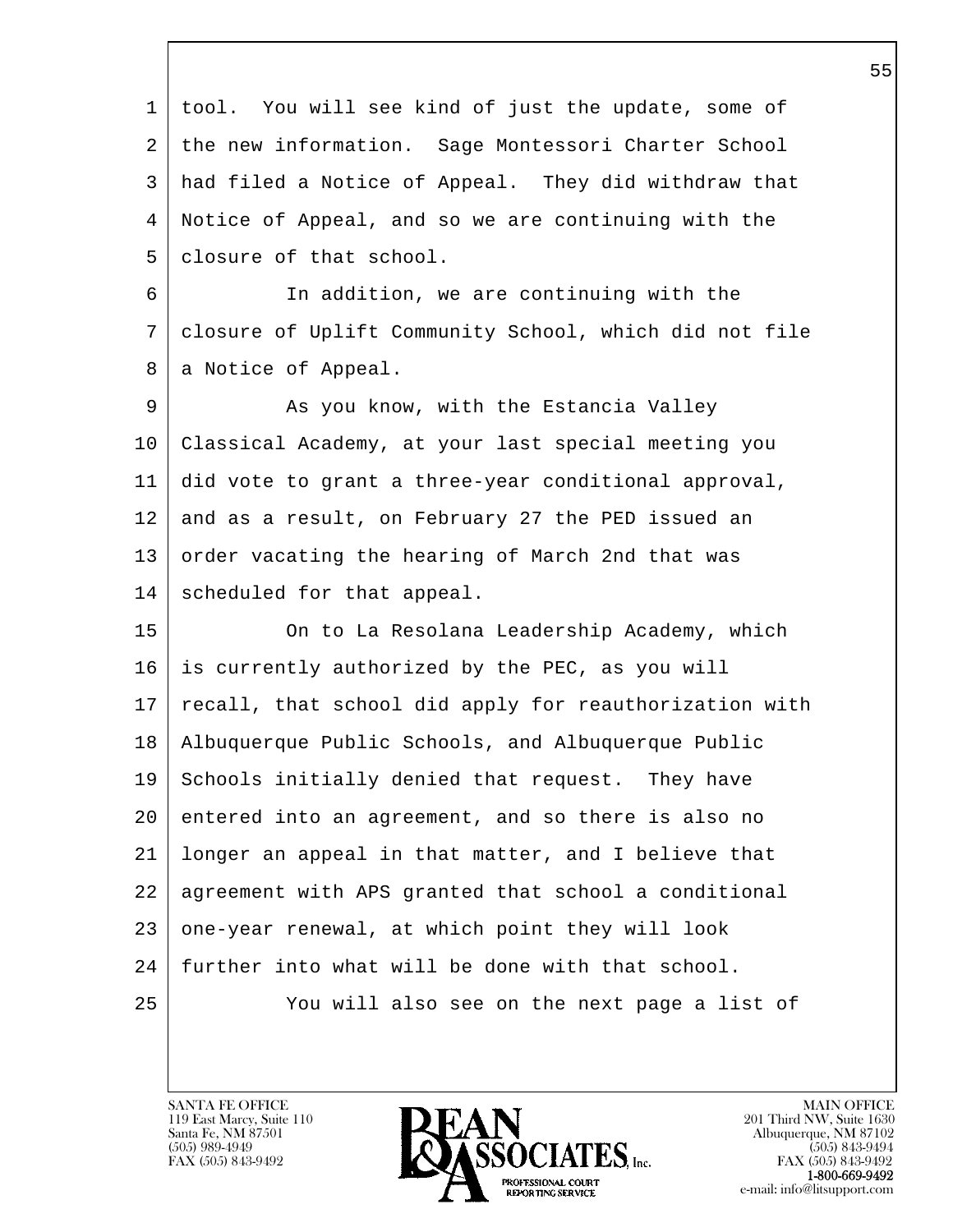1 tool.  You will see kind of just the update, some of
2 the new information.  Sage Montessori Charter School
3 had filed a Notice of Appeal.  They did withdraw that
4 Notice of Appeal, and so we are continuing with the
5 closure of that school.

6          In addition, we are continuing with the
7 closure of Uplift Community School, which did not file
8 a Notice of Appeal.

9          As you know, with the Estancia Valley
10 Classical Academy, at your last special meeting you
11 did vote to grant a three-year conditional approval,
12 and as a result, on February 27 the PED issued an
13 order vacating the hearing of March 2nd that was
14 scheduled for that appeal.

15          On to La Resolana Leadership Academy, which
16 is currently authorized by the PEC, as you will
17 recall, that school did apply for reauthorization with
18 Albuquerque Public Schools, and Albuquerque Public
19 Schools initially denied that request.  They have
20 entered into an agreement, and so there is also no
21 longer an appeal in that matter, and I believe that
22 agreement with APS granted that school a conditional
23 one-year renewal, at which point they will look
24 further into what will be done with that school.

25          You will also see on the next page a list of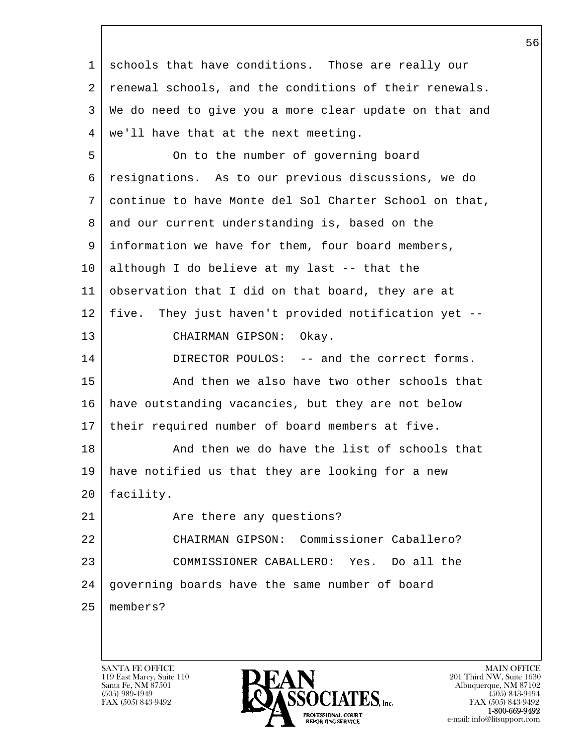schools that have conditions.  Those are really our renewal schools, and the conditions of their renewals. We do need to give you a more clear update on that and we'll have that at the next meeting.

On to the number of governing board resignations.  As to our previous discussions, we do continue to have Monte del Sol Charter School on that, and our current understanding is, based on the information we have for them, four board members, although I do believe at my last -- that the observation that I did on that board, they are at five.  They just haven't provided notification yet --

CHAIRMAN GIPSON:  Okay.

DIRECTOR POULOS:  -- and the correct forms.

And then we also have two other schools that have outstanding vacancies, but they are not below their required number of board members at five.

And then we do have the list of schools that have notified us that they are looking for a new facility.

Are there any questions?

CHAIRMAN GIPSON:  Commissioner Caballero?

COMMISSIONER CABALLERO:  Yes.  Do all the governing boards have the same number of board members?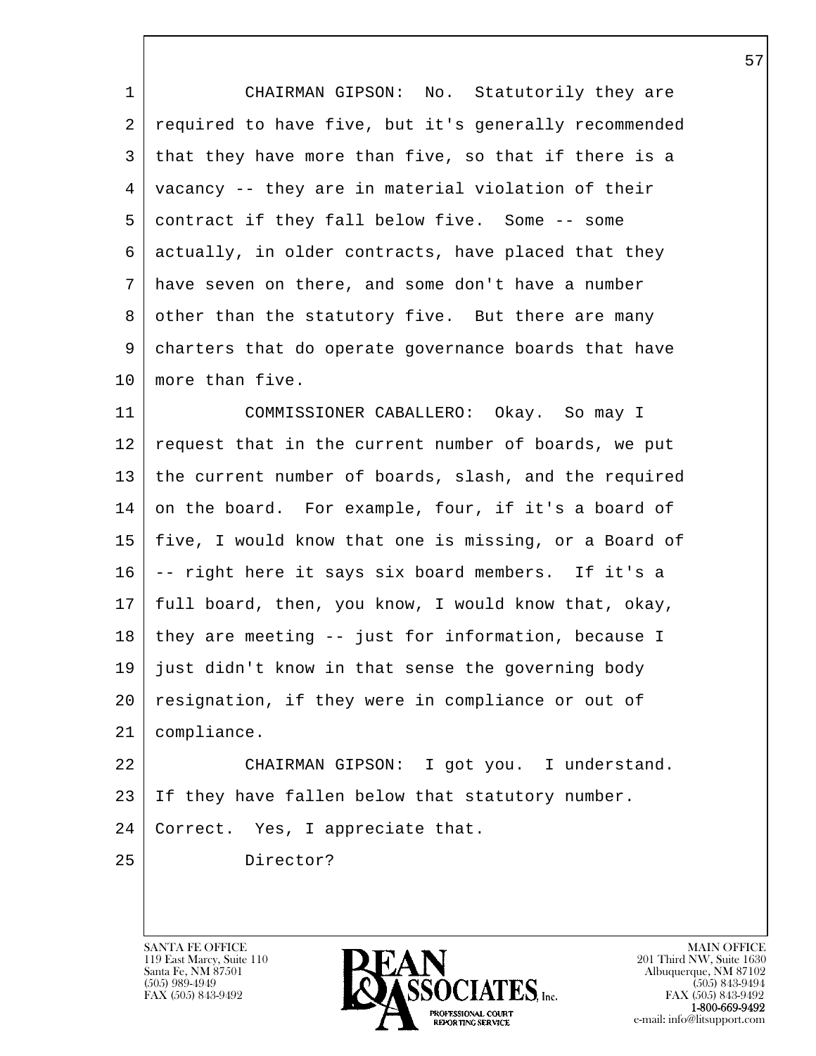CHAIRMAN GIPSON: No. Statutorily they are required to have five, but it's generally recommended that they have more than five, so that if there is a vacancy -- they are in material violation of their contract if they fall below five. Some -- some actually, in older contracts, have placed that they have seven on there, and some don't have a number other than the statutory five. But there are many charters that do operate governance boards that have more than five.

COMMISSIONER CABALLERO: Okay. So may I request that in the current number of boards, we put the current number of boards, slash, and the required on the board. For example, four, if it's a board of five, I would know that one is missing, or a Board of -- right here it says six board members. If it's a full board, then, you know, I would know that, okay, they are meeting -- just for information, because I just didn't know in that sense the governing body resignation, if they were in compliance or out of compliance.

CHAIRMAN GIPSON: I got you. I understand. If they have fallen below that statutory number. Correct. Yes, I appreciate that.

Director?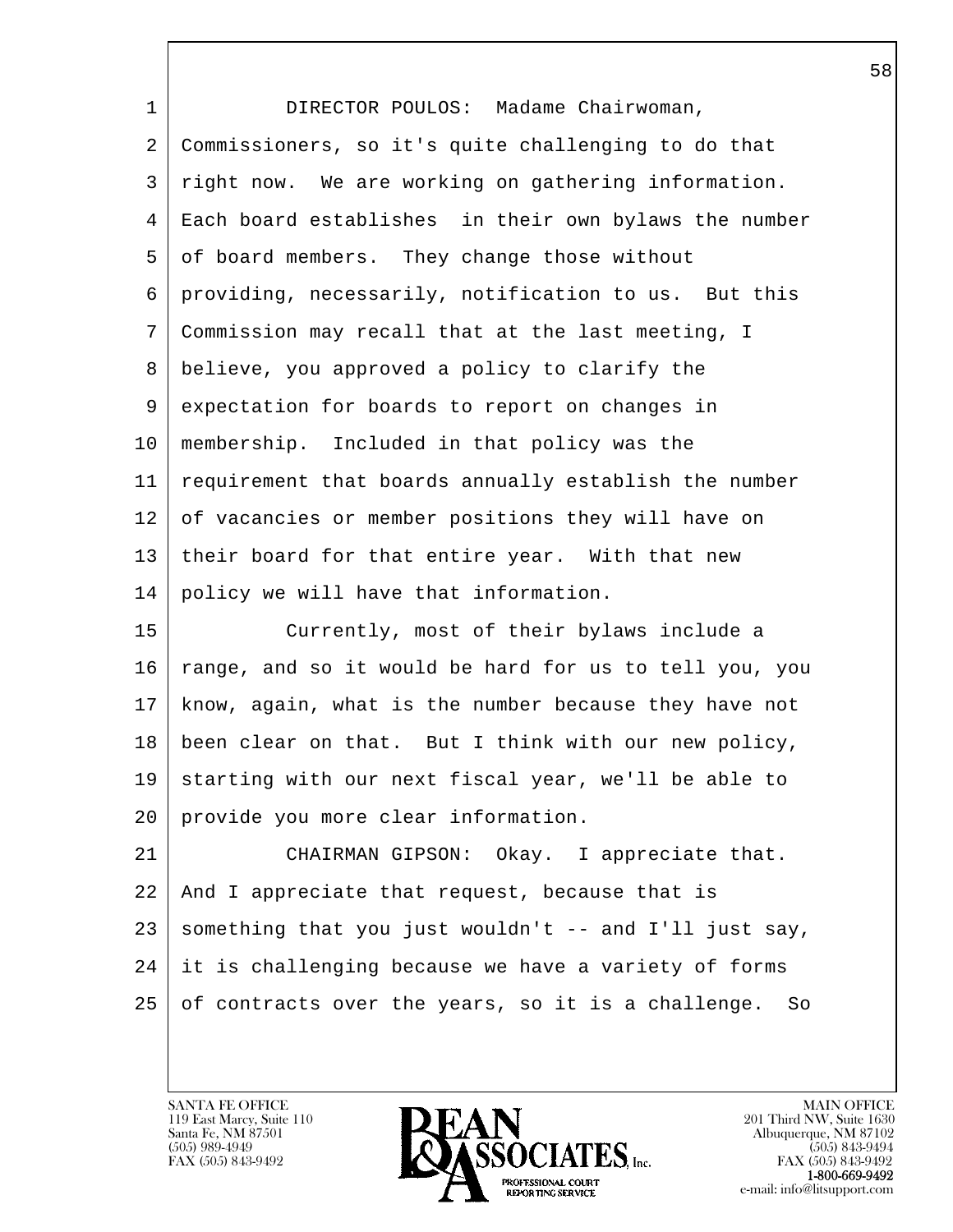DIRECTOR POULOS: Madame Chairwoman, Commissioners, so it's quite challenging to do that right now. We are working on gathering information. Each board establishes in their own bylaws the number of board members. They change those without providing, necessarily, notification to us. But this Commission may recall that at the last meeting, I believe, you approved a policy to clarify the expectation for boards to report on changes in membership. Included in that policy was the requirement that boards annually establish the number of vacancies or member positions they will have on their board for that entire year. With that new policy we will have that information.

Currently, most of their bylaws include a range, and so it would be hard for us to tell you, you know, again, what is the number because they have not been clear on that. But I think with our new policy, starting with our next fiscal year, we'll be able to provide you more clear information.

CHAIRMAN GIPSON: Okay. I appreciate that. And I appreciate that request, because that is something that you just wouldn't -- and I'll just say, it is challenging because we have a variety of forms of contracts over the years, so it is a challenge. So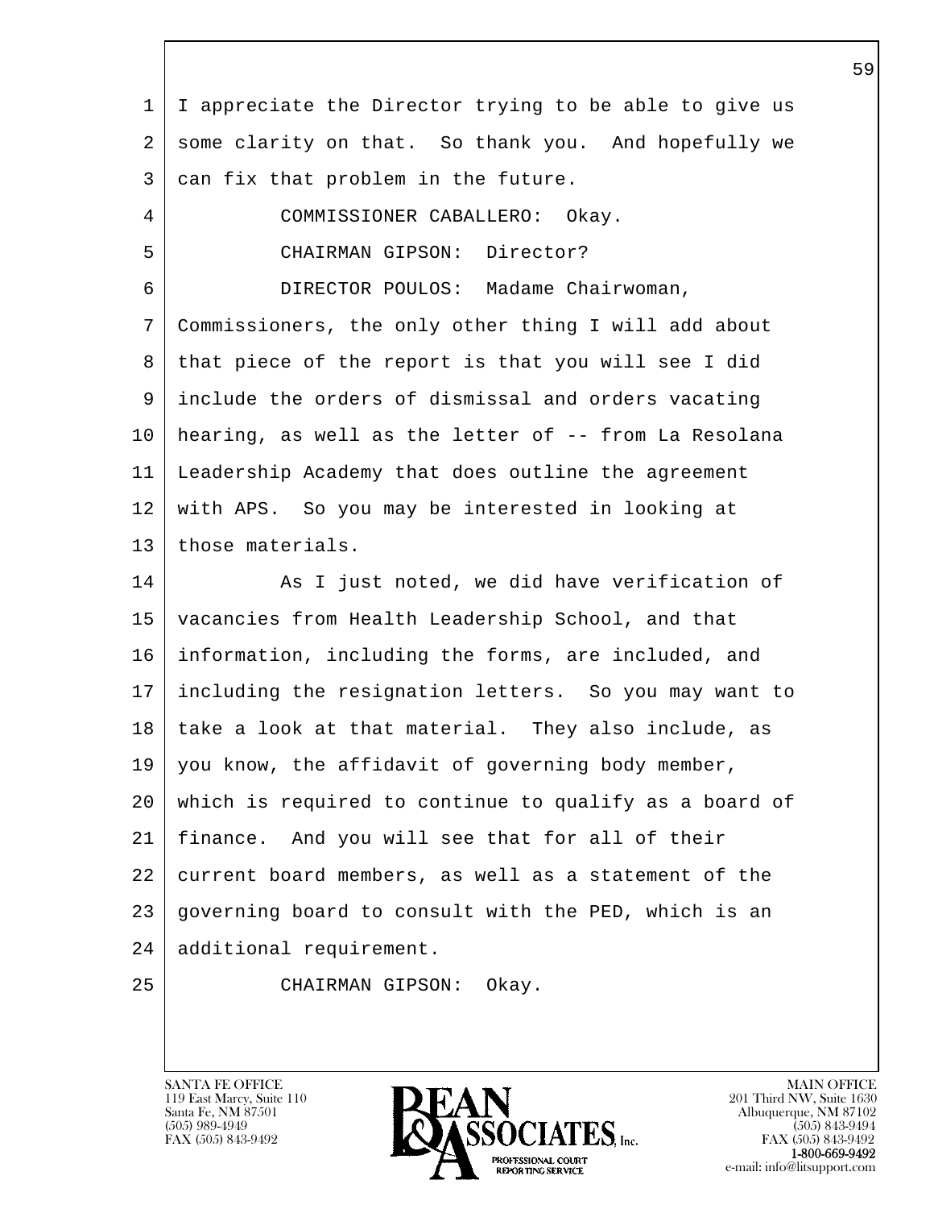I appreciate the Director trying to be able to give us some clarity on that. So thank you. And hopefully we can fix that problem in the future.

COMMISSIONER CABALLERO: Okay.

CHAIRMAN GIPSON: Director?

DIRECTOR POULOS: Madame Chairwoman, Commissioners, the only other thing I will add about that piece of the report is that you will see I did include the orders of dismissal and orders vacating hearing, as well as the letter of -- from La Resolana Leadership Academy that does outline the agreement with APS. So you may be interested in looking at those materials.

As I just noted, we did have verification of vacancies from Health Leadership School, and that information, including the forms, are included, and including the resignation letters. So you may want to take a look at that material. They also include, as you know, the affidavit of governing body member, which is required to continue to qualify as a board of finance. And you will see that for all of their current board members, as well as a statement of the governing board to consult with the PED, which is an additional requirement.

CHAIRMAN GIPSON: Okay.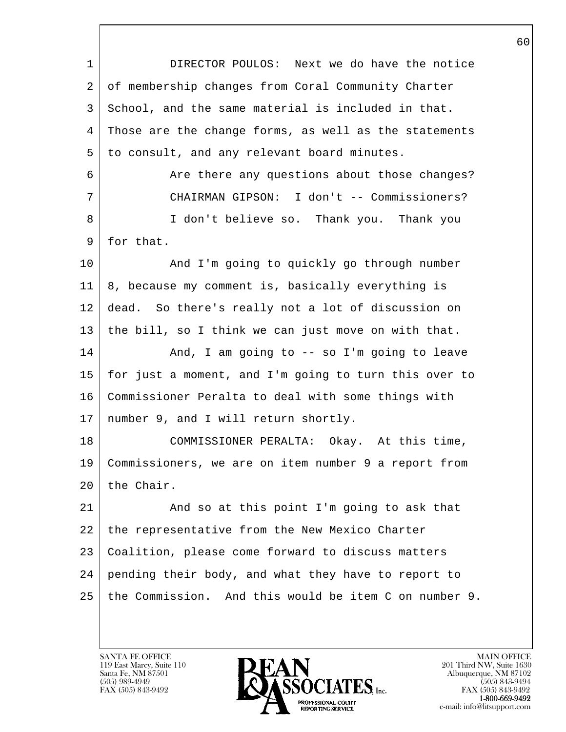1 DIRECTOR POULOS: Next we do have the notice
2 of membership changes from Coral Community Charter
3 School, and the same material is included in that.
4 Those are the change forms, as well as the statements
5 to consult, and any relevant board minutes.
6 Are there any questions about those changes?
7 CHAIRMAN GIPSON: I don't -- Commissioners?
8 I don't believe so. Thank you. Thank you
9 for that.
10 And I'm going to quickly go through number
11 8, because my comment is, basically everything is
12 dead. So there's really not a lot of discussion on
13 the bill, so I think we can just move on with that.
14 And, I am going to -- so I'm going to leave
15 for just a moment, and I'm going to turn this over to
16 Commissioner Peralta to deal with some things with
17 number 9, and I will return shortly.
18 COMMISSIONER PERALTA: Okay. At this time,
19 Commissioners, we are on item number 9 a report from
20 the Chair.
21 And so at this point I'm going to ask that
22 the representative from the New Mexico Charter
23 Coalition, please come forward to discuss matters
24 pending their body, and what they have to report to
25 the Commission. And this would be item C on number 9.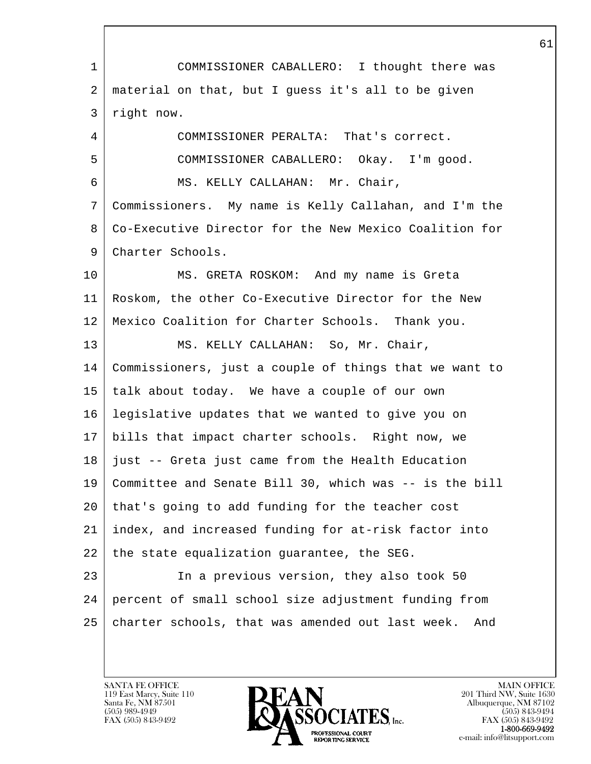COMMISSIONER CABALLERO: I thought there was material on that, but I guess it's all to be given right now.

COMMISSIONER PERALTA: That's correct.

COMMISSIONER CABALLERO: Okay. I'm good.

MS. KELLY CALLAHAN: Mr. Chair, Commissioners. My name is Kelly Callahan, and I'm the Co-Executive Director for the New Mexico Coalition for Charter Schools.

MS. GRETA ROSKOM: And my name is Greta Roskom, the other Co-Executive Director for the New Mexico Coalition for Charter Schools. Thank you.

MS. KELLY CALLAHAN: So, Mr. Chair, Commissioners, just a couple of things that we want to talk about today. We have a couple of our own legislative updates that we wanted to give you on bills that impact charter schools. Right now, we just -- Greta just came from the Health Education Committee and Senate Bill 30, which was -- is the bill that's going to add funding for the teacher cost index, and increased funding for at-risk factor into the state equalization guarantee, the SEG.

In a previous version, they also took 50 percent of small school size adjustment funding from charter schools, that was amended out last week. And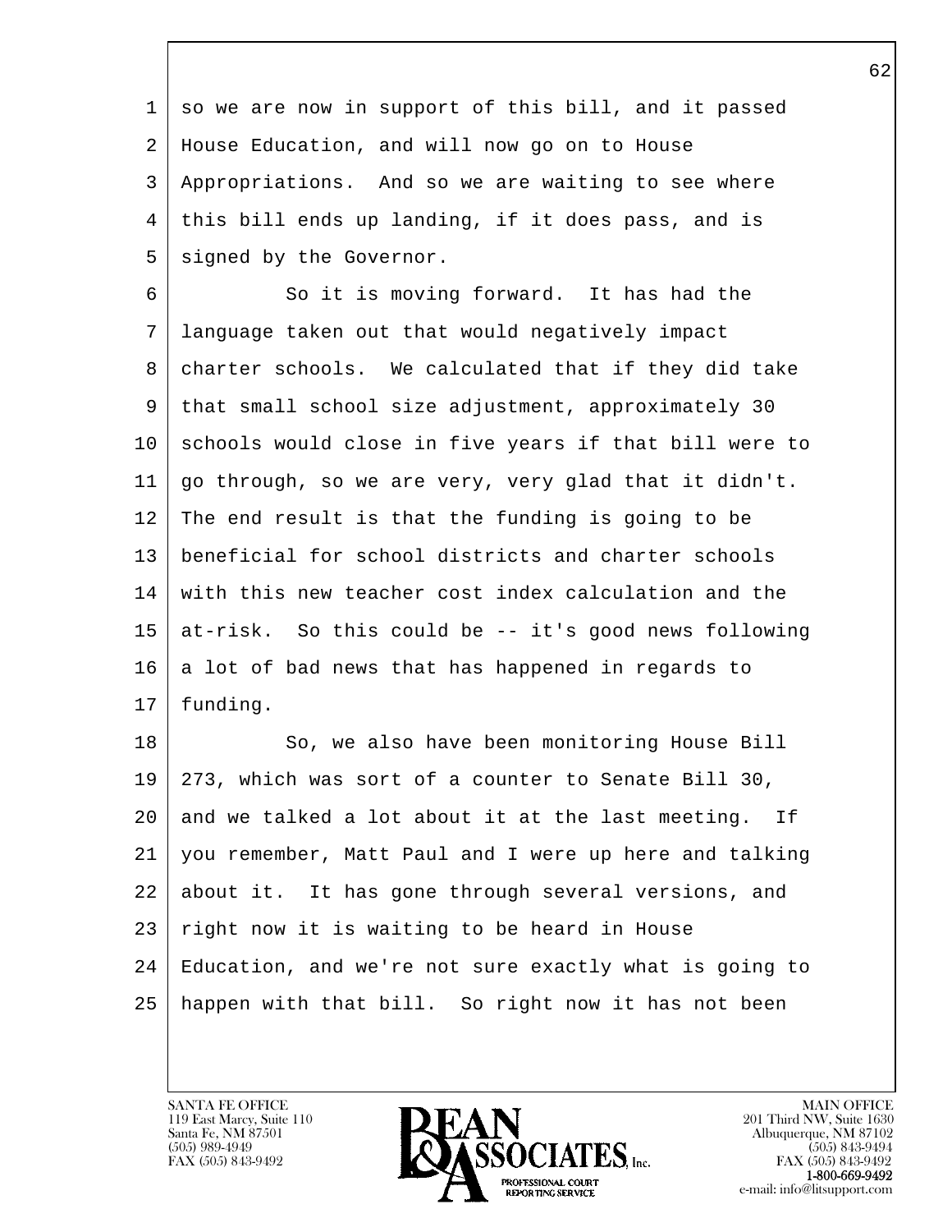so we are now in support of this bill, and it passed House Education, and will now go on to House Appropriations. And so we are waiting to see where this bill ends up landing, if it does pass, and is signed by the Governor.

So it is moving forward. It has had the language taken out that would negatively impact charter schools. We calculated that if they did take that small school size adjustment, approximately 30 schools would close in five years if that bill were to go through, so we are very, very glad that it didn't. The end result is that the funding is going to be beneficial for school districts and charter schools with this new teacher cost index calculation and the at-risk. So this could be -- it's good news following a lot of bad news that has happened in regards to funding.

So, we also have been monitoring House Bill 273, which was sort of a counter to Senate Bill 30, and we talked a lot about it at the last meeting. If you remember, Matt Paul and I were up here and talking about it. It has gone through several versions, and right now it is waiting to be heard in House Education, and we're not sure exactly what is going to happen with that bill. So right now it has not been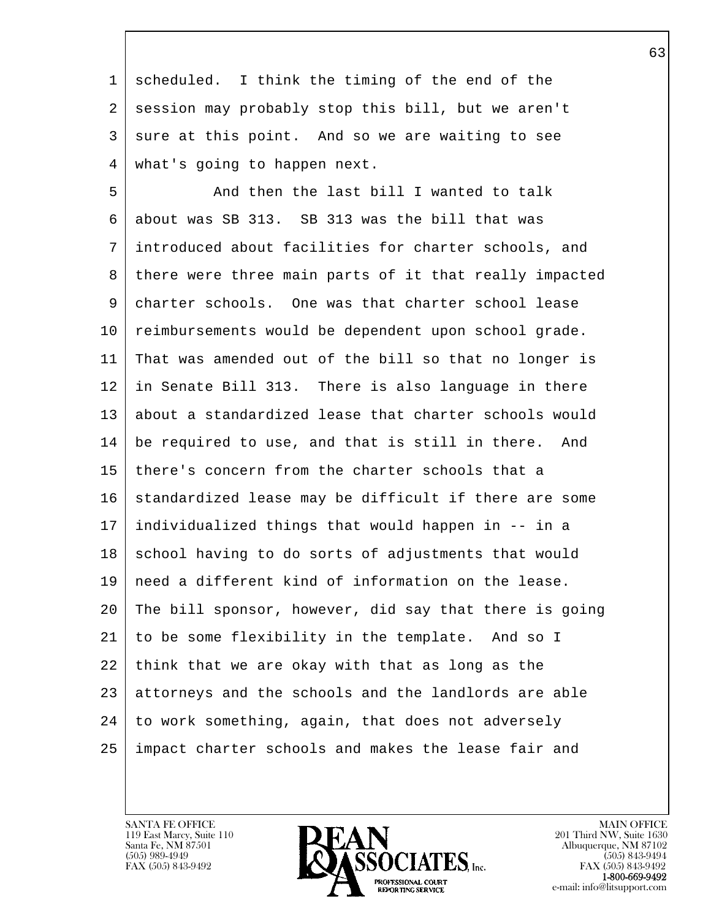scheduled. I think the timing of the end of the session may probably stop this bill, but we aren't sure at this point. And so we are waiting to see what's going to happen next.

And then the last bill I wanted to talk about was SB 313. SB 313 was the bill that was introduced about facilities for charter schools, and there were three main parts of it that really impacted charter schools. One was that charter school lease reimbursements would be dependent upon school grade. That was amended out of the bill so that no longer is in Senate Bill 313. There is also language in there about a standardized lease that charter schools would be required to use, and that is still in there. And there's concern from the charter schools that a standardized lease may be difficult if there are some individualized things that would happen in -- in a school having to do sorts of adjustments that would need a different kind of information on the lease. The bill sponsor, however, did say that there is going to be some flexibility in the template. And so I think that we are okay with that as long as the attorneys and the schools and the landlords are able to work something, again, that does not adversely impact charter schools and makes the lease fair and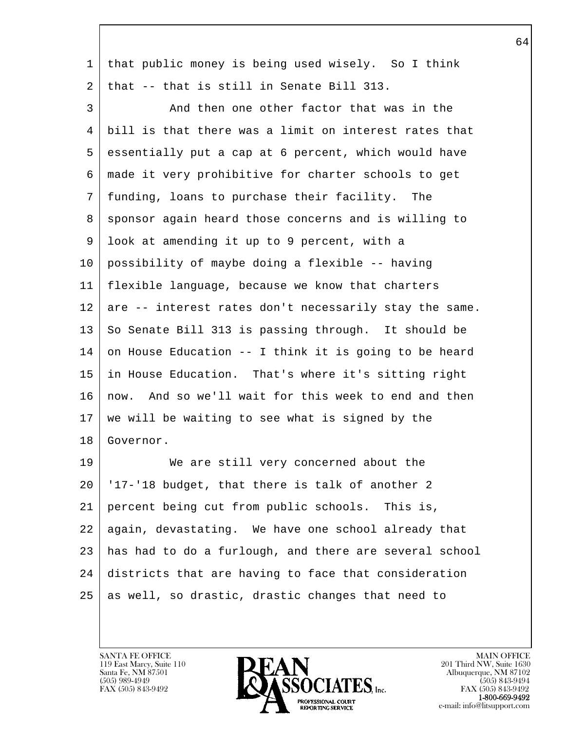that public money is being used wisely. So I think that -- that is still in Senate Bill 313.

And then one other factor that was in the bill is that there was a limit on interest rates that essentially put a cap at 6 percent, which would have made it very prohibitive for charter schools to get funding, loans to purchase their facility. The sponsor again heard those concerns and is willing to look at amending it up to 9 percent, with a possibility of maybe doing a flexible -- having flexible language, because we know that charters are -- interest rates don't necessarily stay the same. So Senate Bill 313 is passing through. It should be on House Education -- I think it is going to be heard in House Education. That's where it's sitting right now. And so we'll wait for this week to end and then we will be waiting to see what is signed by the Governor.

We are still very concerned about the '17-'18 budget, that there is talk of another 2 percent being cut from public schools. This is, again, devastating. We have one school already that has had to do a furlough, and there are several school districts that are having to face that consideration as well, so drastic, drastic changes that need to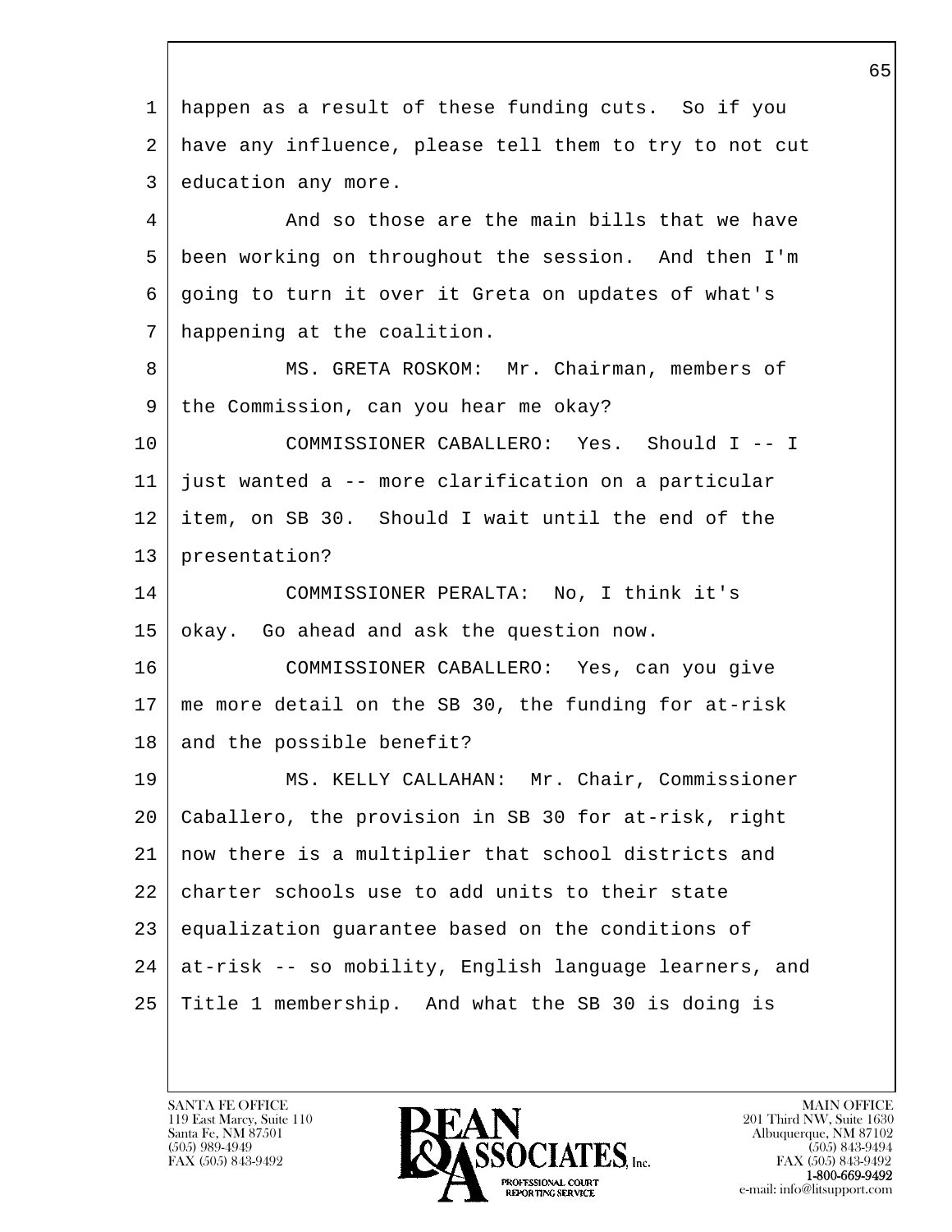happen as a result of these funding cuts. So if you have any influence, please tell them to try to not cut education any more.

And so those are the main bills that we have been working on throughout the session. And then I'm going to turn it over it Greta on updates of what's happening at the coalition.

MS. GRETA ROSKOM: Mr. Chairman, members of the Commission, can you hear me okay?

COMMISSIONER CABALLERO: Yes. Should I -- I just wanted a -- more clarification on a particular item, on SB 30. Should I wait until the end of the presentation?

COMMISSIONER PERALTA: No, I think it's okay. Go ahead and ask the question now.

COMMISSIONER CABALLERO: Yes, can you give me more detail on the SB 30, the funding for at-risk and the possible benefit?

MS. KELLY CALLAHAN: Mr. Chair, Commissioner Caballero, the provision in SB 30 for at-risk, right now there is a multiplier that school districts and charter schools use to add units to their state equalization guarantee based on the conditions of at-risk -- so mobility, English language learners, and Title 1 membership. And what the SB 30 is doing is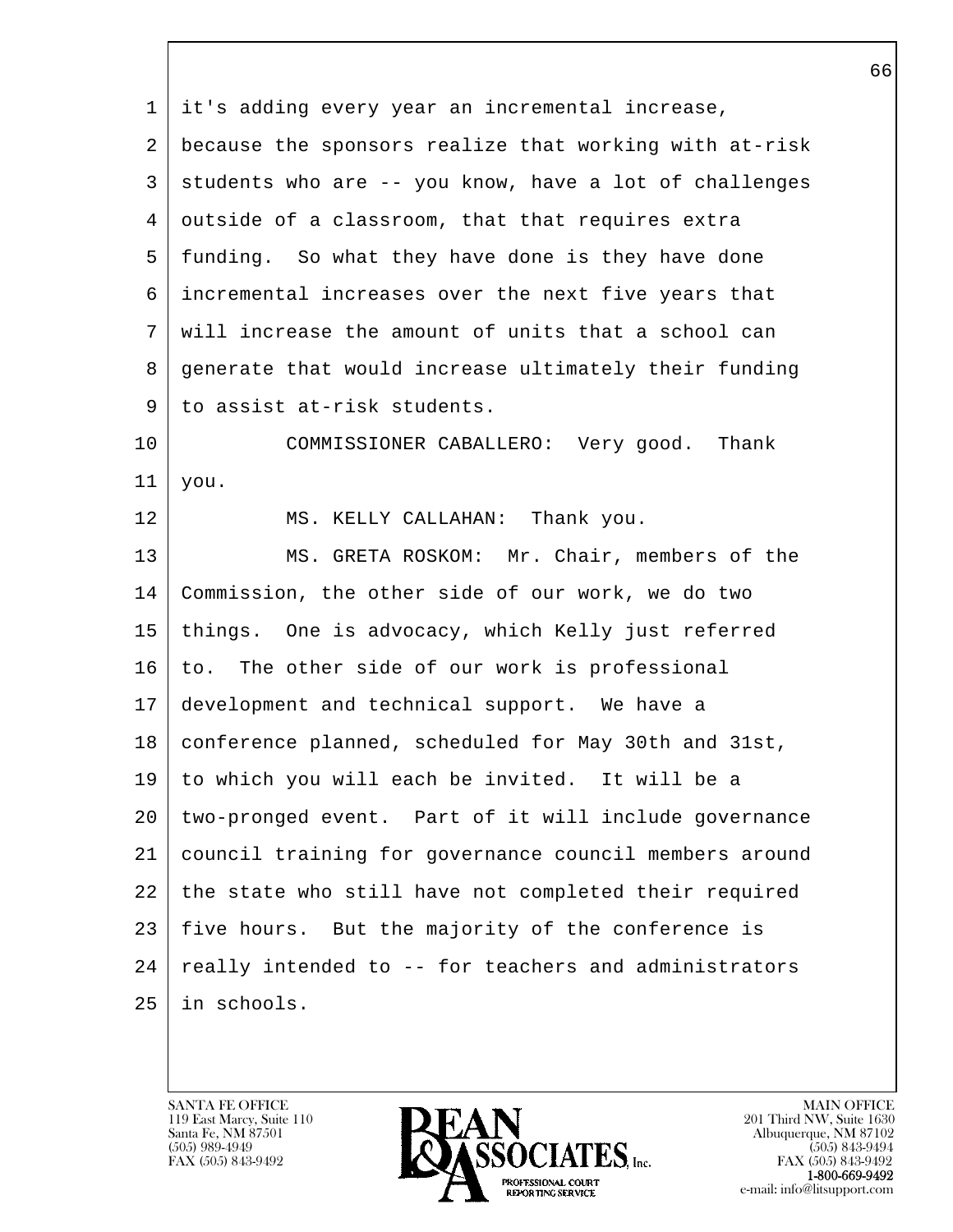1 it's adding every year an incremental increase,
2 because the sponsors realize that working with at-risk
3 students who are -- you know, have a lot of challenges
4 outside of a classroom, that that requires extra
5 funding. So what they have done is they have done
6 incremental increases over the next five years that
7 will increase the amount of units that a school can
8 generate that would increase ultimately their funding
9 to assist at-risk students.
10 COMMISSIONER CABALLERO: Very good. Thank
11 you.
12 MS. KELLY CALLAHAN: Thank you.
13 MS. GRETA ROSKOM: Mr. Chair, members of the
14 Commission, the other side of our work, we do two
15 things. One is advocacy, which Kelly just referred
16 to. The other side of our work is professional
17 development and technical support. We have a
18 conference planned, scheduled for May 30th and 31st,
19 to which you will each be invited. It will be a
20 two-pronged event. Part of it will include governance
21 council training for governance council members around
22 the state who still have not completed their required
23 five hours. But the majority of the conference is
24 really intended to -- for teachers and administrators
25 in schools.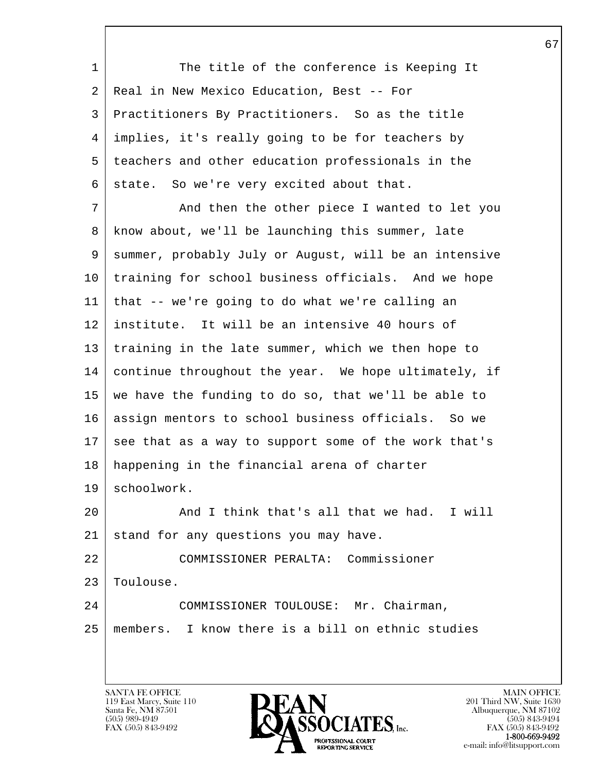The title of the conference is Keeping It Real in New Mexico Education, Best -- For Practitioners By Practitioners. So as the title implies, it's really going to be for teachers by teachers and other education professionals in the state. So we're very excited about that.

And then the other piece I wanted to let you know about, we'll be launching this summer, late summer, probably July or August, will be an intensive training for school business officials. And we hope that -- we're going to do what we're calling an institute. It will be an intensive 40 hours of training in the late summer, which we then hope to continue throughout the year. We hope ultimately, if we have the funding to do so, that we'll be able to assign mentors to school business officials. So we see that as a way to support some of the work that's happening in the financial arena of charter schoolwork.

And I think that's all that we had. I will stand for any questions you may have.

COMMISSIONER PERALTA: Commissioner Toulouse.

COMMISSIONER TOULOUSE: Mr. Chairman, members. I know there is a bill on ethnic studies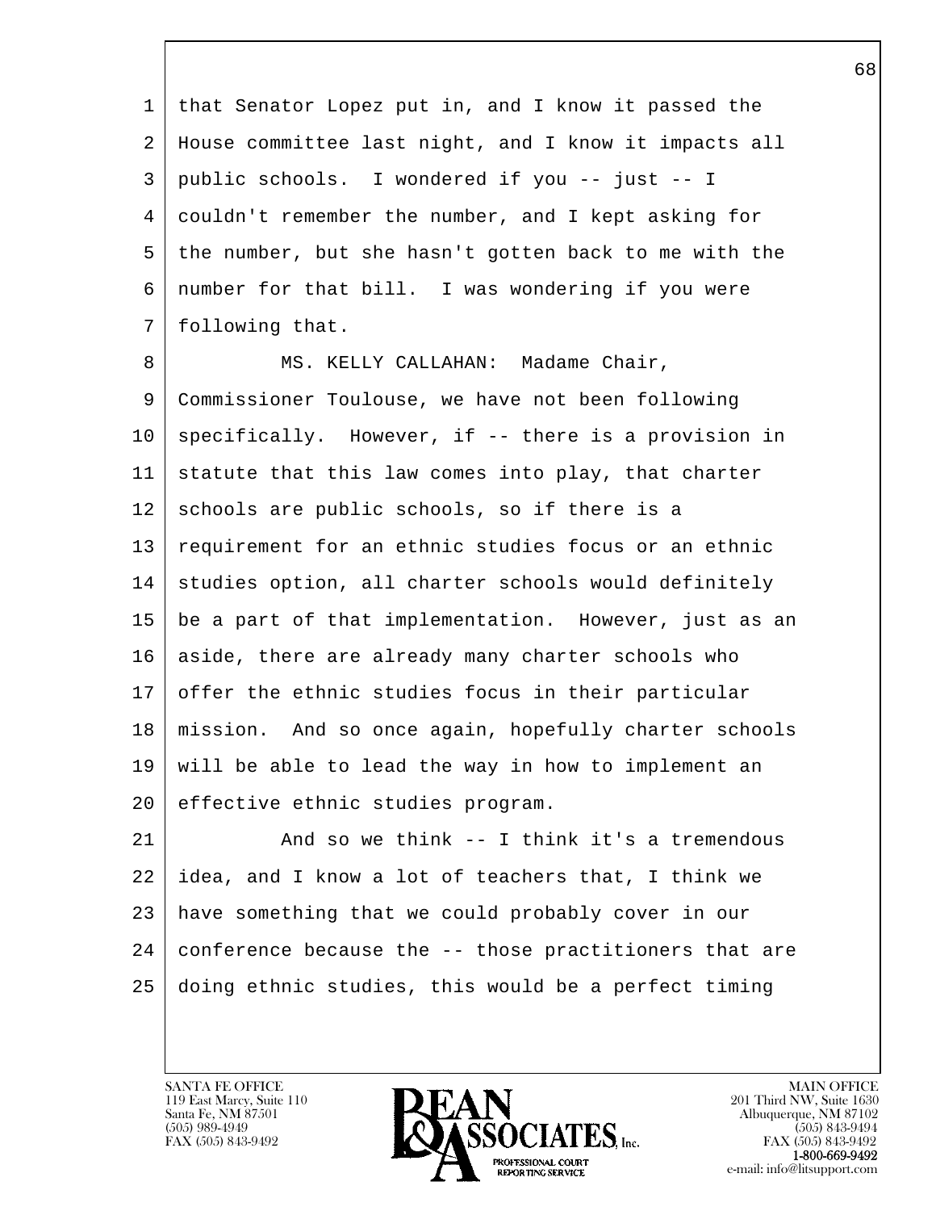that Senator Lopez put in, and I know it passed the House committee last night, and I know it impacts all public schools. I wondered if you -- just -- I couldn't remember the number, and I kept asking for the number, but she hasn't gotten back to me with the number for that bill. I was wondering if you were following that.

MS. KELLY CALLAHAN: Madame Chair, Commissioner Toulouse, we have not been following specifically. However, if -- there is a provision in statute that this law comes into play, that charter schools are public schools, so if there is a requirement for an ethnic studies focus or an ethnic studies option, all charter schools would definitely be a part of that implementation. However, just as an aside, there are already many charter schools who offer the ethnic studies focus in their particular mission. And so once again, hopefully charter schools will be able to lead the way in how to implement an effective ethnic studies program.

And so we think -- I think it's a tremendous idea, and I know a lot of teachers that, I think we have something that we could probably cover in our conference because the -- those practitioners that are doing ethnic studies, this would be a perfect timing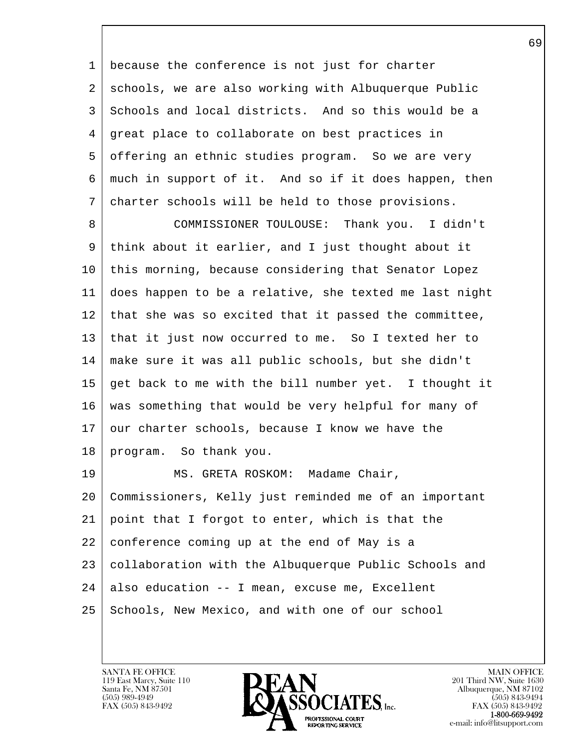because the conference is not just for charter schools, we are also working with Albuquerque Public Schools and local districts. And so this would be a great place to collaborate on best practices in offering an ethnic studies program. So we are very much in support of it. And so if it does happen, then charter schools will be held to those provisions.

COMMISSIONER TOULOUSE: Thank you. I didn't think about it earlier, and I just thought about it this morning, because considering that Senator Lopez does happen to be a relative, she texted me last night that she was so excited that it passed the committee, that it just now occurred to me. So I texted her to make sure it was all public schools, but she didn't get back to me with the bill number yet. I thought it was something that would be very helpful for many of our charter schools, because I know we have the program. So thank you.

MS. GRETA ROSKOM: Madame Chair, Commissioners, Kelly just reminded me of an important point that I forgot to enter, which is that the conference coming up at the end of May is a collaboration with the Albuquerque Public Schools and also education -- I mean, excuse me, Excellent Schools, New Mexico, and with one of our school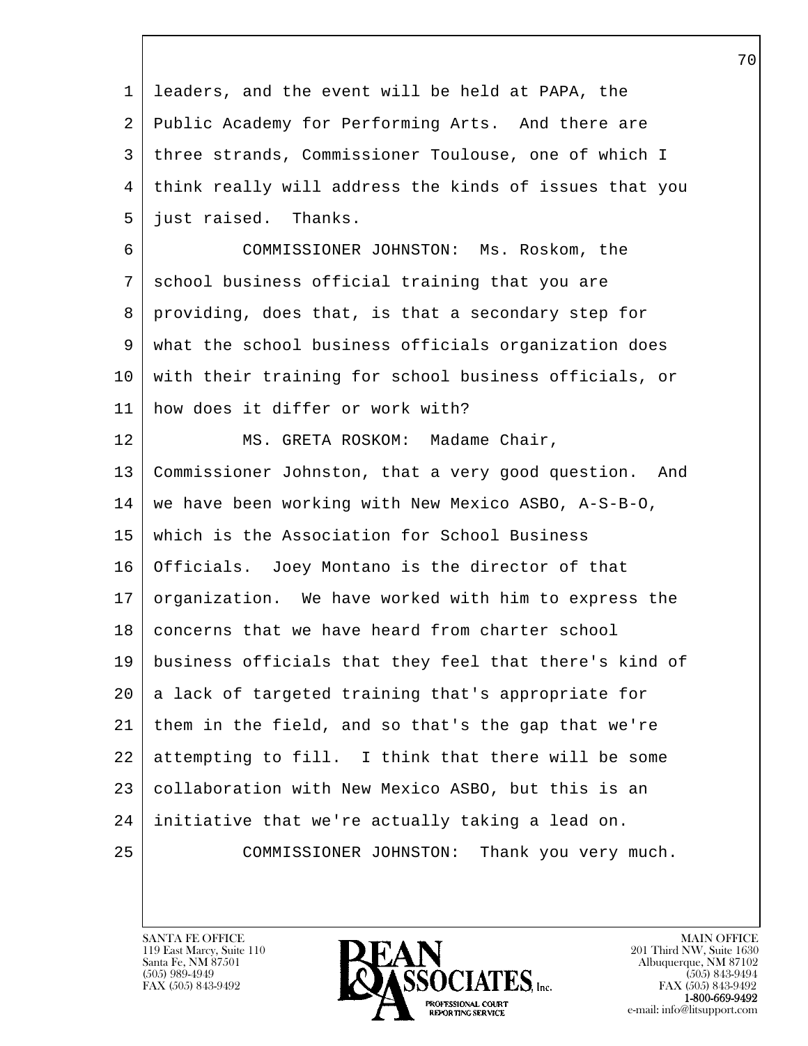leaders, and the event will be held at PAPA, the Public Academy for Performing Arts. And there are three strands, Commissioner Toulouse, one of which I think really will address the kinds of issues that you just raised. Thanks.

COMMISSIONER JOHNSTON: Ms. Roskom, the school business official training that you are providing, does that, is that a secondary step for what the school business officials organization does with their training for school business officials, or how does it differ or work with?

MS. GRETA ROSKOM: Madame Chair, Commissioner Johnston, that a very good question. And we have been working with New Mexico ASBO, A-S-B-O, which is the Association for School Business Officials. Joey Montano is the director of that organization. We have worked with him to express the concerns that we have heard from charter school business officials that they feel that there's kind of a lack of targeted training that's appropriate for them in the field, and so that's the gap that we're attempting to fill. I think that there will be some collaboration with New Mexico ASBO, but this is an initiative that we're actually taking a lead on.

COMMISSIONER JOHNSTON: Thank you very much.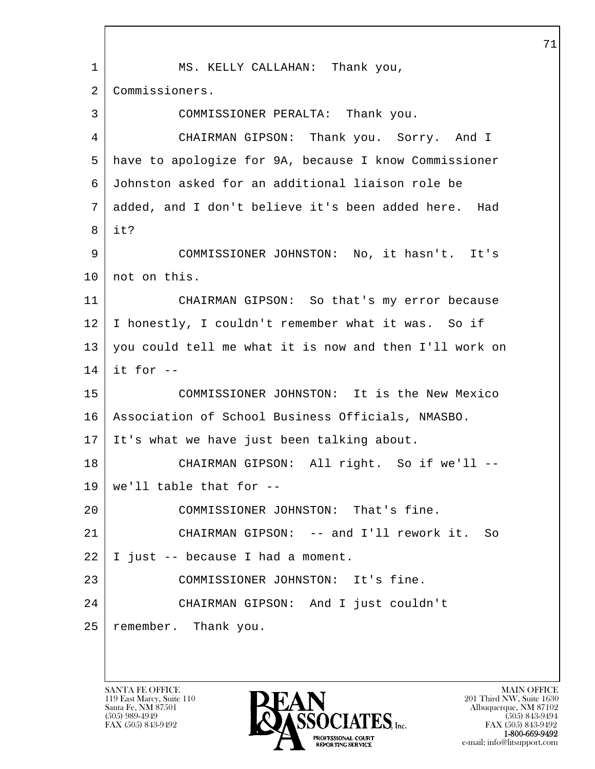MS. KELLY CALLAHAN: Thank you, Commissioners.

COMMISSIONER PERALTA: Thank you.

CHAIRMAN GIPSON: Thank you. Sorry. And I have to apologize for 9A, because I know Commissioner Johnston asked for an additional liaison role be added, and I don't believe it's been added here. Had it?

COMMISSIONER JOHNSTON: No, it hasn't. It's not on this.

CHAIRMAN GIPSON: So that's my error because I honestly, I couldn't remember what it was. So if you could tell me what it is now and then I'll work on it for --

COMMISSIONER JOHNSTON: It is the New Mexico Association of School Business Officials, NMASBO. It's what we have just been talking about.

CHAIRMAN GIPSON: All right. So if we'll -- we'll table that for --

COMMISSIONER JOHNSTON: That's fine.

CHAIRMAN GIPSON: -- and I'll rework it. So I just -- because I had a moment.

COMMISSIONER JOHNSTON: It's fine.

CHAIRMAN GIPSON: And I just couldn't remember. Thank you.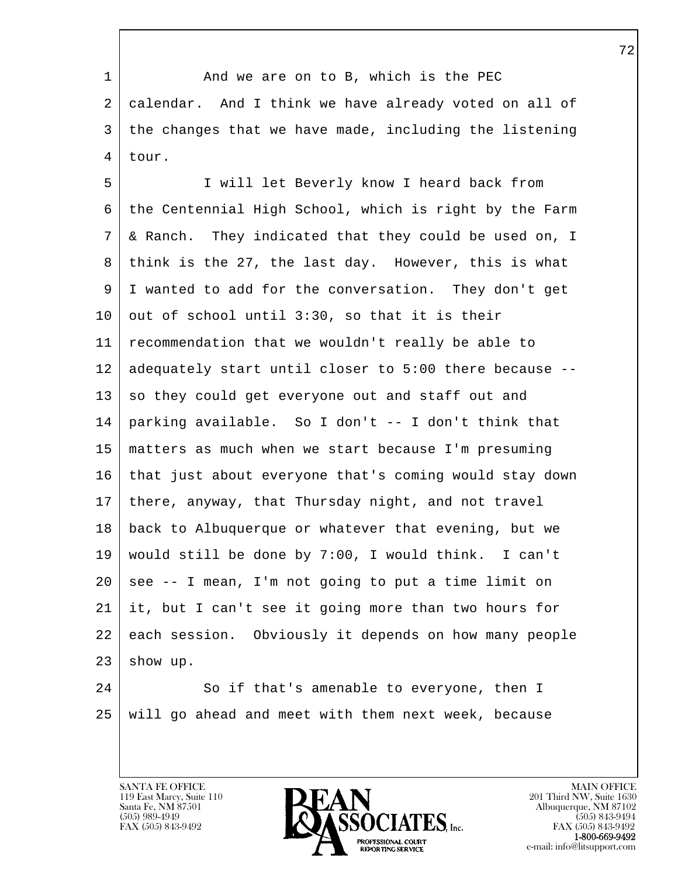1 And we are on to B, which is the PEC
2 calendar. And I think we have already voted on all of
3 the changes that we have made, including the listening
4 tour.
5 I will let Beverly know I heard back from
6 the Centennial High School, which is right by the Farm
7 & Ranch. They indicated that they could be used on, I
8 think is the 27, the last day. However, this is what
9 I wanted to add for the conversation. They don't get
10 out of school until 3:30, so that it is their
11 recommendation that we wouldn't really be able to
12 adequately start until closer to 5:00 there because --
13 so they could get everyone out and staff out and
14 parking available. So I don't -- I don't think that
15 matters as much when we start because I'm presuming
16 that just about everyone that's coming would stay down
17 there, anyway, that Thursday night, and not travel
18 back to Albuquerque or whatever that evening, but we
19 would still be done by 7:00, I would think. I can't
20 see -- I mean, I'm not going to put a time limit on
21 it, but I can't see it going more than two hours for
22 each session. Obviously it depends on how many people
23 show up.
24 So if that's amenable to everyone, then I
25 will go ahead and meet with them next week, because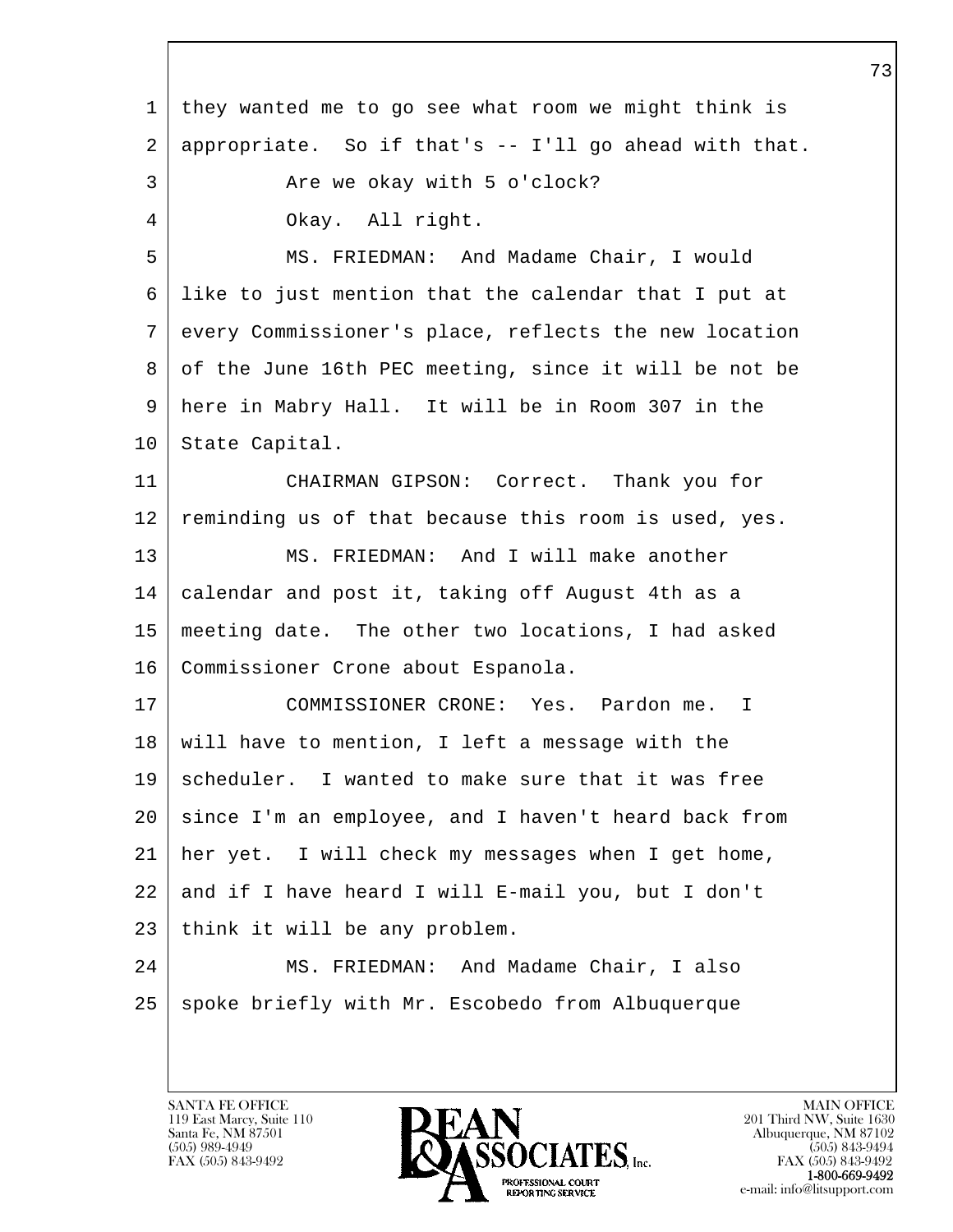they wanted me to go see what room we might think is appropriate. So if that's -- I'll go ahead with that.

Are we okay with 5 o'clock?

Okay. All right.

MS. FRIEDMAN: And Madame Chair, I would like to just mention that the calendar that I put at every Commissioner's place, reflects the new location of the June 16th PEC meeting, since it will be not be here in Mabry Hall. It will be in Room 307 in the State Capital.

CHAIRMAN GIPSON: Correct. Thank you for reminding us of that because this room is used, yes.

MS. FRIEDMAN: And I will make another calendar and post it, taking off August 4th as a meeting date. The other two locations, I had asked Commissioner Crone about Espanola.

COMMISSIONER CRONE: Yes. Pardon me. I will have to mention, I left a message with the scheduler. I wanted to make sure that it was free since I'm an employee, and I haven't heard back from her yet. I will check my messages when I get home, and if I have heard I will E-mail you, but I don't think it will be any problem.

MS. FRIEDMAN: And Madame Chair, I also spoke briefly with Mr. Escobedo from Albuquerque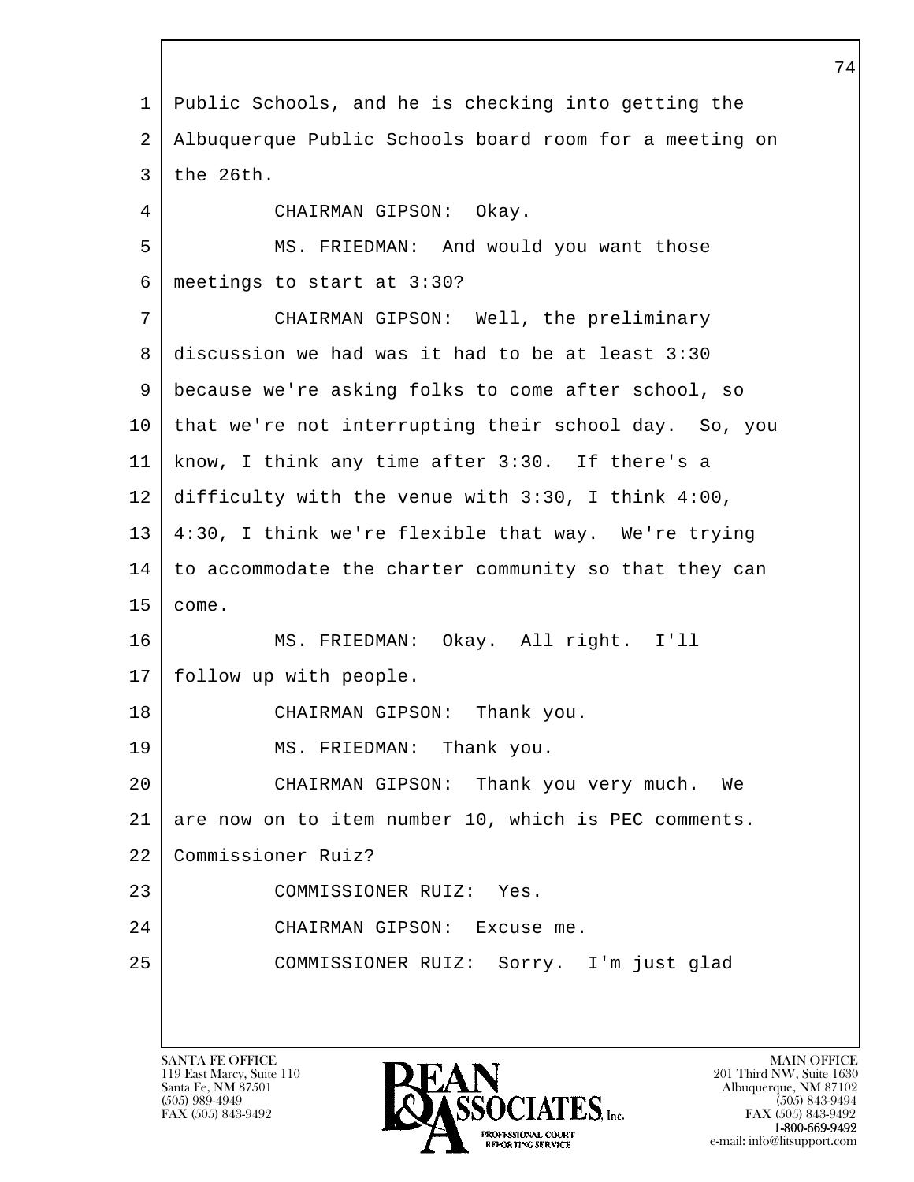1 Public Schools, and he is checking into getting the
2 Albuquerque Public Schools board room for a meeting on
3 the 26th.
4 CHAIRMAN GIPSON: Okay.
5 MS. FRIEDMAN: And would you want those
6 meetings to start at 3:30?
7 CHAIRMAN GIPSON: Well, the preliminary
8 discussion we had was it had to be at least 3:30
9 because we're asking folks to come after school, so
10 that we're not interrupting their school day. So, you
11 know, I think any time after 3:30. If there's a
12 difficulty with the venue with 3:30, I think 4:00,
13 4:30, I think we're flexible that way. We're trying
14 to accommodate the charter community so that they can
15 come.
16 MS. FRIEDMAN: Okay. All right. I'll
17 follow up with people.
18 CHAIRMAN GIPSON: Thank you.
19 MS. FRIEDMAN: Thank you.
20 CHAIRMAN GIPSON: Thank you very much. We
21 are now on to item number 10, which is PEC comments.
22 Commissioner Ruiz?
23 COMMISSIONER RUIZ: Yes.
24 CHAIRMAN GIPSON: Excuse me.
25 COMMISSIONER RUIZ: Sorry. I'm just glad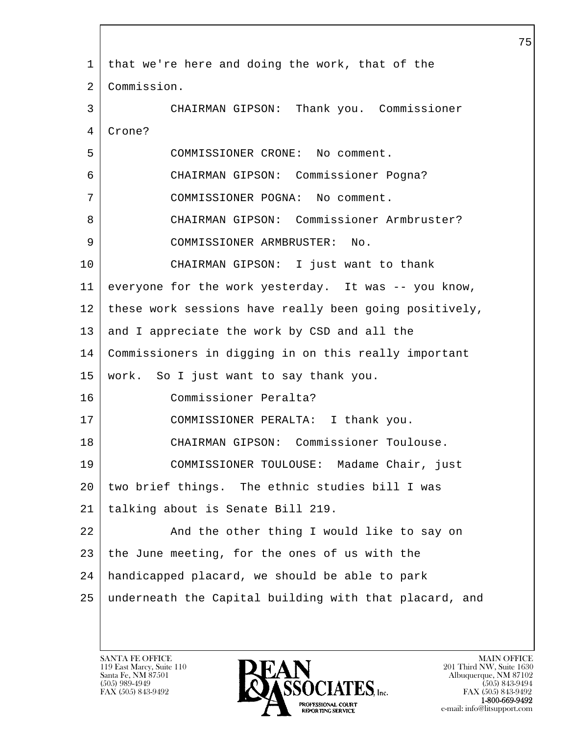that we're here and doing the work, that of the Commission.

CHAIRMAN GIPSON: Thank you. Commissioner Crone?

COMMISSIONER CRONE: No comment.

CHAIRMAN GIPSON: Commissioner Pogna?

COMMISSIONER POGNA: No comment.

CHAIRMAN GIPSON: Commissioner Armbruster?

COMMISSIONER ARMBRUSTER: No.

CHAIRMAN GIPSON: I just want to thank everyone for the work yesterday. It was -- you know, these work sessions have really been going positively, and I appreciate the work by CSD and all the Commissioners in digging in on this really important work. So I just want to say thank you.

Commissioner Peralta?

COMMISSIONER PERALTA: I thank you.

CHAIRMAN GIPSON: Commissioner Toulouse.

COMMISSIONER TOULOUSE: Madame Chair, just two brief things. The ethnic studies bill I was talking about is Senate Bill 219.

And the other thing I would like to say on the June meeting, for the ones of us with the handicapped placard, we should be able to park underneath the Capital building with that placard, and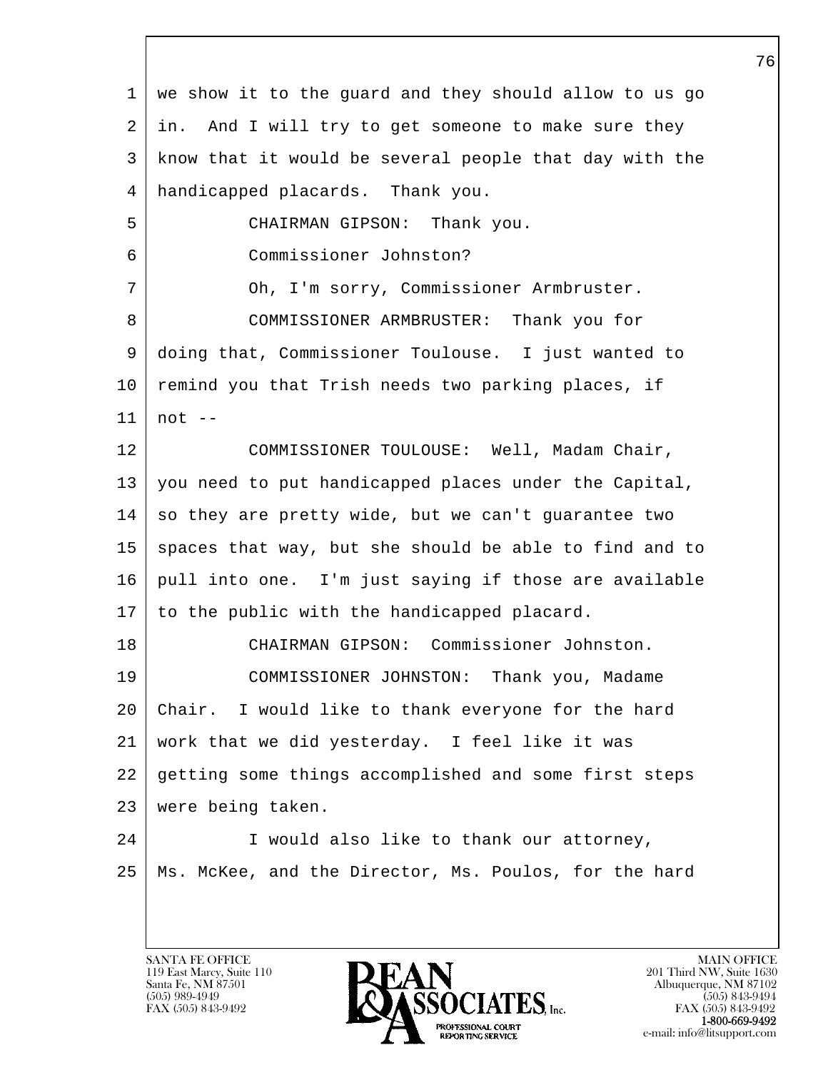we show it to the guard and they should allow to us go in. And I will try to get someone to make sure they know that it would be several people that day with the handicapped placards. Thank you.

CHAIRMAN GIPSON: Thank you.

Commissioner Johnston?

Oh, I'm sorry, Commissioner Armbruster.

COMMISSIONER ARMBRUSTER: Thank you for doing that, Commissioner Toulouse. I just wanted to remind you that Trish needs two parking places, if not --

COMMISSIONER TOULOUSE: Well, Madam Chair, you need to put handicapped places under the Capital, so they are pretty wide, but we can't guarantee two spaces that way, but she should be able to find and to pull into one. I'm just saying if those are available to the public with the handicapped placard.

CHAIRMAN GIPSON: Commissioner Johnston.

COMMISSIONER JOHNSTON: Thank you, Madame Chair. I would like to thank everyone for the hard work that we did yesterday. I feel like it was getting some things accomplished and some first steps were being taken.

I would also like to thank our attorney, Ms. McKee, and the Director, Ms. Poulos, for the hard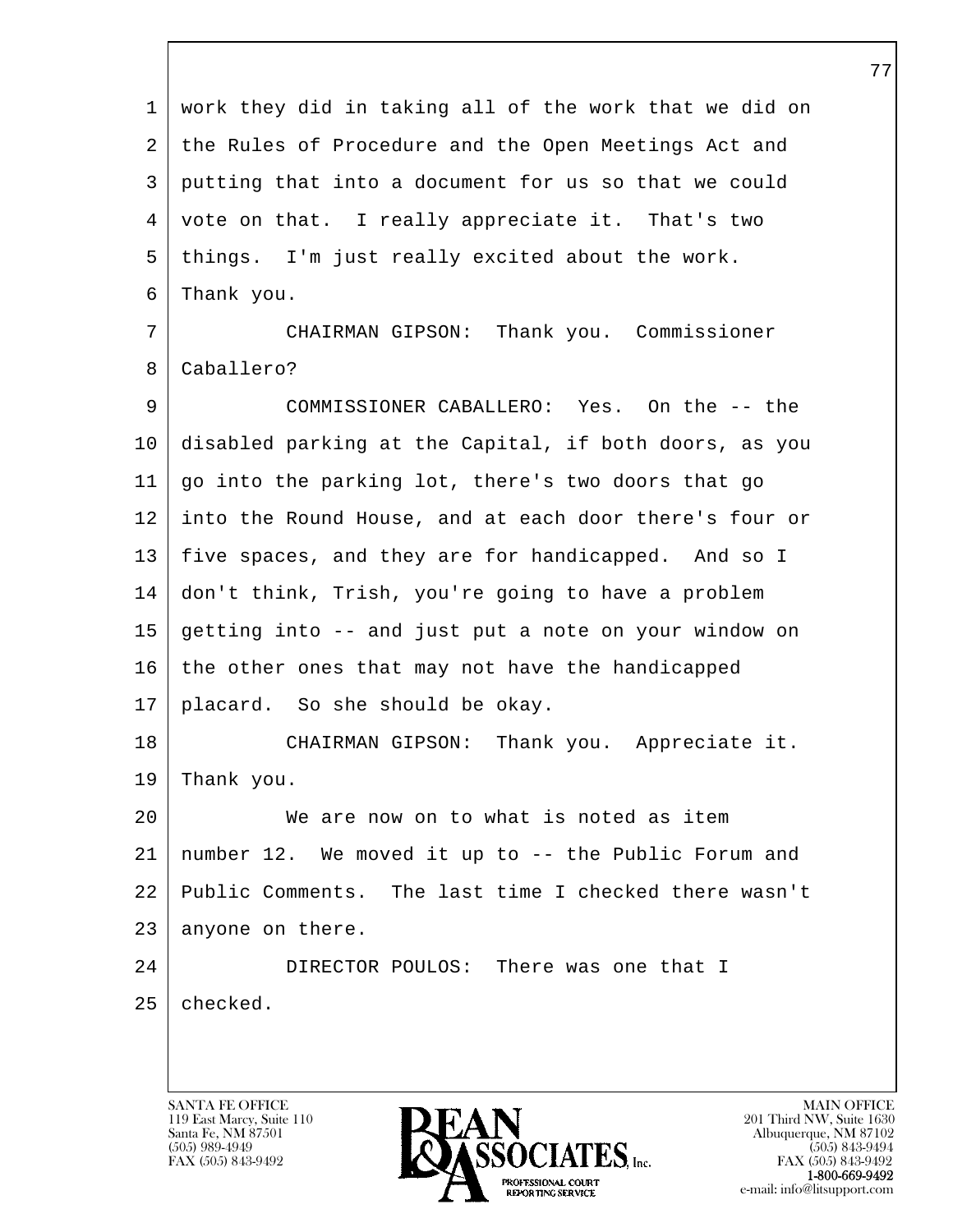work they did in taking all of the work that we did on the Rules of Procedure and the Open Meetings Act and putting that into a document for us so that we could vote on that. I really appreciate it. That's two things. I'm just really excited about the work. Thank you.

CHAIRMAN GIPSON: Thank you. Commissioner Caballero?

COMMISSIONER CABALLERO: Yes. On the -- the disabled parking at the Capital, if both doors, as you go into the parking lot, there's two doors that go into the Round House, and at each door there's four or five spaces, and they are for handicapped. And so I don't think, Trish, you're going to have a problem getting into -- and just put a note on your window on the other ones that may not have the handicapped placard. So she should be okay.

CHAIRMAN GIPSON: Thank you. Appreciate it. Thank you.

We are now on to what is noted as item number 12. We moved it up to -- the Public Forum and Public Comments. The last time I checked there wasn't anyone on there.

DIRECTOR POULOS: There was one that I checked.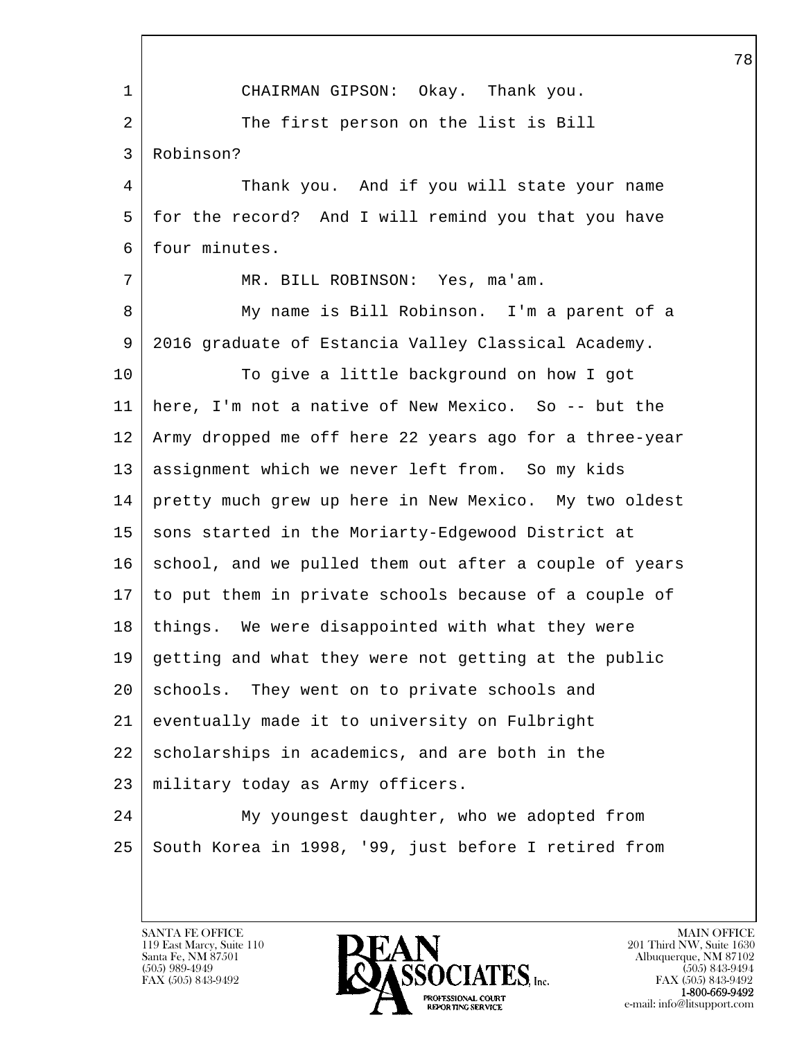CHAIRMAN GIPSON: Okay. Thank you.

The first person on the list is Bill Robinson?

Thank you. And if you will state your name for the record? And I will remind you that you have four minutes.

MR. BILL ROBINSON: Yes, ma'am.

My name is Bill Robinson. I'm a parent of a 2016 graduate of Estancia Valley Classical Academy.

To give a little background on how I got here, I'm not a native of New Mexico. So -- but the Army dropped me off here 22 years ago for a three-year assignment which we never left from. So my kids pretty much grew up here in New Mexico. My two oldest sons started in the Moriarty-Edgewood District at school, and we pulled them out after a couple of years to put them in private schools because of a couple of things. We were disappointed with what they were getting and what they were not getting at the public schools. They went on to private schools and eventually made it to university on Fulbright scholarships in academics, and are both in the military today as Army officers.

My youngest daughter, who we adopted from South Korea in 1998, '99, just before I retired from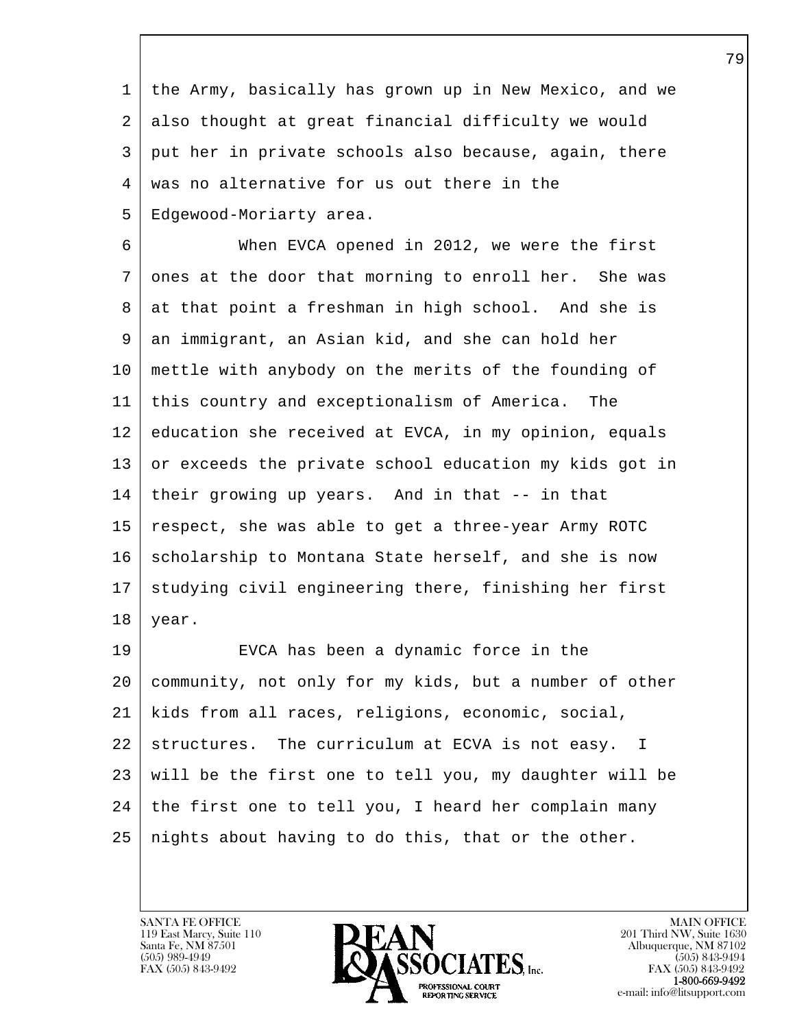the Army, basically has grown up in New Mexico, and we also thought at great financial difficulty we would put her in private schools also because, again, there was no alternative for us out there in the Edgewood-Moriarty area.

When EVCA opened in 2012, we were the first ones at the door that morning to enroll her. She was at that point a freshman in high school. And she is an immigrant, an Asian kid, and she can hold her mettle with anybody on the merits of the founding of this country and exceptionalism of America. The education she received at EVCA, in my opinion, equals or exceeds the private school education my kids got in their growing up years. And in that -- in that respect, she was able to get a three-year Army ROTC scholarship to Montana State herself, and she is now studying civil engineering there, finishing her first year.

EVCA has been a dynamic force in the community, not only for my kids, but a number of other kids from all races, religions, economic, social, structures. The curriculum at ECVA is not easy. I will be the first one to tell you, my daughter will be the first one to tell you, I heard her complain many nights about having to do this, that or the other.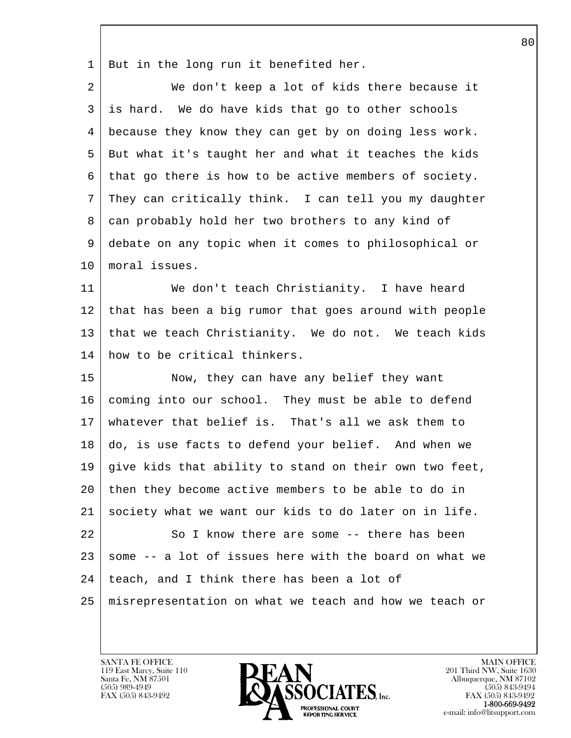But in the long run it benefited her.

We don't keep a lot of kids there because it is hard. We do have kids that go to other schools because they know they can get by on doing less work. But what it's taught her and what it teaches the kids that go there is how to be active members of society. They can critically think. I can tell you my daughter can probably hold her two brothers to any kind of debate on any topic when it comes to philosophical or moral issues.

We don't teach Christianity. I have heard that has been a big rumor that goes around with people that we teach Christianity. We do not. We teach kids how to be critical thinkers.

Now, they can have any belief they want coming into our school. They must be able to defend whatever that belief is. That's all we ask them to do, is use facts to defend your belief. And when we give kids that ability to stand on their own two feet, then they become active members to be able to do in society what we want our kids to do later on in life.

So I know there are some -- there has been some -- a lot of issues here with the board on what we teach, and I think there has been a lot of misrepresentation on what we teach and how we teach or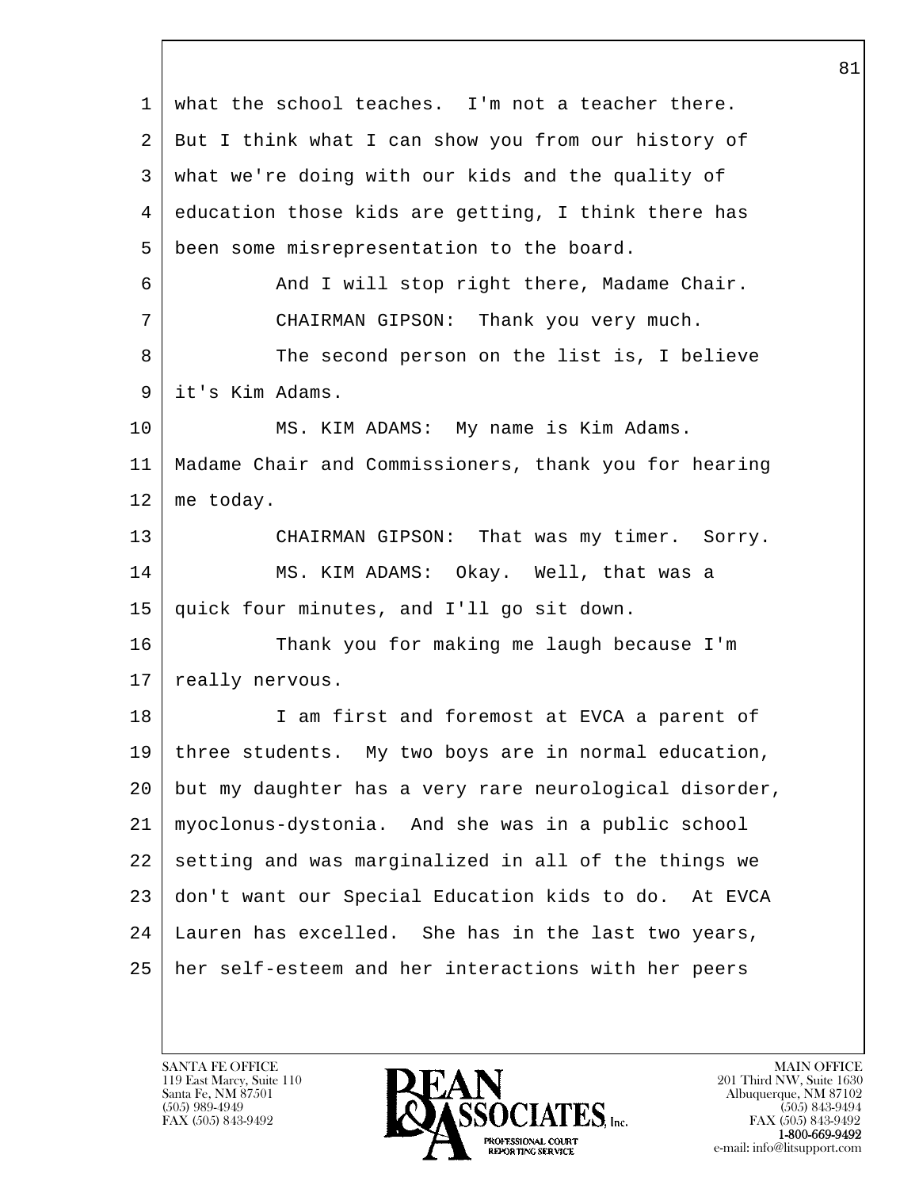what the school teaches. I'm not a teacher there. But I think what I can show you from our history of what we're doing with our kids and the quality of education those kids are getting, I think there has been some misrepresentation to the board.

And I will stop right there, Madame Chair.

CHAIRMAN GIPSON: Thank you very much.

The second person on the list is, I believe it's Kim Adams.

MS. KIM ADAMS: My name is Kim Adams. Madame Chair and Commissioners, thank you for hearing me today.

CHAIRMAN GIPSON: That was my timer. Sorry.

MS. KIM ADAMS: Okay. Well, that was a quick four minutes, and I'll go sit down.

Thank you for making me laugh because I'm really nervous.

I am first and foremost at EVCA a parent of three students. My two boys are in normal education, but my daughter has a very rare neurological disorder, myoclonus-dystonia. And she was in a public school setting and was marginalized in all of the things we don't want our Special Education kids to do. At EVCA Lauren has excelled. She has in the last two years, her self-esteem and her interactions with her peers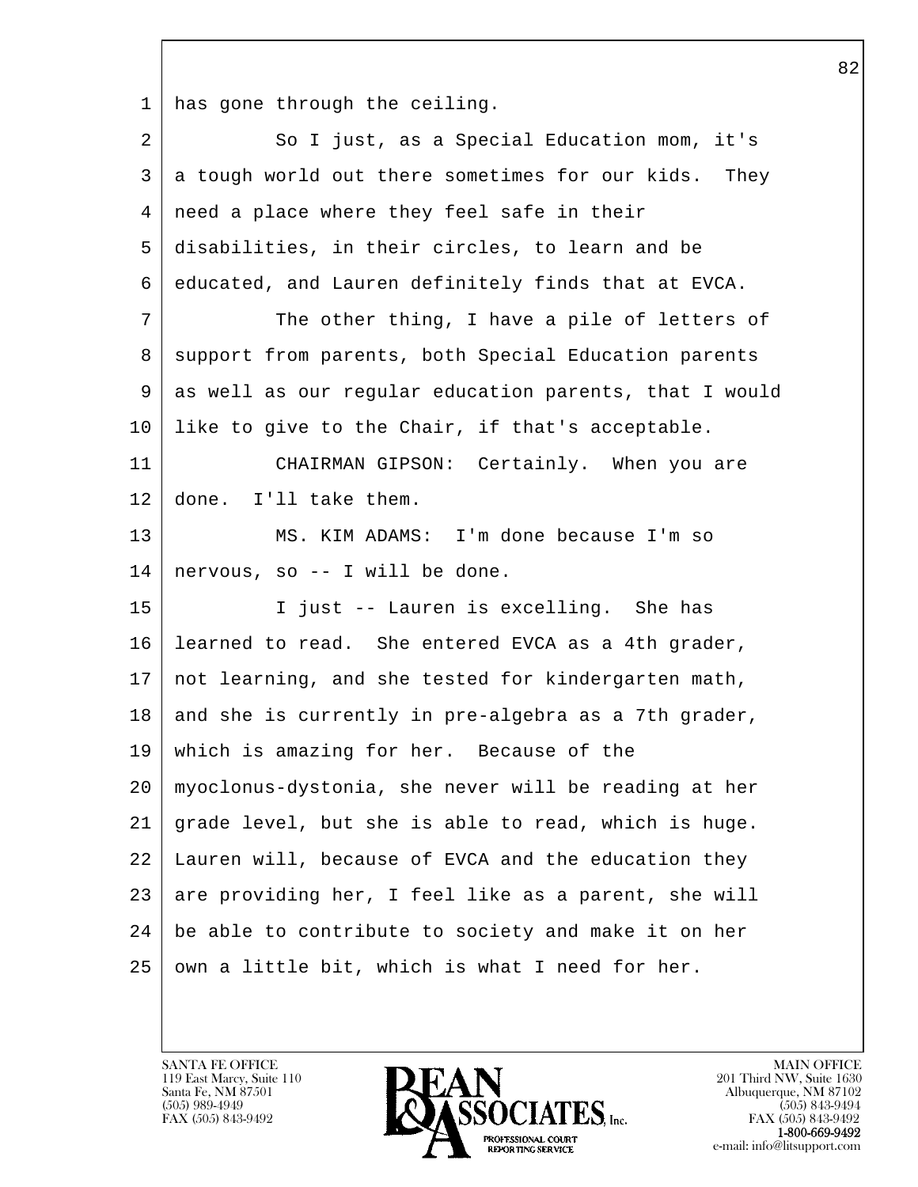1 has gone through the ceiling.

2 So I just, as a Special Education mom, it's
3 a tough world out there sometimes for our kids. They
4 need a place where they feel safe in their
5 disabilities, in their circles, to learn and be
6 educated, and Lauren definitely finds that at EVCA.

7 The other thing, I have a pile of letters of
8 support from parents, both Special Education parents
9 as well as our regular education parents, that I would
10 like to give to the Chair, if that's acceptable.

11 CHAIRMAN GIPSON: Certainly. When you are
12 done. I'll take them.

13 MS. KIM ADAMS: I'm done because I'm so
14 nervous, so -- I will be done.

15 I just -- Lauren is excelling. She has
16 learned to read. She entered EVCA as a 4th grader,
17 not learning, and she tested for kindergarten math,
18 and she is currently in pre-algebra as a 7th grader,
19 which is amazing for her. Because of the
20 myoclonus-dystonia, she never will be reading at her
21 grade level, but she is able to read, which is huge.
22 Lauren will, because of EVCA and the education they
23 are providing her, I feel like as a parent, she will
24 be able to contribute to society and make it on her
25 own a little bit, which is what I need for her.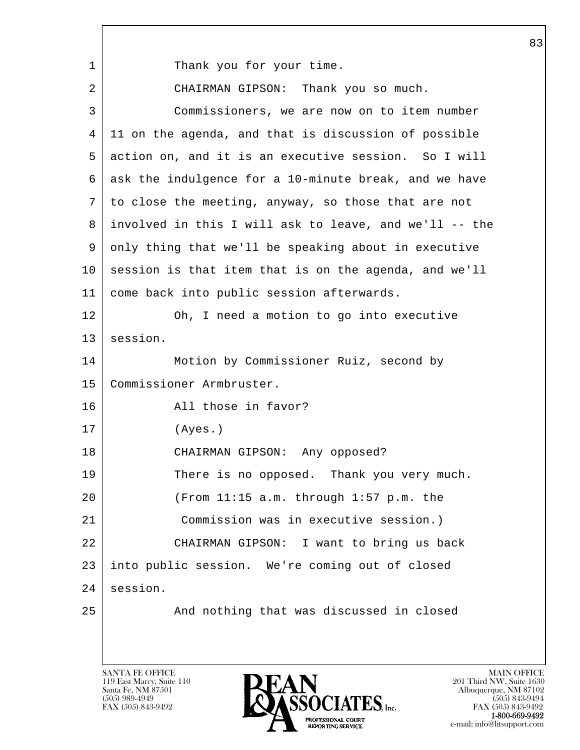1 Thank you for your time.

2 CHAIRMAN GIPSON: Thank you so much.

3 Commissioners, we are now on to item number

4 11 on the agenda, and that is discussion of possible

5 action on, and it is an executive session. So I will

6 ask the indulgence for a 10-minute break, and we have

7 to close the meeting, anyway, so those that are not

8 involved in this I will ask to leave, and we'll -- the

9 only thing that we'll be speaking about in executive

10 session is that item that is on the agenda, and we'll

11 come back into public session afterwards.

12 Oh, I need a motion to go into executive

13 session.

14 Motion by Commissioner Ruiz, second by

15 Commissioner Armbruster.

16 All those in favor?

17 (Ayes.)

18 CHAIRMAN GIPSON: Any opposed?

19 There is no opposed. Thank you very much.

20 (From 11:15 a.m. through 1:57 p.m. the

21 Commission was in executive session.)

22 CHAIRMAN GIPSON: I want to bring us back

23 into public session. We're coming out of closed

24 session.

25 And nothing that was discussed in closed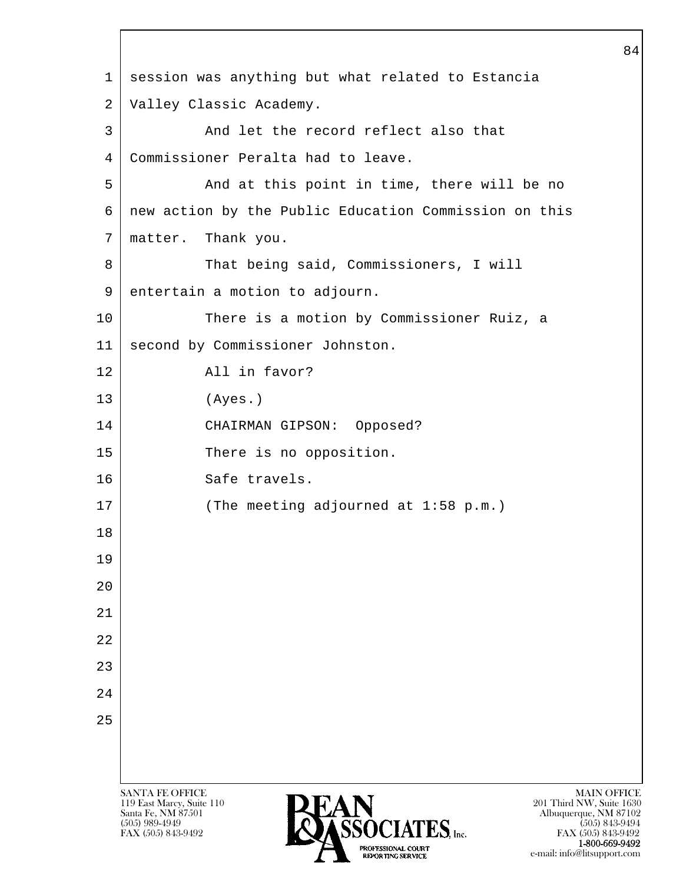session was anything but what related to Estancia Valley Classic Academy.

And let the record reflect also that Commissioner Peralta had to leave.

And at this point in time, there will be no new action by the Public Education Commission on this matter. Thank you.

That being said, Commissioners, I will entertain a motion to adjourn.

There is a motion by Commissioner Ruiz, a second by Commissioner Johnston.

All in favor?

(Ayes.)

CHAIRMAN GIPSON: Opposed?

There is no opposition.

Safe travels.

(The meeting adjourned at 1:58 p.m.)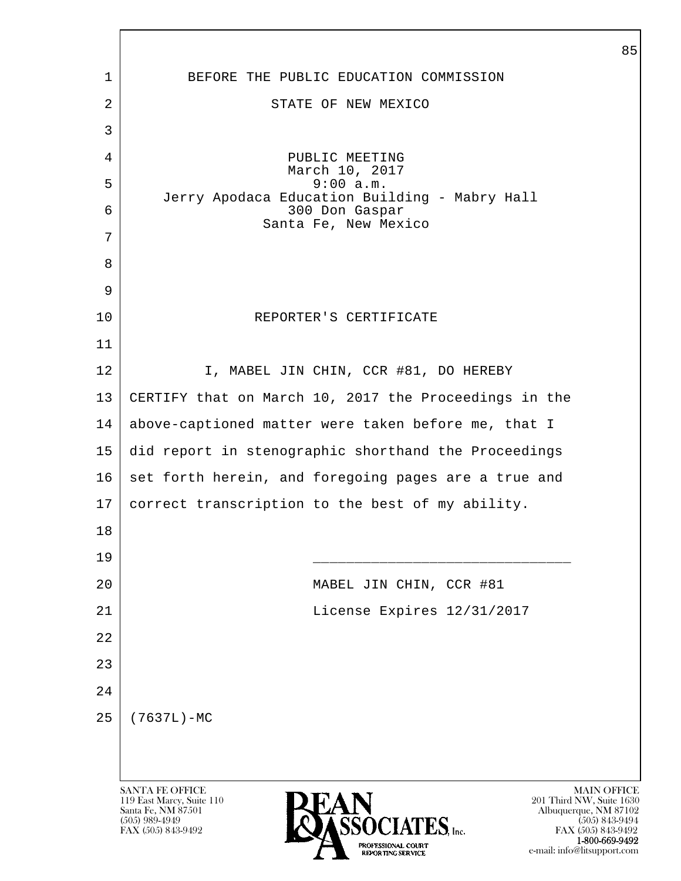BEFORE THE PUBLIC EDUCATION COMMISSION

STATE OF NEW MEXICO

PUBLIC MEETING
March 10, 2017
9:00 a.m.
Jerry Apodaca Education Building - Mabry Hall
300 Don Gaspar
Santa Fe, New Mexico

REPORTER'S CERTIFICATE

I, MABEL JIN CHIN, CCR #81, DO HEREBY CERTIFY that on March 10, 2017 the Proceedings in the above-captioned matter were taken before me, that I did report in stenographic shorthand the Proceedings set forth herein, and foregoing pages are a true and correct transcription to the best of my ability.

\_\_\_\_\_\_\_\_\_\_\_\_\_\_\_\_\_\_\_\_\_\_\_\_\_\_\_\_\_\_\_\_

MABEL JIN CHIN, CCR #81

License Expires 12/31/2017

(7637L)-MC

SANTA FE OFFICE
119 East Marcy, Suite 110
Santa Fe, NM 87501
(505) 989-4949
FAX (505) 843-9492

BEAN & ASSOCIATES, Inc.
PROFESSIONAL COURT REPORTING SERVICE

MAIN OFFICE
201 Third NW, Suite 1630
Albuquerque, NM 87102
(505) 843-9494
FAX (505) 843-9492
1-800-669-9492
e-mail: info@litsupport.com